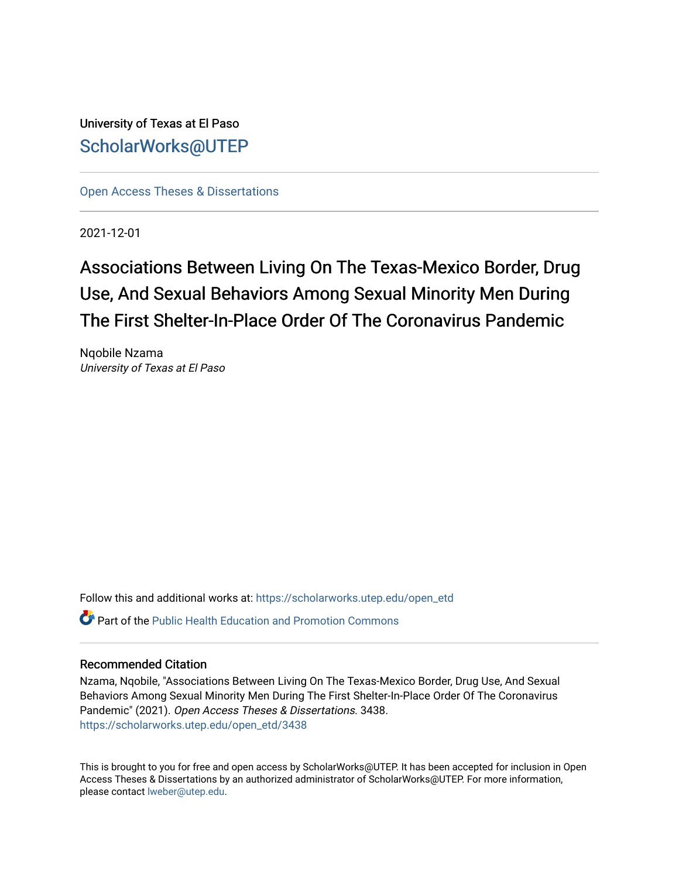University of Texas at El Paso

ScholarWorks@UTEP

Open Access Theses & Dissertations

2021-12-01

# Associations Between Living On The Texas-Mexico Border, Drug Use, And Sexual Behaviors Among Sexual Minority Men During The First Shelter-In-Place Order Of The Coronavirus Pandemic

Nqobile Nzama
*University of Texas at El Paso*

Follow this and additional works at: https://scholarworks.utep.edu/open_etd

Part of the Public Health Education and Promotion Commons

## Recommended Citation

Nzama, Nqobile, "Associations Between Living On The Texas-Mexico Border, Drug Use, And Sexual Behaviors Among Sexual Minority Men During The First Shelter-In-Place Order Of The Coronavirus Pandemic" (2021). *Open Access Theses & Dissertations*. 3438.
https://scholarworks.utep.edu/open_etd/3438

This is brought to you for free and open access by ScholarWorks@UTEP. It has been accepted for inclusion in Open Access Theses & Dissertations by an authorized administrator of ScholarWorks@UTEP. For more information, please contact lweber@utep.edu.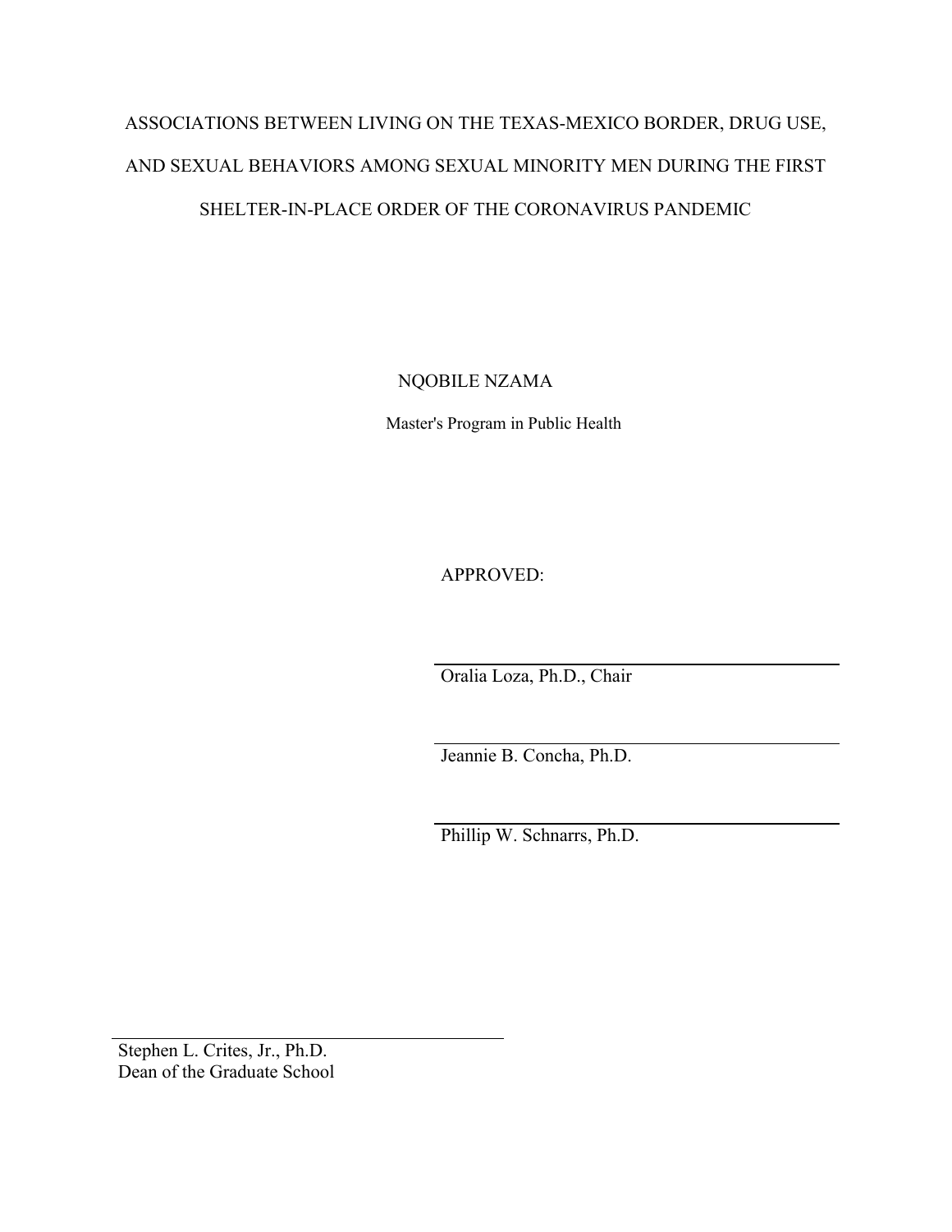# ASSOCIATIONS BETWEEN LIVING ON THE TEXAS-MEXICO BORDER, DRUG USE, AND SEXUAL BEHAVIORS AMONG SEXUAL MINORITY MEN DURING THE FIRST SHELTER-IN-PLACE ORDER OF THE CORONAVIRUS PANDEMIC

NQOBILE NZAMA

Master's Program in Public Health

APPROVED:

Oralia Loza, Ph.D., Chair

Jeannie B. Concha, Ph.D.

Phillip W. Schnarrs, Ph.D.

Stephen L. Crites, Jr., Ph.D.
Dean of the Graduate School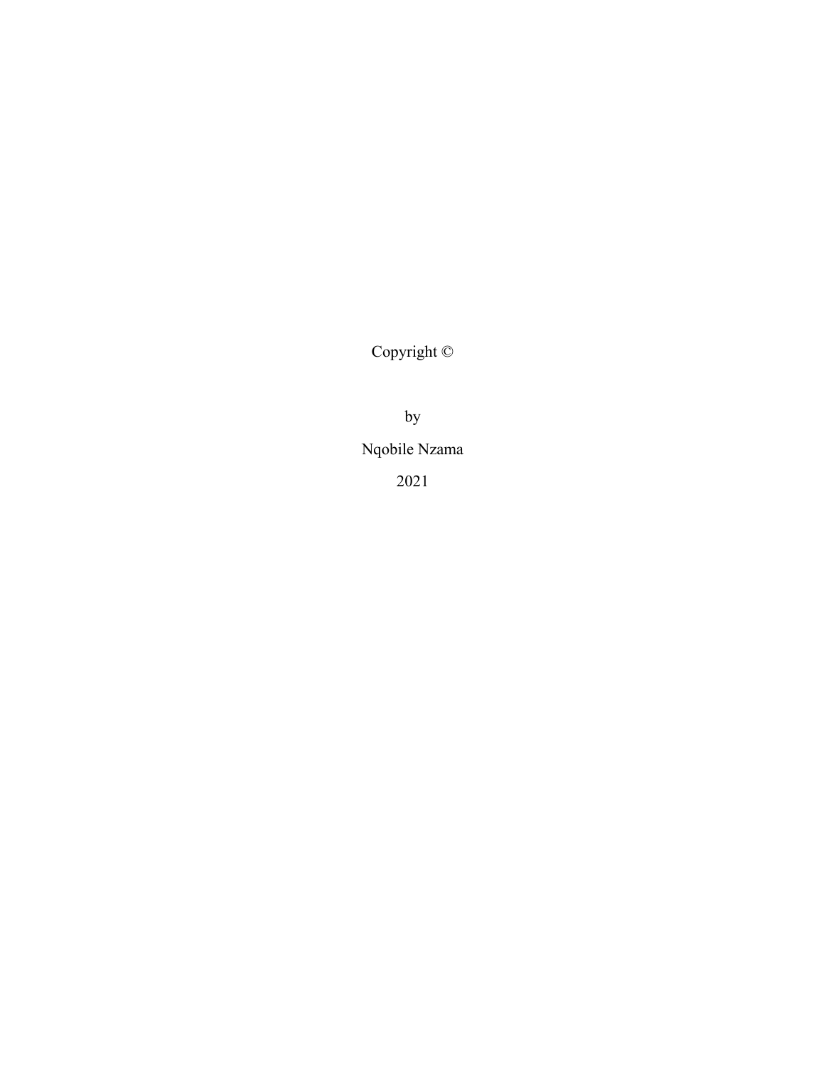Copyright ©

by

Nqobile Nzama

2021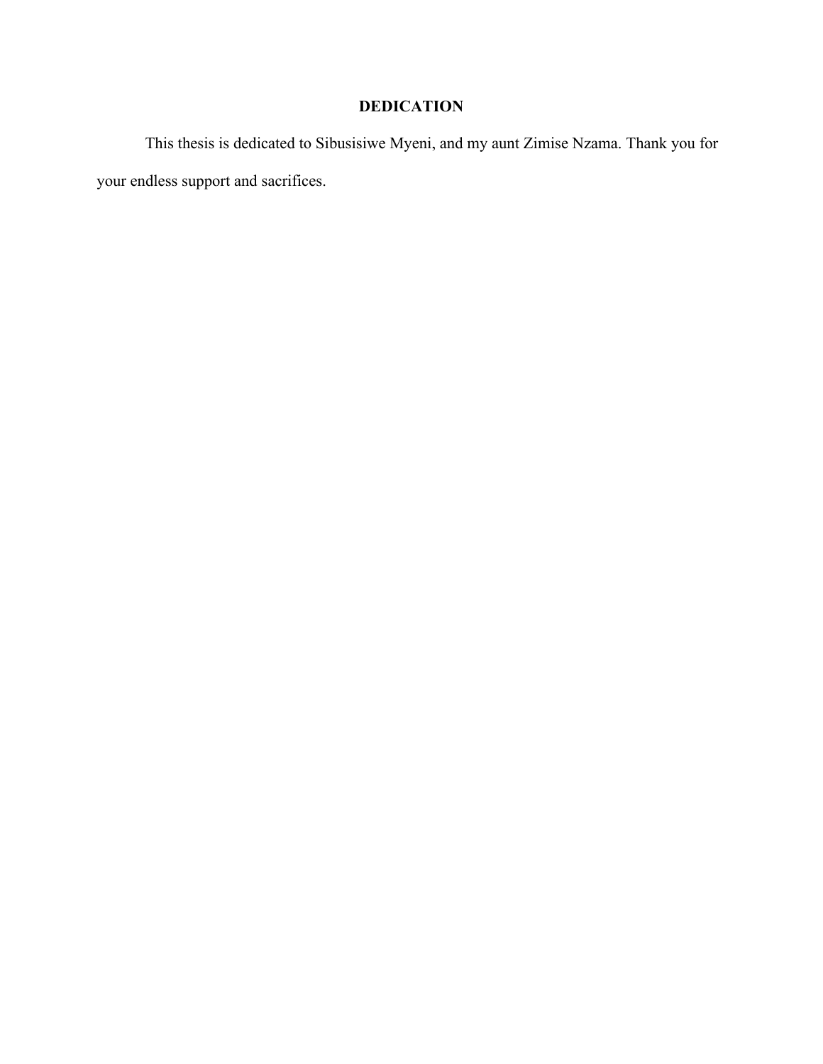# DEDICATION

This thesis is dedicated to Sibusisiwe Myeni, and my aunt Zimise Nzama. Thank you for your endless support and sacrifices.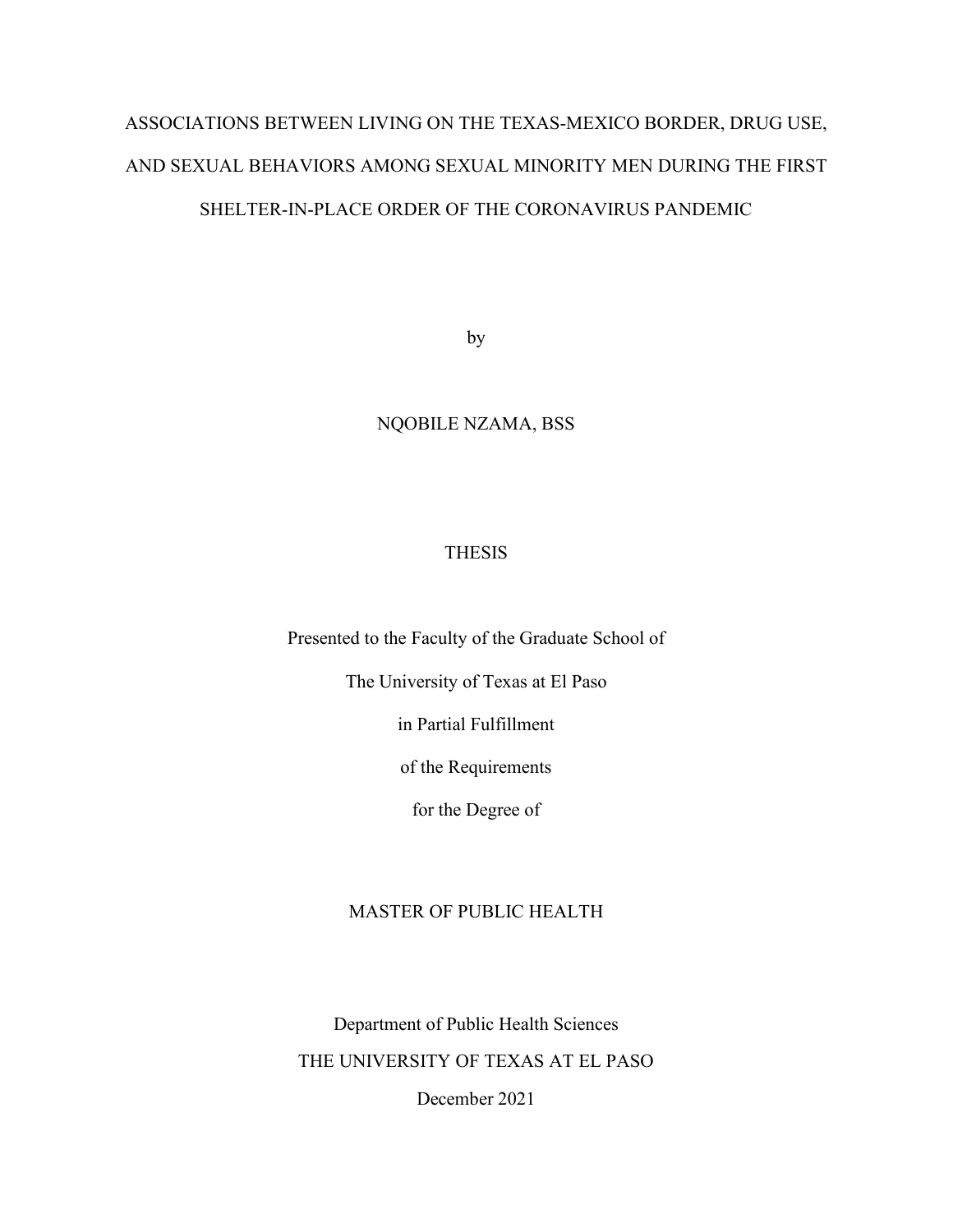# ASSOCIATIONS BETWEEN LIVING ON THE TEXAS-MEXICO BORDER, DRUG USE, AND SEXUAL BEHAVIORS AMONG SEXUAL MINORITY MEN DURING THE FIRST SHELTER-IN-PLACE ORDER OF THE CORONAVIRUS PANDEMIC

by

NQOBILE NZAMA, BSS

THESIS

Presented to the Faculty of the Graduate School of

The University of Texas at El Paso

in Partial Fulfillment

of the Requirements

for the Degree of

MASTER OF PUBLIC HEALTH

Department of Public Health Sciences

THE UNIVERSITY OF TEXAS AT EL PASO

December 2021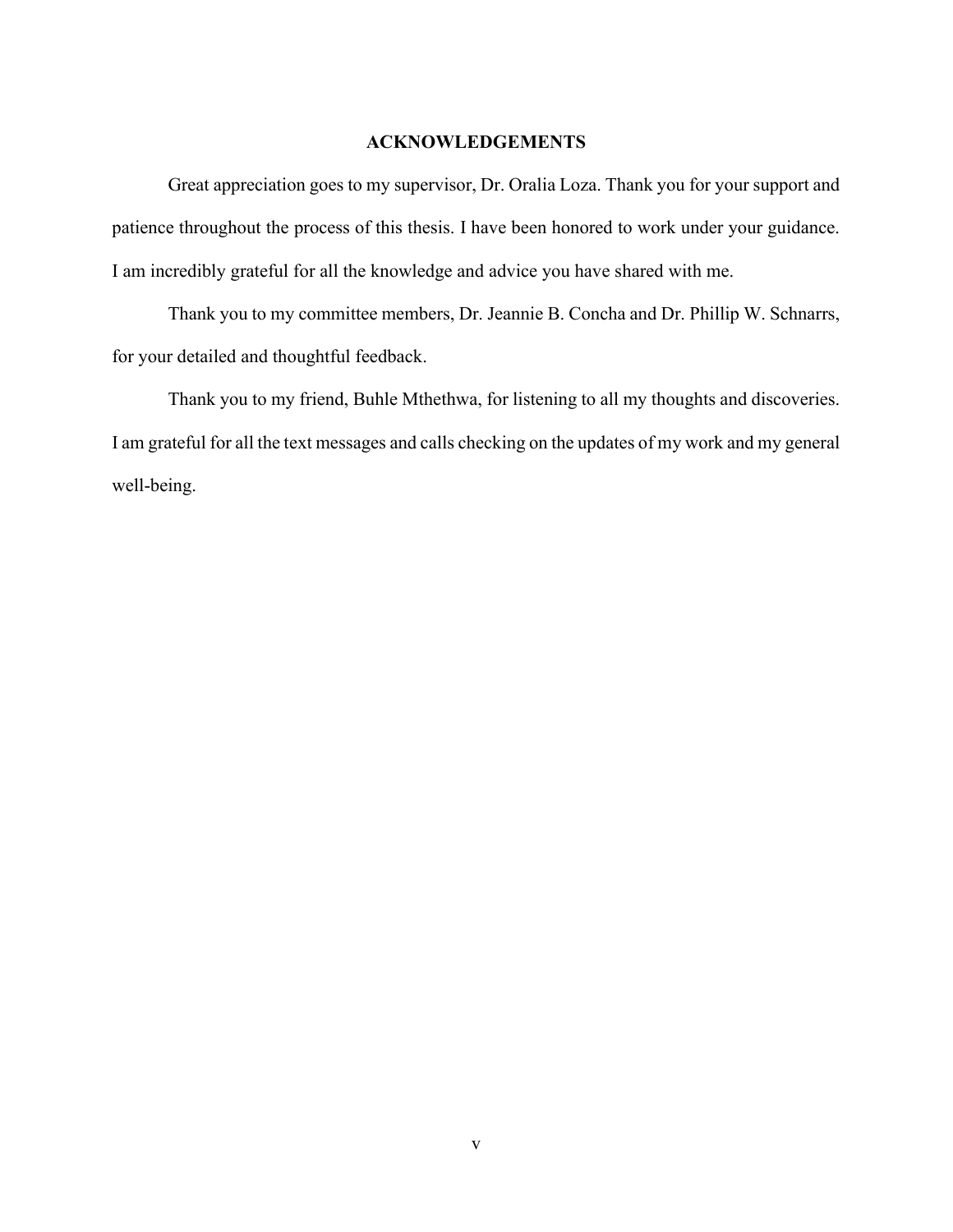## ACKNOWLEDGEMENTS

Great appreciation goes to my supervisor, Dr. Oralia Loza. Thank you for your support and patience throughout the process of this thesis. I have been honored to work under your guidance. I am incredibly grateful for all the knowledge and advice you have shared with me.

Thank you to my committee members, Dr. Jeannie B. Concha and Dr. Phillip W. Schnarrs, for your detailed and thoughtful feedback.

Thank you to my friend, Buhle Mthethwa, for listening to all my thoughts and discoveries. I am grateful for all the text messages and calls checking on the updates of my work and my general well-being.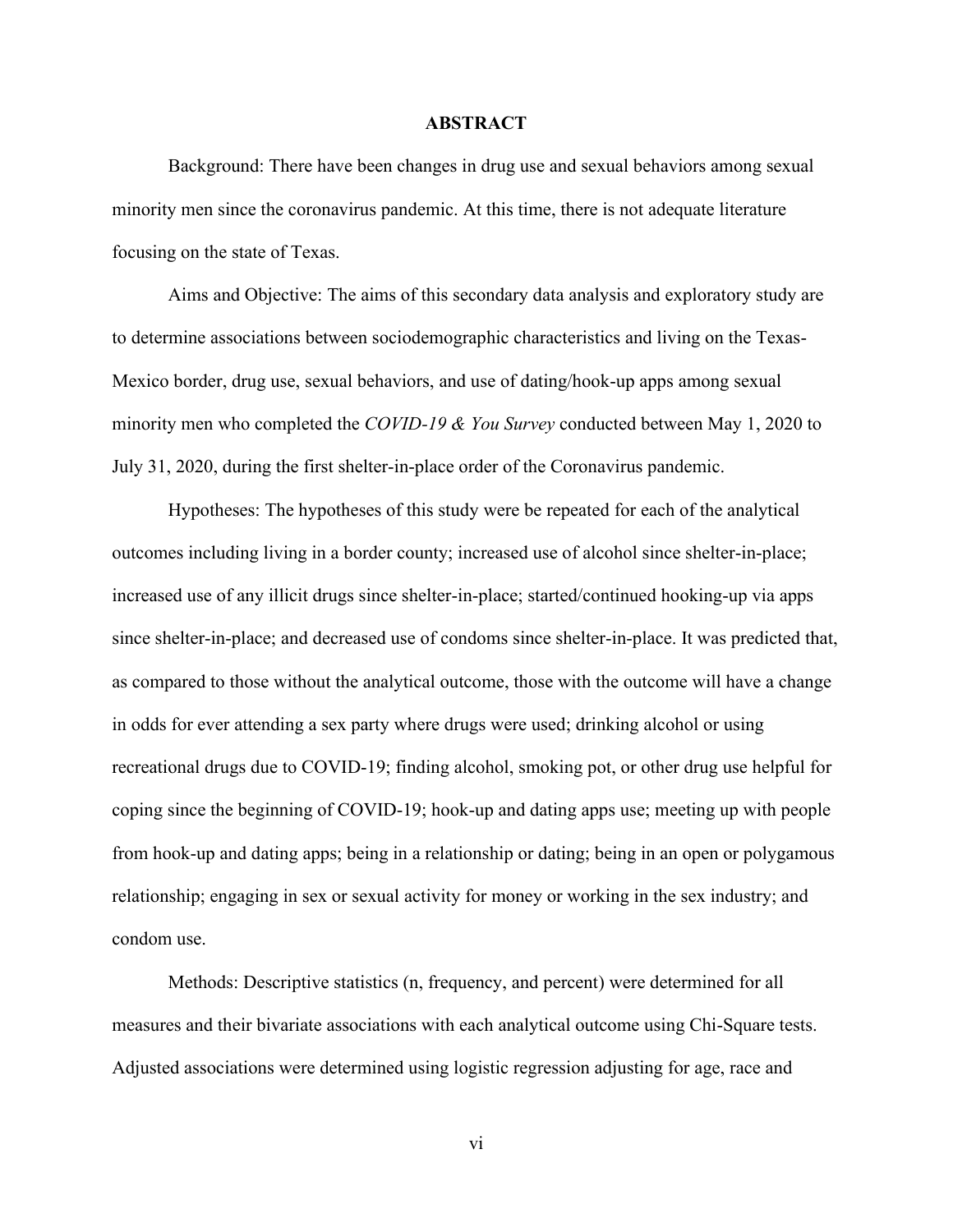## ABSTRACT

Background: There have been changes in drug use and sexual behaviors among sexual minority men since the coronavirus pandemic. At this time, there is not adequate literature focusing on the state of Texas.

Aims and Objective: The aims of this secondary data analysis and exploratory study are to determine associations between sociodemographic characteristics and living on the Texas-Mexico border, drug use, sexual behaviors, and use of dating/hook-up apps among sexual minority men who completed the *COVID-19 & You Survey* conducted between May 1, 2020 to July 31, 2020, during the first shelter-in-place order of the Coronavirus pandemic.

Hypotheses: The hypotheses of this study were be repeated for each of the analytical outcomes including living in a border county; increased use of alcohol since shelter-in-place; increased use of any illicit drugs since shelter-in-place; started/continued hooking-up via apps since shelter-in-place; and decreased use of condoms since shelter-in-place. It was predicted that, as compared to those without the analytical outcome, those with the outcome will have a change in odds for ever attending a sex party where drugs were used; drinking alcohol or using recreational drugs due to COVID-19; finding alcohol, smoking pot, or other drug use helpful for coping since the beginning of COVID-19; hook-up and dating apps use; meeting up with people from hook-up and dating apps; being in a relationship or dating; being in an open or polygamous relationship; engaging in sex or sexual activity for money or working in the sex industry; and condom use.

Methods: Descriptive statistics (n, frequency, and percent) were determined for all measures and their bivariate associations with each analytical outcome using Chi-Square tests. Adjusted associations were determined using logistic regression adjusting for age, race and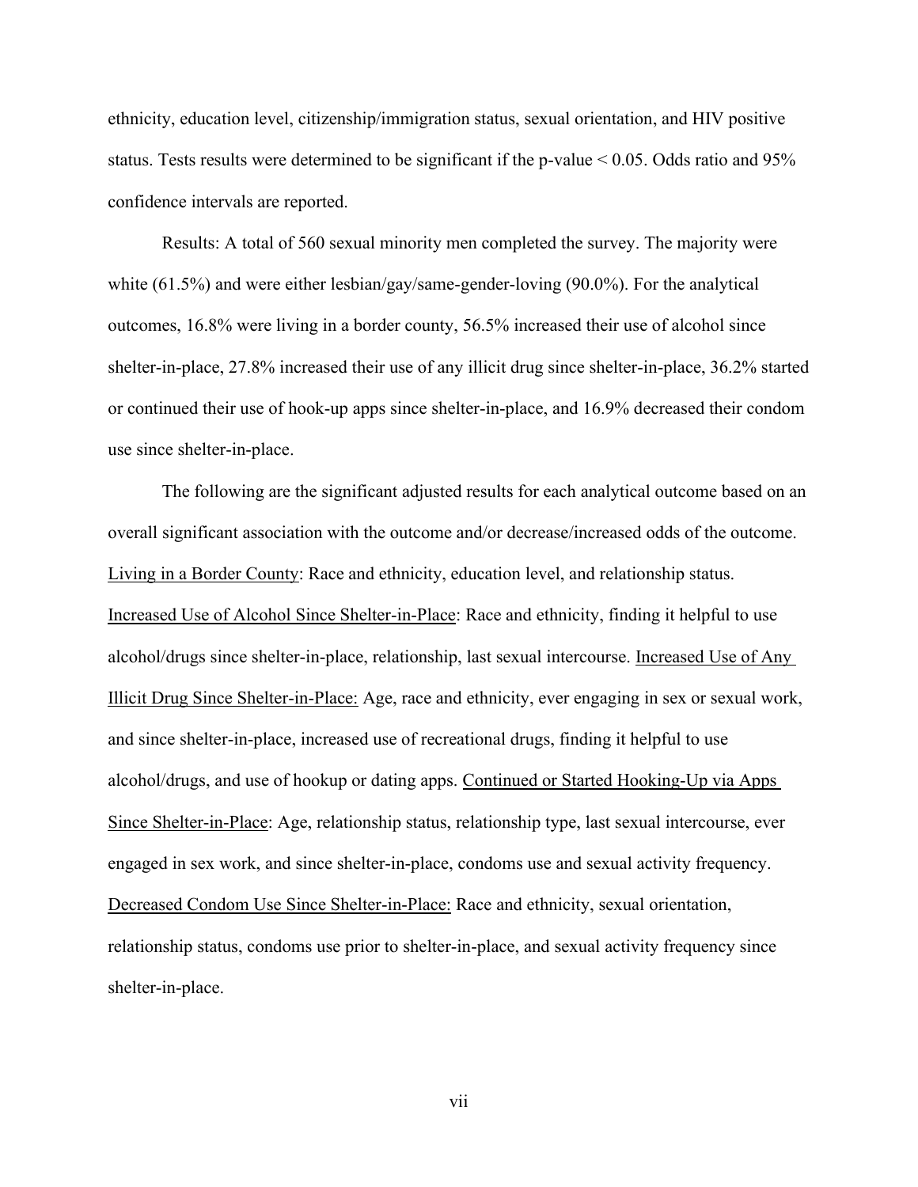ethnicity, education level, citizenship/immigration status, sexual orientation, and HIV positive status. Tests results were determined to be significant if the p-value < 0.05. Odds ratio and 95% confidence intervals are reported.

Results: A total of 560 sexual minority men completed the survey. The majority were white (61.5%) and were either lesbian/gay/same-gender-loving (90.0%). For the analytical outcomes, 16.8% were living in a border county, 56.5% increased their use of alcohol since shelter-in-place, 27.8% increased their use of any illicit drug since shelter-in-place, 36.2% started or continued their use of hook-up apps since shelter-in-place, and 16.9% decreased their condom use since shelter-in-place.

The following are the significant adjusted results for each analytical outcome based on an overall significant association with the outcome and/or decrease/increased odds of the outcome. <u>Living in a Border County</u>: Race and ethnicity, education level, and relationship status. <u>Increased Use of Alcohol Since Shelter-in-Place</u>: Race and ethnicity, finding it helpful to use alcohol/drugs since shelter-in-place, relationship, last sexual intercourse. <u>Increased Use of Any Illicit Drug Since Shelter-in-Place:</u> Age, race and ethnicity, ever engaging in sex or sexual work, and since shelter-in-place, increased use of recreational drugs, finding it helpful to use alcohol/drugs, and use of hookup or dating apps. <u>Continued or Started Hooking-Up via Apps Since Shelter-in-Place</u>: Age, relationship status, relationship type, last sexual intercourse, ever engaged in sex work, and since shelter-in-place, condoms use and sexual activity frequency. <u>Decreased Condom Use Since Shelter-in-Place:</u> Race and ethnicity, sexual orientation, relationship status, condoms use prior to shelter-in-place, and sexual activity frequency since shelter-in-place.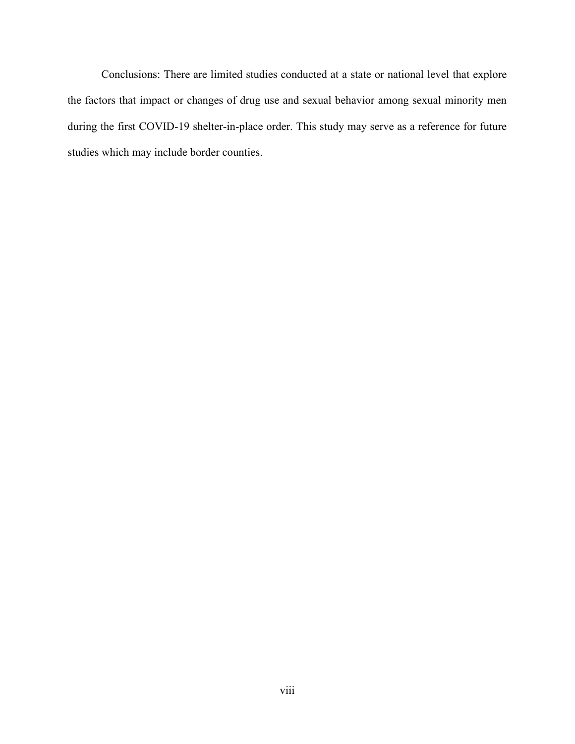Conclusions: There are limited studies conducted at a state or national level that explore the factors that impact or changes of drug use and sexual behavior among sexual minority men during the first COVID-19 shelter-in-place order. This study may serve as a reference for future studies which may include border counties.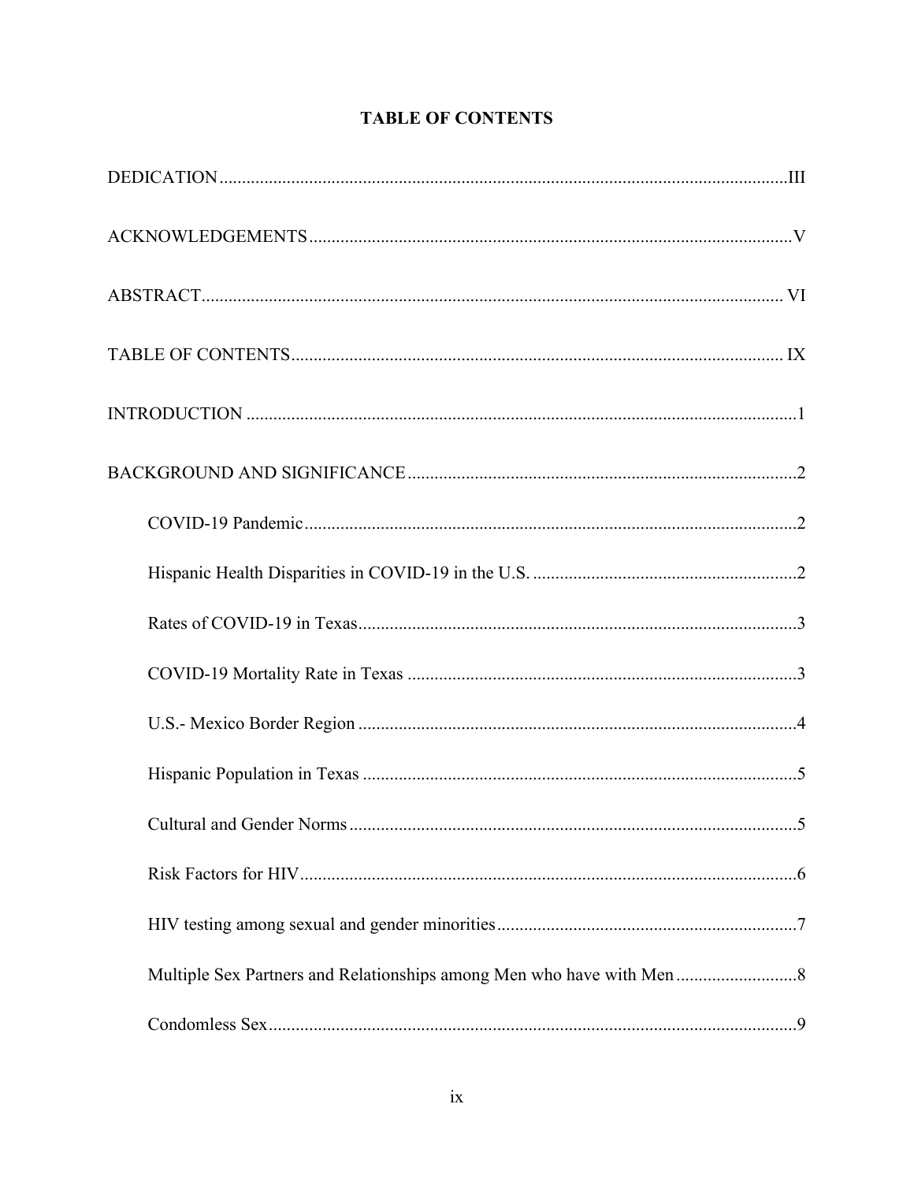# TABLE OF CONTENTS

DEDICATION ........................................................................................................................III

ACKNOWLEDGEMENTS ......................................................................................................V

ABSTRACT ...........................................................................................................................VI

TABLE OF CONTENTS .......................................................................................................IX

INTRODUCTION ....................................................................................................................1

BACKGROUND AND SIGNIFICANCE .................................................................................2

- COVID-19 Pandemic ........................................................................................................2
- Hispanic Health Disparities in COVID-19 in the U.S. .....................................................2
- Rates of COVID-19 in Texas ............................................................................................3
- COVID-19 Mortality Rate in Texas ..................................................................................3
- U.S.- Mexico Border Region ............................................................................................4
- Hispanic Population in Texas ...........................................................................................5
- Cultural and Gender Norms ..............................................................................................5
- Risk Factors for HIV .........................................................................................................6
- HIV testing among sexual and gender minorities .............................................................7
- Multiple Sex Partners and Relationships among Men who have with Men ......................8
- Condomless Sex ................................................................................................................9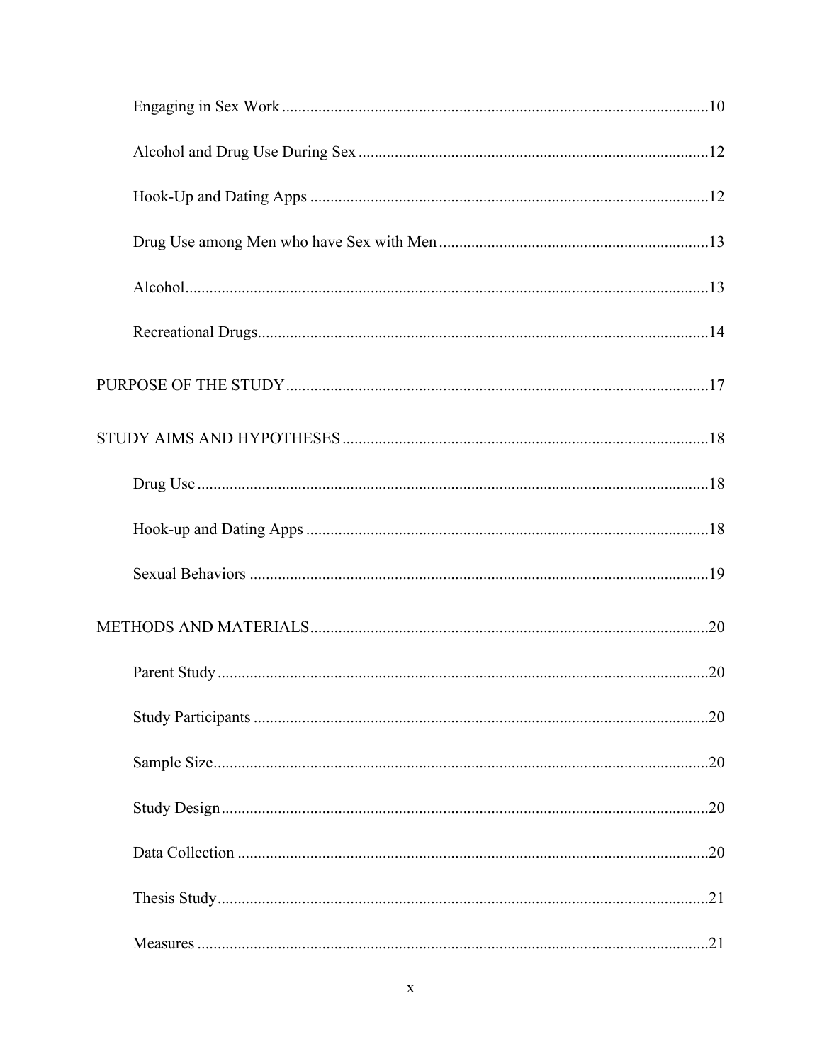Engaging in Sex Work ........................................................................................................10

Alcohol and Drug Use During Sex ......................................................................................12

Hook-Up and Dating Apps ..................................................................................................12

Drug Use among Men who have Sex with Men ..................................................................13

Alcohol.................................................................................................................................13

Recreational Drugs...............................................................................................................14

PURPOSE OF THE STUDY ........................................................................................................17

STUDY AIMS AND HYPOTHESES ..........................................................................................18

Drug Use .............................................................................................................................18

Hook-up and Dating Apps ...................................................................................................18

Sexual Behaviors .................................................................................................................19

METHODS AND MATERIALS..................................................................................................20

Parent Study .........................................................................................................................20

Study Participants ................................................................................................................20

Sample Size..........................................................................................................................20

Study Design........................................................................................................................20

Data Collection ....................................................................................................................20

Thesis Study.........................................................................................................................21

Measures ..............................................................................................................................21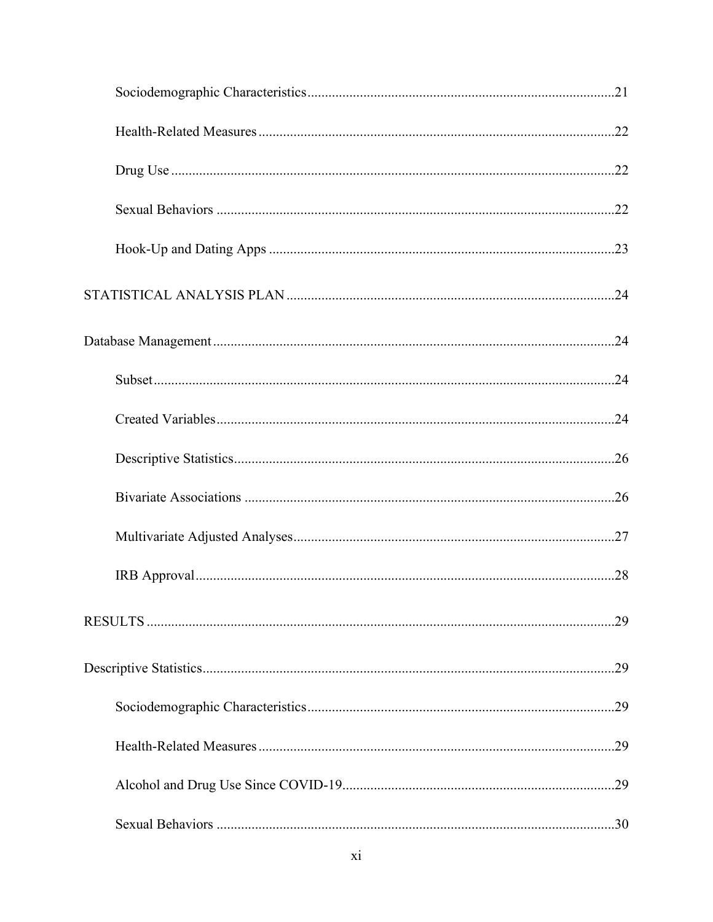Sociodemographic Characteristics .......................................................................................21

Health-Related Measures .....................................................................................................22

Drug Use ..............................................................................................................................22

Sexual Behaviors .................................................................................................................22

Hook-Up and Dating Apps ..................................................................................................23

STATISTICAL ANALYSIS PLAN .............................................................................................24

Database Management ...................................................................................................................24

Subset ...................................................................................................................................24

Created Variables .................................................................................................................24

Descriptive Statistics ............................................................................................................26

Bivariate Associations .........................................................................................................26

Multivariate Adjusted Analyses ...........................................................................................27

IRB Approval .......................................................................................................................28

RESULTS .....................................................................................................................................29

Descriptive Statistics .....................................................................................................................29

Sociodemographic Characteristics .......................................................................................29

Health-Related Measures .....................................................................................................29

Alcohol and Drug Use Since COVID-19 .............................................................................29

Sexual Behaviors .................................................................................................................30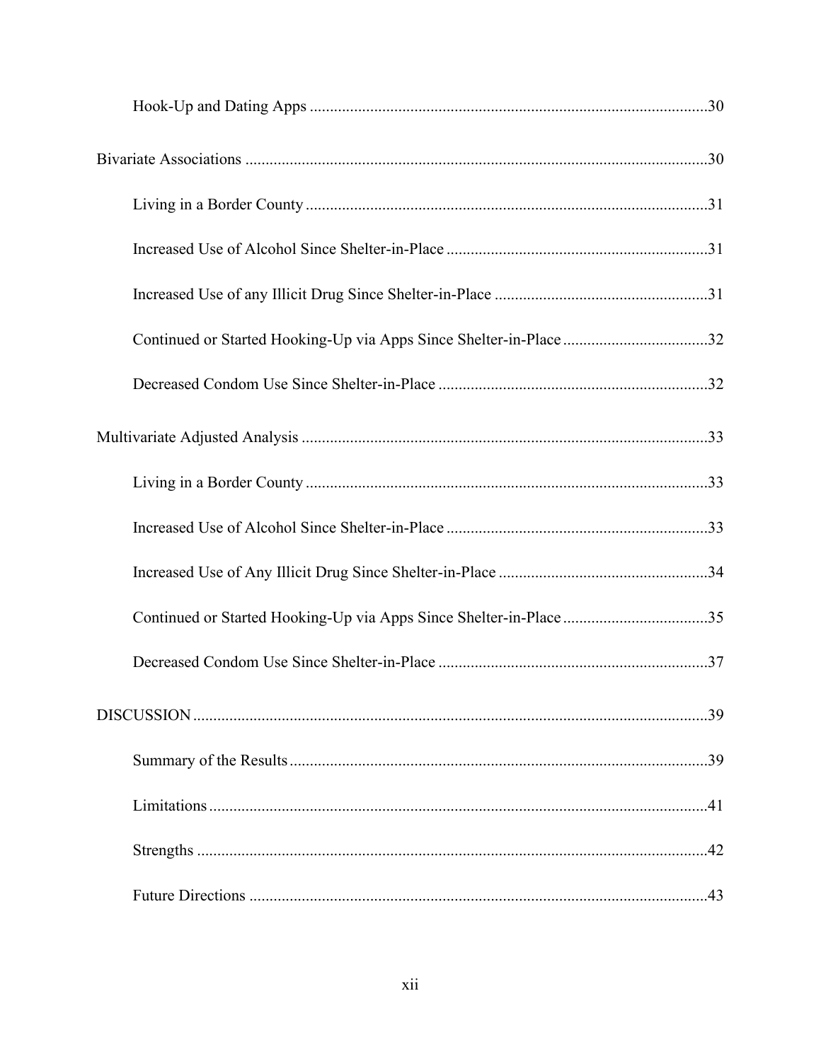Hook-Up and Dating Apps ....................................................................................................30

Bivariate Associations ..........................................................................................................30

Living in a Border County .................................................................................................31

Increased Use of Alcohol Since Shelter-in-Place ..............................................................31

Increased Use of any Illicit Drug Since Shelter-in-Place ..................................................31

Continued or Started Hooking-Up via Apps Since Shelter-in-Place ..................................32

Decreased Condom Use Since Shelter-in-Place ................................................................32

Multivariate Adjusted Analysis ..............................................................................................33

Living in a Border County .................................................................................................33

Increased Use of Alcohol Since Shelter-in-Place ..............................................................33

Increased Use of Any Illicit Drug Since Shelter-in-Place ..................................................34

Continued or Started Hooking-Up via Apps Since Shelter-in-Place ..................................35

Decreased Condom Use Since Shelter-in-Place ................................................................37

DISCUSSION ........................................................................................................................39

Summary of the Results .....................................................................................................39

Limitations .........................................................................................................................41

Strengths ............................................................................................................................42

Future Directions ...............................................................................................................43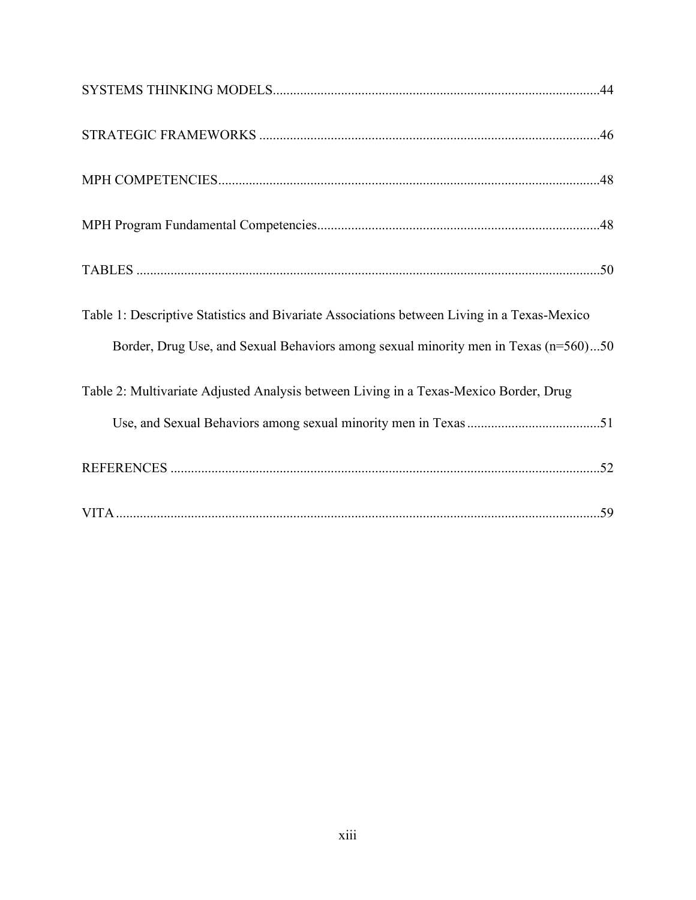SYSTEMS THINKING MODELS..............................................................................................44

STRATEGIC FRAMEWORKS ...................................................................................................46

MPH COMPETENCIES...............................................................................................................48

MPH Program Fundamental Competencies..................................................................................48

TABLES .......................................................................................................................................50

Table 1: Descriptive Statistics and Bivariate Associations between Living in a Texas-Mexico Border, Drug Use, and Sexual Behaviors among sexual minority men in Texas (n=560)...50

Table 2: Multivariate Adjusted Analysis between Living in a Texas-Mexico Border, Drug Use, and Sexual Behaviors among sexual minority men in Texas .......................................51

REFERENCES .............................................................................................................................52

VITA .............................................................................................................................................59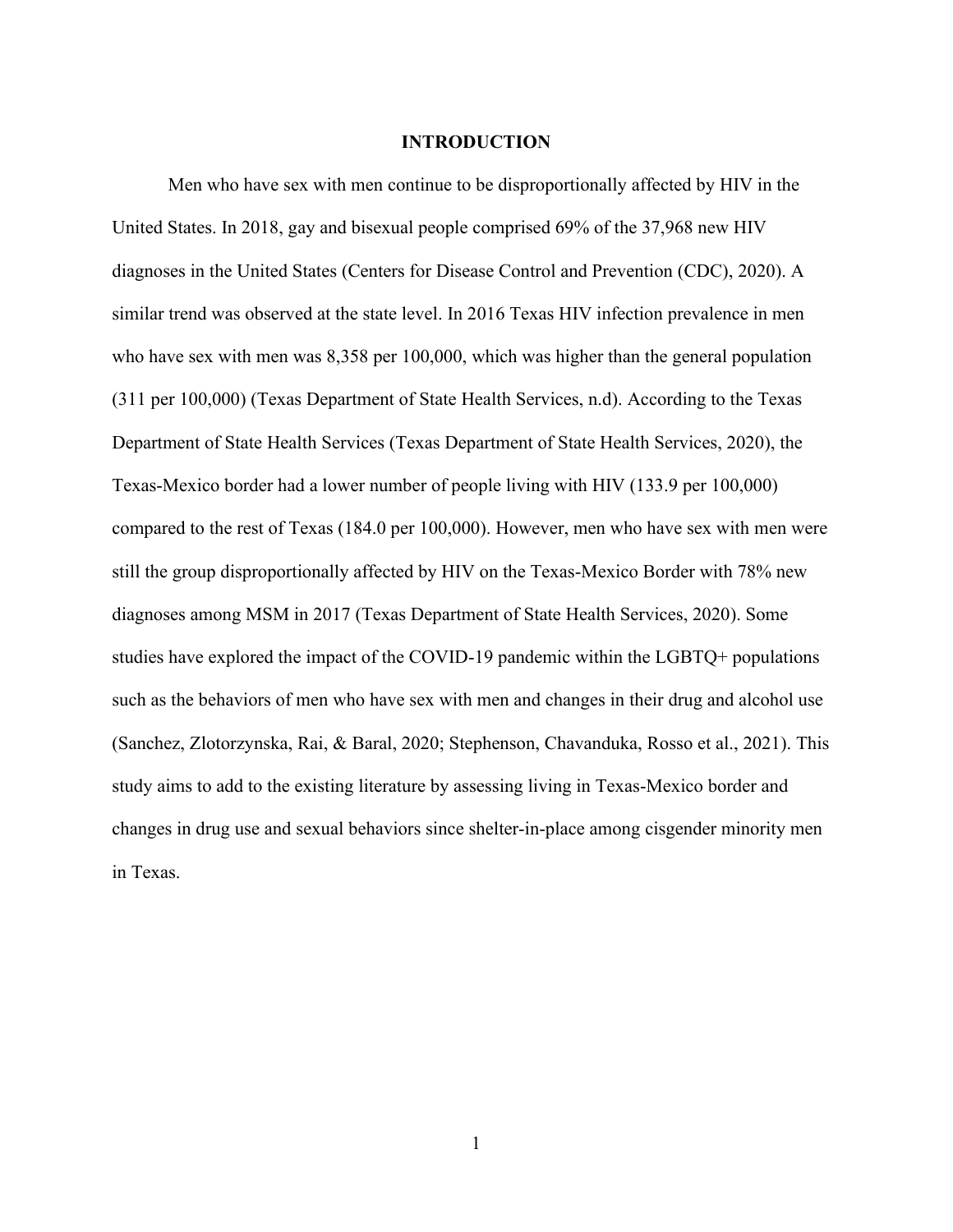# INTRODUCTION

Men who have sex with men continue to be disproportionally affected by HIV in the United States. In 2018, gay and bisexual people comprised 69% of the 37,968 new HIV diagnoses in the United States (Centers for Disease Control and Prevention (CDC), 2020). A similar trend was observed at the state level. In 2016 Texas HIV infection prevalence in men who have sex with men was 8,358 per 100,000, which was higher than the general population (311 per 100,000) (Texas Department of State Health Services, n.d). According to the Texas Department of State Health Services (Texas Department of State Health Services, 2020), the Texas-Mexico border had a lower number of people living with HIV (133.9 per 100,000) compared to the rest of Texas (184.0 per 100,000). However, men who have sex with men were still the group disproportionally affected by HIV on the Texas-Mexico Border with 78% new diagnoses among MSM in 2017 (Texas Department of State Health Services, 2020). Some studies have explored the impact of the COVID-19 pandemic within the LGBTQ+ populations such as the behaviors of men who have sex with men and changes in their drug and alcohol use (Sanchez, Zlotorzynska, Rai, & Baral, 2020; Stephenson, Chavanduka, Rosso et al., 2021). This study aims to add to the existing literature by assessing living in Texas-Mexico border and changes in drug use and sexual behaviors since shelter-in-place among cisgender minority men in Texas.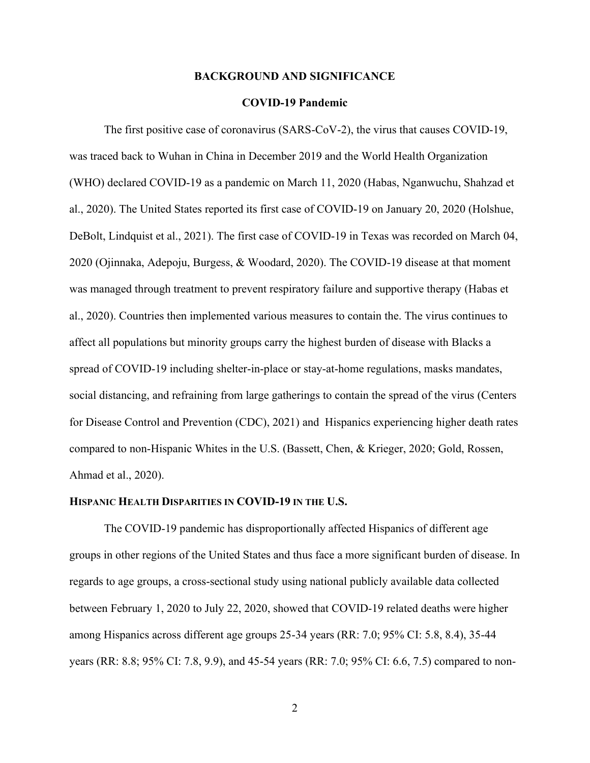## BACKGROUND AND SIGNIFICANCE

### COVID-19 Pandemic

The first positive case of coronavirus (SARS-CoV-2), the virus that causes COVID-19, was traced back to Wuhan in China in December 2019 and the World Health Organization (WHO) declared COVID-19 as a pandemic on March 11, 2020 (Habas, Nganwuchu, Shahzad et al., 2020). The United States reported its first case of COVID-19 on January 20, 2020 (Holshue, DeBolt, Lindquist et al., 2021). The first case of COVID-19 in Texas was recorded on March 04, 2020 (Ojinnaka, Adepoju, Burgess, & Woodard, 2020). The COVID-19 disease at that moment was managed through treatment to prevent respiratory failure and supportive therapy (Habas et al., 2020). Countries then implemented various measures to contain the. The virus continues to affect all populations but minority groups carry the highest burden of disease with Blacks a spread of COVID-19 including shelter-in-place or stay-at-home regulations, masks mandates, social distancing, and refraining from large gatherings to contain the spread of the virus (Centers for Disease Control and Prevention (CDC), 2021) and Hispanics experiencing higher death rates compared to non-Hispanic Whites in the U.S. (Bassett, Chen, & Krieger, 2020; Gold, Rossen, Ahmad et al., 2020).

### HISPANIC HEALTH DISPARITIES IN COVID-19 IN THE U.S.

The COVID-19 pandemic has disproportionally affected Hispanics of different age groups in other regions of the United States and thus face a more significant burden of disease. In regards to age groups, a cross-sectional study using national publicly available data collected between February 1, 2020 to July 22, 2020, showed that COVID-19 related deaths were higher among Hispanics across different age groups 25-34 years (RR: 7.0; 95% CI: 5.8, 8.4), 35-44 years (RR: 8.8; 95% CI: 7.8, 9.9), and 45-54 years (RR: 7.0; 95% CI: 6.6, 7.5) compared to non-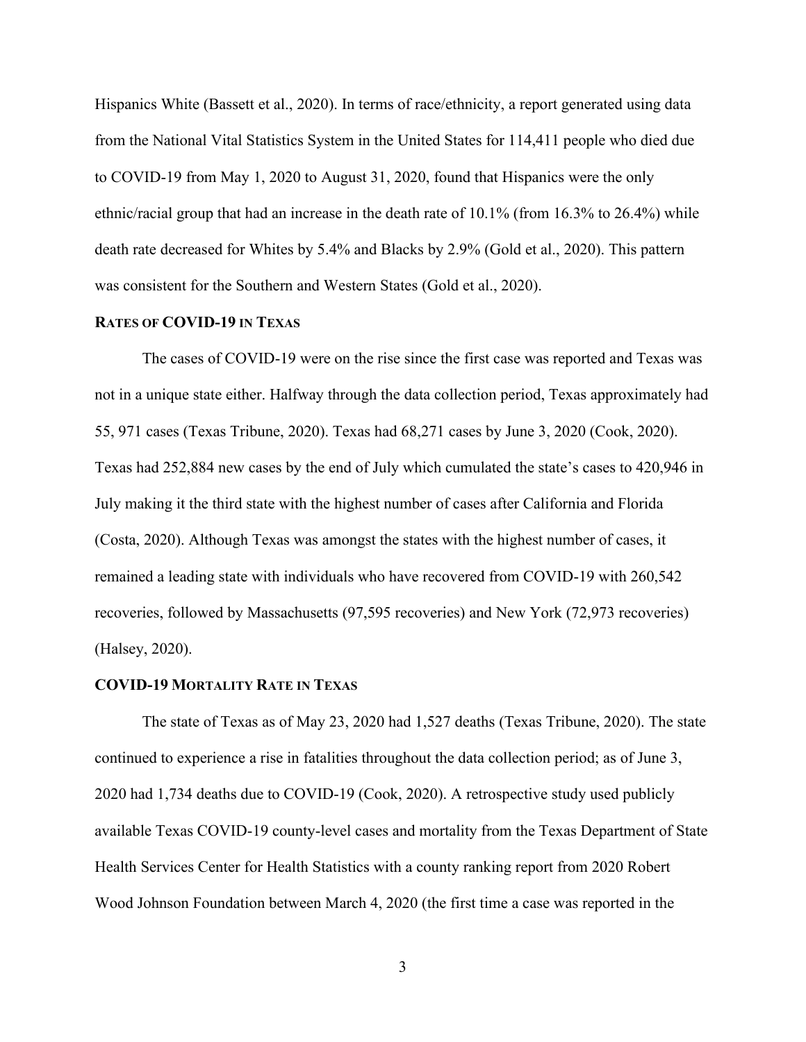Hispanics White (Bassett et al., 2020). In terms of race/ethnicity, a report generated using data from the National Vital Statistics System in the United States for 114,411 people who died due to COVID-19 from May 1, 2020 to August 31, 2020, found that Hispanics were the only ethnic/racial group that had an increase in the death rate of 10.1% (from 16.3% to 26.4%) while death rate decreased for Whites by 5.4% and Blacks by 2.9% (Gold et al., 2020). This pattern was consistent for the Southern and Western States (Gold et al., 2020).

### RATES OF COVID-19 IN TEXAS

The cases of COVID-19 were on the rise since the first case was reported and Texas was not in a unique state either. Halfway through the data collection period, Texas approximately had 55, 971 cases (Texas Tribune, 2020). Texas had 68,271 cases by June 3, 2020 (Cook, 2020). Texas had 252,884 new cases by the end of July which cumulated the state's cases to 420,946 in July making it the third state with the highest number of cases after California and Florida (Costa, 2020). Although Texas was amongst the states with the highest number of cases, it remained a leading state with individuals who have recovered from COVID-19 with 260,542 recoveries, followed by Massachusetts (97,595 recoveries) and New York (72,973 recoveries) (Halsey, 2020).

### COVID-19 MORTALITY RATE IN TEXAS

The state of Texas as of May 23, 2020 had 1,527 deaths (Texas Tribune, 2020). The state continued to experience a rise in fatalities throughout the data collection period; as of June 3, 2020 had 1,734 deaths due to COVID-19 (Cook, 2020). A retrospective study used publicly available Texas COVID-19 county-level cases and mortality from the Texas Department of State Health Services Center for Health Statistics with a county ranking report from 2020 Robert Wood Johnson Foundation between March 4, 2020 (the first time a case was reported in the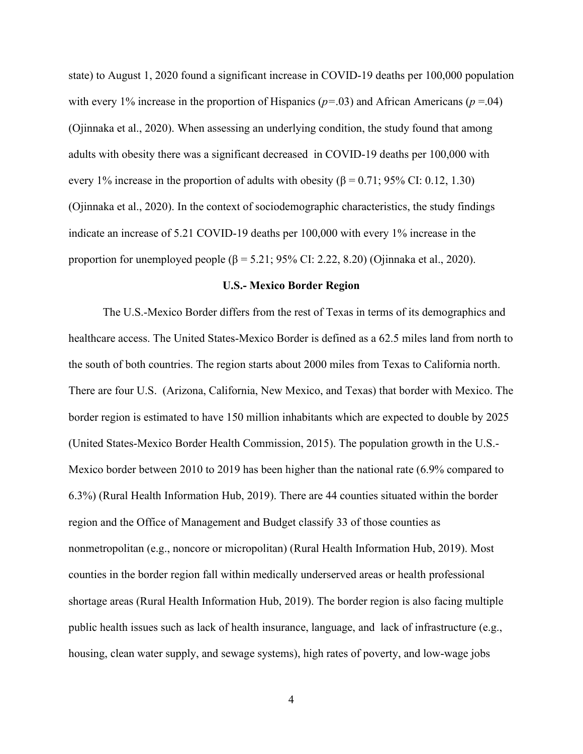state) to August 1, 2020 found a significant increase in COVID-19 deaths per 100,000 population with every 1% increase in the proportion of Hispanics ($p$=.03) and African Americans ($p$ =.04) (Ojinnaka et al., 2020). When assessing an underlying condition, the study found that among adults with obesity there was a significant decreased in COVID-19 deaths per 100,000 with every 1% increase in the proportion of adults with obesity ($\beta = 0.71$; 95% CI: 0.12, 1.30) (Ojinnaka et al., 2020). In the context of sociodemographic characteristics, the study findings indicate an increase of 5.21 COVID-19 deaths per 100,000 with every 1% increase in the proportion for unemployed people ($\beta = 5.21$; 95% CI: 2.22, 8.20) (Ojinnaka et al., 2020).

## U.S.- Mexico Border Region

The U.S.-Mexico Border differs from the rest of Texas in terms of its demographics and healthcare access. The United States-Mexico Border is defined as a 62.5 miles land from north to the south of both countries. The region starts about 2000 miles from Texas to California north. There are four U.S. (Arizona, California, New Mexico, and Texas) that border with Mexico. The border region is estimated to have 150 million inhabitants which are expected to double by 2025 (United States-Mexico Border Health Commission, 2015). The population growth in the U.S.-Mexico border between 2010 to 2019 has been higher than the national rate (6.9% compared to 6.3%) (Rural Health Information Hub, 2019). There are 44 counties situated within the border region and the Office of Management and Budget classify 33 of those counties as nonmetropolitan (e.g., noncore or micropolitan) (Rural Health Information Hub, 2019). Most counties in the border region fall within medically underserved areas or health professional shortage areas (Rural Health Information Hub, 2019). The border region is also facing multiple public health issues such as lack of health insurance, language, and lack of infrastructure (e.g., housing, clean water supply, and sewage systems), high rates of poverty, and low-wage jobs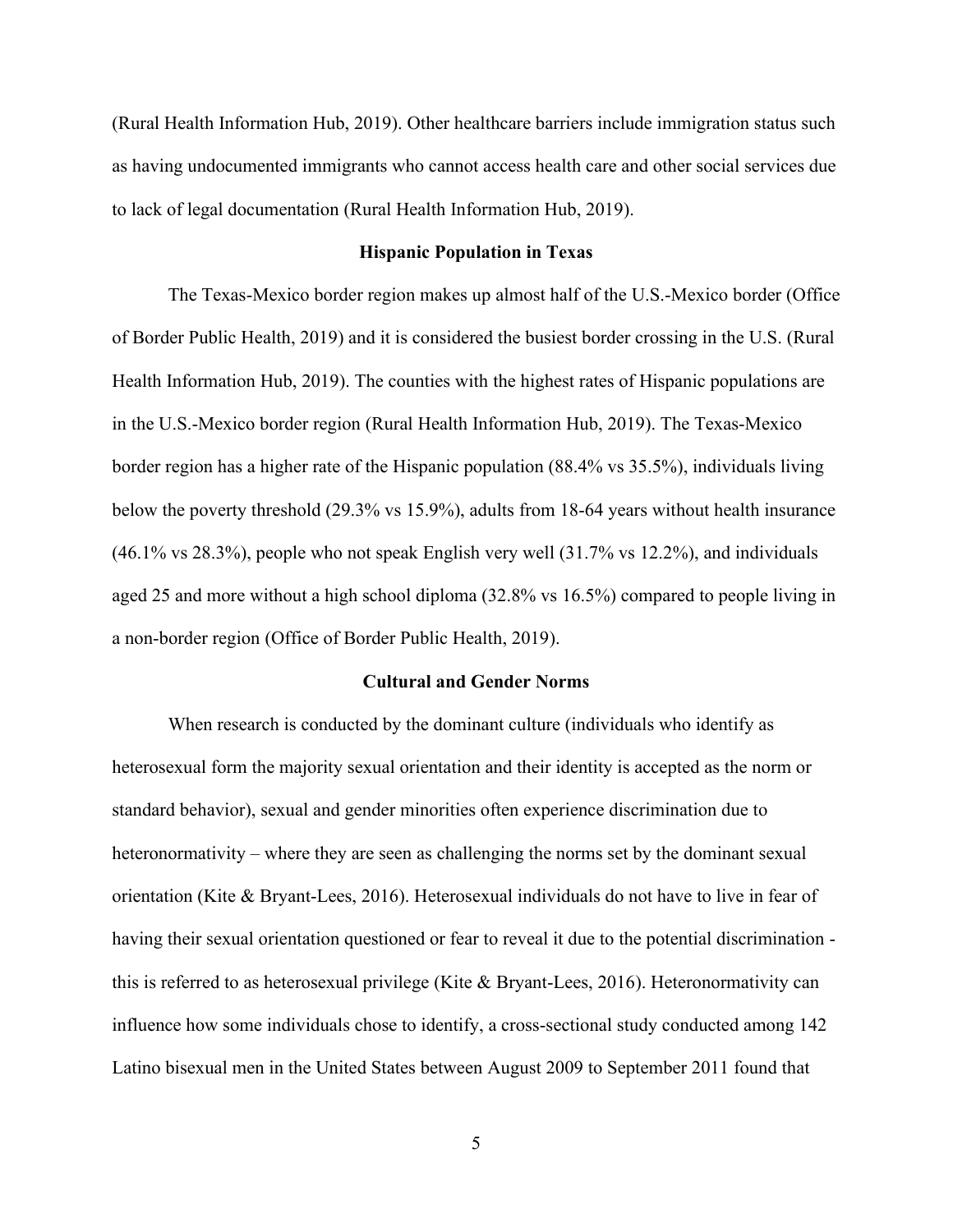(Rural Health Information Hub, 2019). Other healthcare barriers include immigration status such as having undocumented immigrants who cannot access health care and other social services due to lack of legal documentation (Rural Health Information Hub, 2019).

## Hispanic Population in Texas

The Texas-Mexico border region makes up almost half of the U.S.-Mexico border (Office of Border Public Health, 2019) and it is considered the busiest border crossing in the U.S. (Rural Health Information Hub, 2019). The counties with the highest rates of Hispanic populations are in the U.S.-Mexico border region (Rural Health Information Hub, 2019). The Texas-Mexico border region has a higher rate of the Hispanic population (88.4% vs 35.5%), individuals living below the poverty threshold (29.3% vs 15.9%), adults from 18-64 years without health insurance (46.1% vs 28.3%), people who not speak English very well (31.7% vs 12.2%), and individuals aged 25 and more without a high school diploma (32.8% vs 16.5%) compared to people living in a non-border region (Office of Border Public Health, 2019).

## Cultural and Gender Norms

When research is conducted by the dominant culture (individuals who identify as heterosexual form the majority sexual orientation and their identity is accepted as the norm or standard behavior), sexual and gender minorities often experience discrimination due to heteronormativity – where they are seen as challenging the norms set by the dominant sexual orientation (Kite & Bryant-Lees, 2016). Heterosexual individuals do not have to live in fear of having their sexual orientation questioned or fear to reveal it due to the potential discrimination - this is referred to as heterosexual privilege (Kite & Bryant-Lees, 2016). Heteronormativity can influence how some individuals chose to identify, a cross-sectional study conducted among 142 Latino bisexual men in the United States between August 2009 to September 2011 found that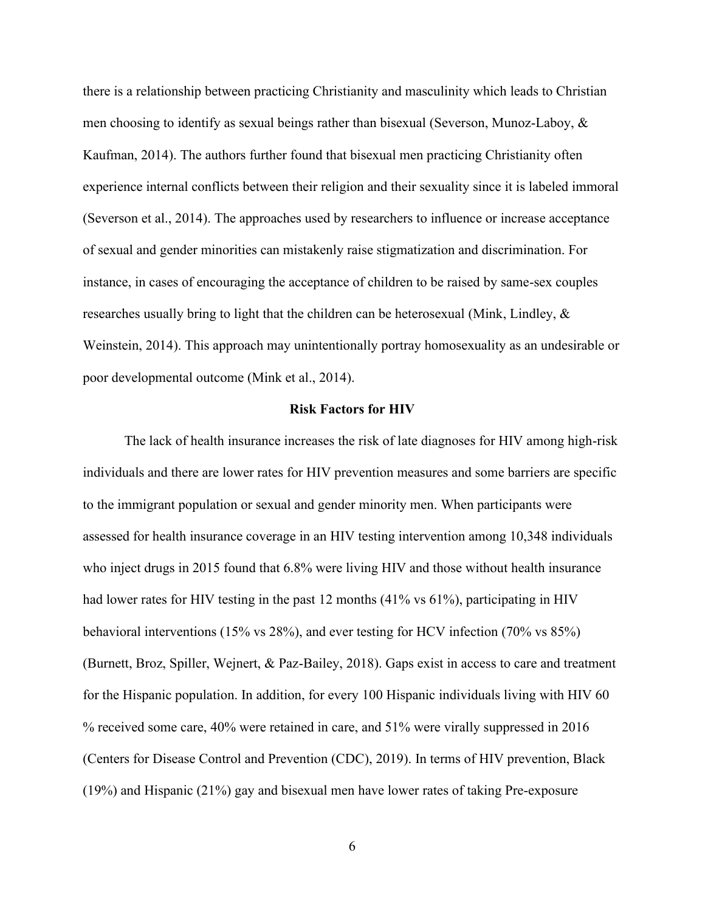there is a relationship between practicing Christianity and masculinity which leads to Christian men choosing to identify as sexual beings rather than bisexual (Severson, Munoz-Laboy, & Kaufman, 2014). The authors further found that bisexual men practicing Christianity often experience internal conflicts between their religion and their sexuality since it is labeled immoral (Severson et al., 2014). The approaches used by researchers to influence or increase acceptance of sexual and gender minorities can mistakenly raise stigmatization and discrimination. For instance, in cases of encouraging the acceptance of children to be raised by same-sex couples researches usually bring to light that the children can be heterosexual (Mink, Lindley, & Weinstein, 2014). This approach may unintentionally portray homosexuality as an undesirable or poor developmental outcome (Mink et al., 2014).

## Risk Factors for HIV

The lack of health insurance increases the risk of late diagnoses for HIV among high-risk individuals and there are lower rates for HIV prevention measures and some barriers are specific to the immigrant population or sexual and gender minority men. When participants were assessed for health insurance coverage in an HIV testing intervention among 10,348 individuals who inject drugs in 2015 found that 6.8% were living HIV and those without health insurance had lower rates for HIV testing in the past 12 months (41% vs 61%), participating in HIV behavioral interventions (15% vs 28%), and ever testing for HCV infection (70% vs 85%) (Burnett, Broz, Spiller, Wejnert, & Paz-Bailey, 2018). Gaps exist in access to care and treatment for the Hispanic population. In addition, for every 100 Hispanic individuals living with HIV 60 % received some care, 40% were retained in care, and 51% were virally suppressed in 2016 (Centers for Disease Control and Prevention (CDC), 2019). In terms of HIV prevention, Black (19%) and Hispanic (21%) gay and bisexual men have lower rates of taking Pre-exposure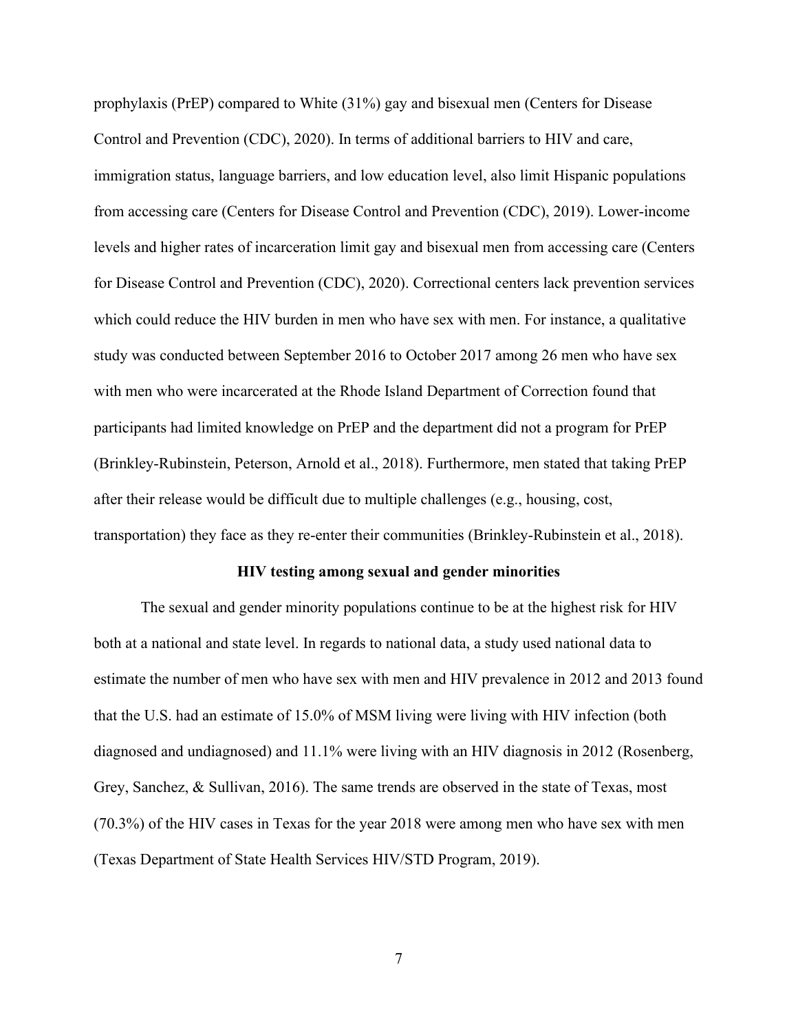prophylaxis (PrEP) compared to White (31%) gay and bisexual men (Centers for Disease Control and Prevention (CDC), 2020). In terms of additional barriers to HIV and care, immigration status, language barriers, and low education level, also limit Hispanic populations from accessing care (Centers for Disease Control and Prevention (CDC), 2019). Lower-income levels and higher rates of incarceration limit gay and bisexual men from accessing care (Centers for Disease Control and Prevention (CDC), 2020). Correctional centers lack prevention services which could reduce the HIV burden in men who have sex with men. For instance, a qualitative study was conducted between September 2016 to October 2017 among 26 men who have sex with men who were incarcerated at the Rhode Island Department of Correction found that participants had limited knowledge on PrEP and the department did not a program for PrEP (Brinkley-Rubinstein, Peterson, Arnold et al., 2018). Furthermore, men stated that taking PrEP after their release would be difficult due to multiple challenges (e.g., housing, cost, transportation) they face as they re-enter their communities (Brinkley-Rubinstein et al., 2018).

**HIV testing among sexual and gender minorities**

The sexual and gender minority populations continue to be at the highest risk for HIV both at a national and state level. In regards to national data, a study used national data to estimate the number of men who have sex with men and HIV prevalence in 2012 and 2013 found that the U.S. had an estimate of 15.0% of MSM living were living with HIV infection (both diagnosed and undiagnosed) and 11.1% were living with an HIV diagnosis in 2012 (Rosenberg, Grey, Sanchez, & Sullivan, 2016). The same trends are observed in the state of Texas, most (70.3%) of the HIV cases in Texas for the year 2018 were among men who have sex with men (Texas Department of State Health Services HIV/STD Program, 2019).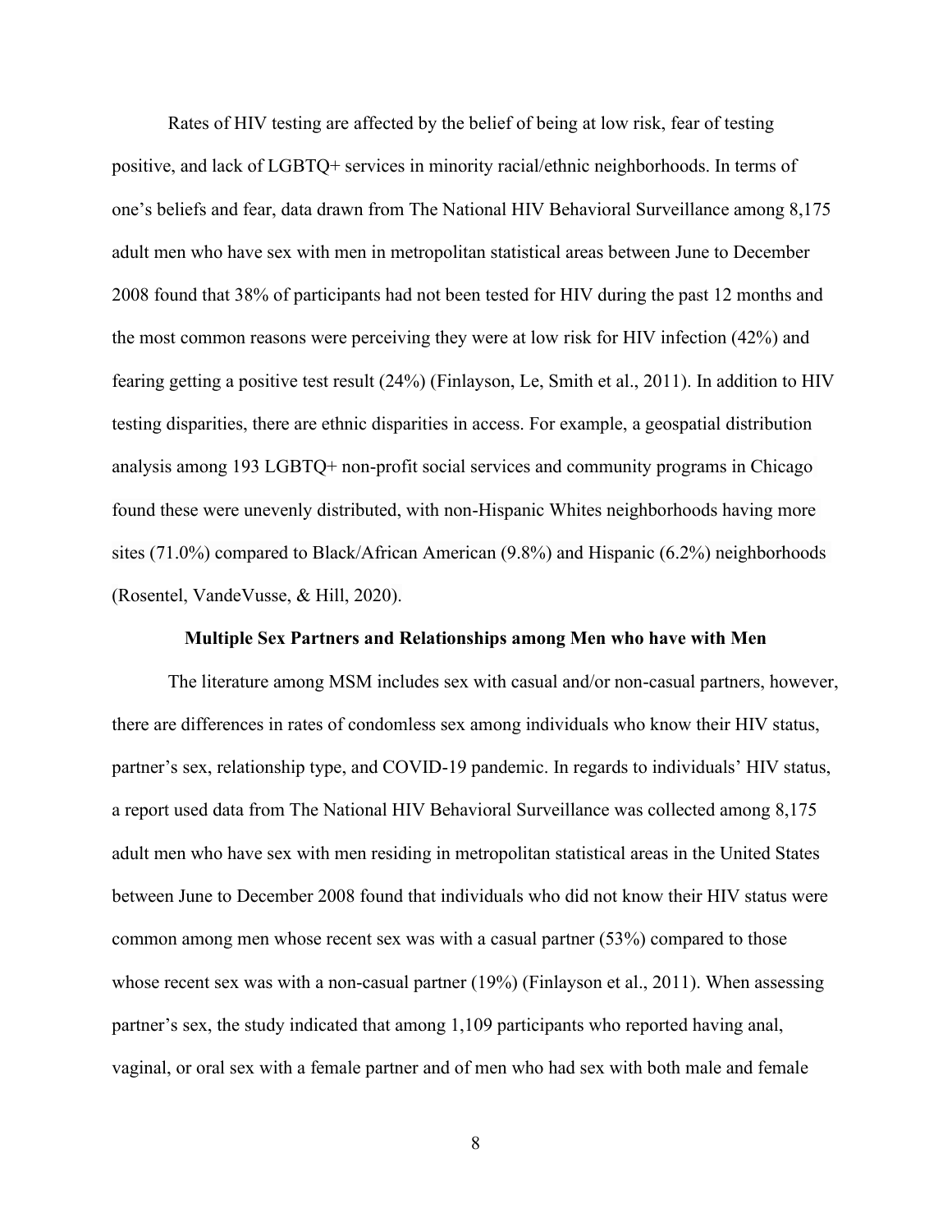Rates of HIV testing are affected by the belief of being at low risk, fear of testing positive, and lack of LGBTQ+ services in minority racial/ethnic neighborhoods. In terms of one's beliefs and fear, data drawn from The National HIV Behavioral Surveillance among 8,175 adult men who have sex with men in metropolitan statistical areas between June to December 2008 found that 38% of participants had not been tested for HIV during the past 12 months and the most common reasons were perceiving they were at low risk for HIV infection (42%) and fearing getting a positive test result (24%) (Finlayson, Le, Smith et al., 2011). In addition to HIV testing disparities, there are ethnic disparities in access. For example, a geospatial distribution analysis among 193 LGBTQ+ non-profit social services and community programs in Chicago found these were unevenly distributed, with non-Hispanic Whites neighborhoods having more sites (71.0%) compared to Black/African American (9.8%) and Hispanic (6.2%) neighborhoods (Rosentel, VandeVusse, & Hill, 2020).

**Multiple Sex Partners and Relationships among Men who have with Men**

The literature among MSM includes sex with casual and/or non-casual partners, however, there are differences in rates of condomless sex among individuals who know their HIV status, partner's sex, relationship type, and COVID-19 pandemic. In regards to individuals' HIV status, a report used data from The National HIV Behavioral Surveillance was collected among 8,175 adult men who have sex with men residing in metropolitan statistical areas in the United States between June to December 2008 found that individuals who did not know their HIV status were common among men whose recent sex was with a casual partner (53%) compared to those whose recent sex was with a non-casual partner (19%) (Finlayson et al., 2011). When assessing partner's sex, the study indicated that among 1,109 participants who reported having anal, vaginal, or oral sex with a female partner and of men who had sex with both male and female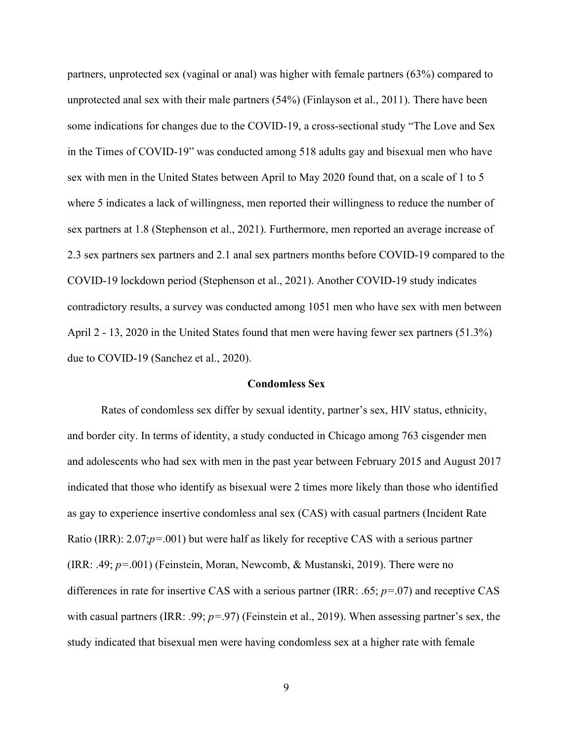partners, unprotected sex (vaginal or anal) was higher with female partners (63%) compared to unprotected anal sex with their male partners (54%) (Finlayson et al., 2011). There have been some indications for changes due to the COVID-19, a cross-sectional study "The Love and Sex in the Times of COVID-19" was conducted among 518 adults gay and bisexual men who have sex with men in the United States between April to May 2020 found that, on a scale of 1 to 5 where 5 indicates a lack of willingness, men reported their willingness to reduce the number of sex partners at 1.8 (Stephenson et al., 2021). Furthermore, men reported an average increase of 2.3 sex partners sex partners and 2.1 anal sex partners months before COVID-19 compared to the COVID-19 lockdown period (Stephenson et al., 2021). Another COVID-19 study indicates contradictory results, a survey was conducted among 1051 men who have sex with men between April 2 - 13, 2020 in the United States found that men were having fewer sex partners (51.3%) due to COVID-19 (Sanchez et al., 2020).

## Condomless Sex

Rates of condomless sex differ by sexual identity, partner's sex, HIV status, ethnicity, and border city. In terms of identity, a study conducted in Chicago among 763 cisgender men and adolescents who had sex with men in the past year between February 2015 and August 2017 indicated that those who identify as bisexual were 2 times more likely than those who identified as gay to experience insertive condomless anal sex (CAS) with casual partners (Incident Rate Ratio (IRR): 2.07;*p*=.001) but were half as likely for receptive CAS with a serious partner (IRR: .49; *p*=.001) (Feinstein, Moran, Newcomb, & Mustanski, 2019). There were no differences in rate for insertive CAS with a serious partner (IRR: .65; *p*=.07) and receptive CAS with casual partners (IRR: .99; *p*=.97) (Feinstein et al., 2019). When assessing partner's sex, the study indicated that bisexual men were having condomless sex at a higher rate with female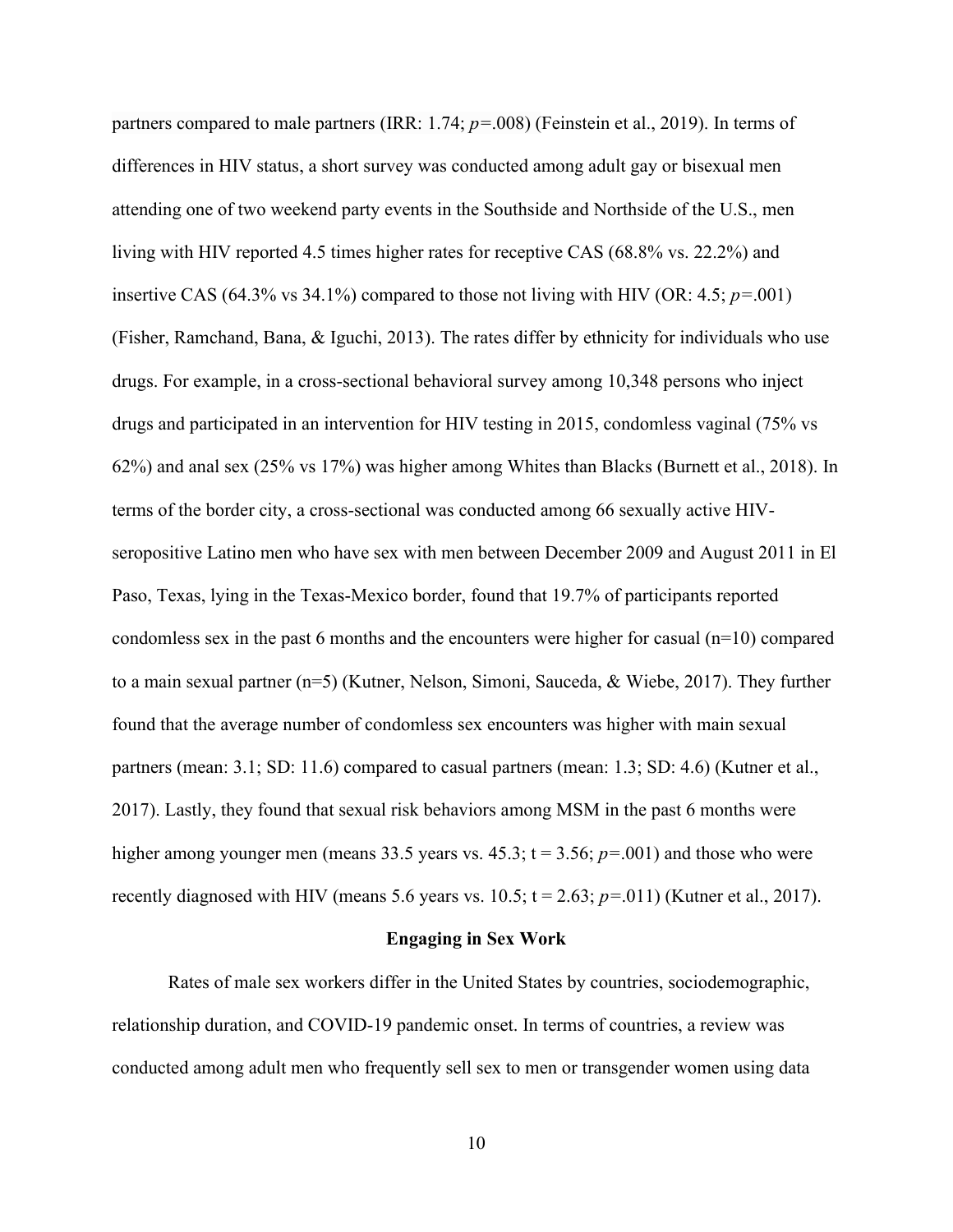partners compared to male partners (IRR: 1.74; $p$=.008) (Feinstein et al., 2019). In terms of differences in HIV status, a short survey was conducted among adult gay or bisexual men attending one of two weekend party events in the Southside and Northside of the U.S., men living with HIV reported 4.5 times higher rates for receptive CAS (68.8% vs. 22.2%) and insertive CAS (64.3% vs 34.1%) compared to those not living with HIV (OR: 4.5; $p$=.001) (Fisher, Ramchand, Bana, & Iguchi, 2013). The rates differ by ethnicity for individuals who use drugs. For example, in a cross-sectional behavioral survey among 10,348 persons who inject drugs and participated in an intervention for HIV testing in 2015, condomless vaginal (75% vs 62%) and anal sex (25% vs 17%) was higher among Whites than Blacks (Burnett et al., 2018). In terms of the border city, a cross-sectional was conducted among 66 sexually active HIV-seropositive Latino men who have sex with men between December 2009 and August 2011 in El Paso, Texas, lying in the Texas-Mexico border, found that 19.7% of participants reported condomless sex in the past 6 months and the encounters were higher for casual (n=10) compared to a main sexual partner (n=5) (Kutner, Nelson, Simoni, Sauceda, & Wiebe, 2017). They further found that the average number of condomless sex encounters was higher with main sexual partners (mean: 3.1; SD: 11.6) compared to casual partners (mean: 1.3; SD: 4.6) (Kutner et al., 2017). Lastly, they found that sexual risk behaviors among MSM in the past 6 months were higher among younger men (means 33.5 years vs. 45.3; t = 3.56; $p$=.001) and those who were recently diagnosed with HIV (means 5.6 years vs. 10.5; t = 2.63; $p$=.011) (Kutner et al., 2017).

## Engaging in Sex Work

Rates of male sex workers differ in the United States by countries, sociodemographic, relationship duration, and COVID-19 pandemic onset. In terms of countries, a review was conducted among adult men who frequently sell sex to men or transgender women using data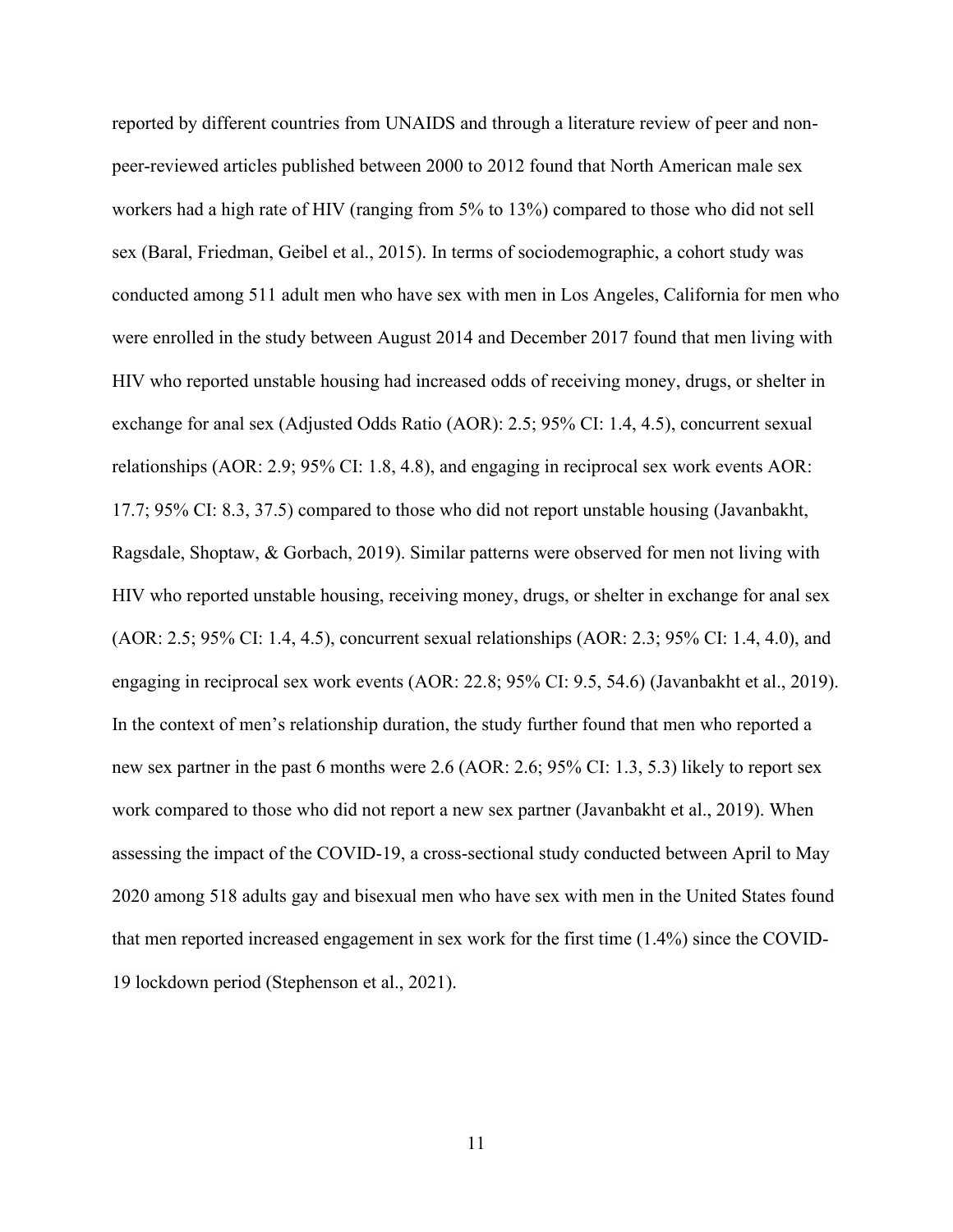reported by different countries from UNAIDS and through a literature review of peer and non-peer-reviewed articles published between 2000 to 2012 found that North American male sex workers had a high rate of HIV (ranging from 5% to 13%) compared to those who did not sell sex (Baral, Friedman, Geibel et al., 2015). In terms of sociodemographic, a cohort study was conducted among 511 adult men who have sex with men in Los Angeles, California for men who were enrolled in the study between August 2014 and December 2017 found that men living with HIV who reported unstable housing had increased odds of receiving money, drugs, or shelter in exchange for anal sex (Adjusted Odds Ratio (AOR): 2.5; 95% CI: 1.4, 4.5), concurrent sexual relationships (AOR: 2.9; 95% CI: 1.8, 4.8), and engaging in reciprocal sex work events AOR: 17.7; 95% CI: 8.3, 37.5) compared to those who did not report unstable housing (Javanbakht, Ragsdale, Shoptaw, & Gorbach, 2019). Similar patterns were observed for men not living with HIV who reported unstable housing, receiving money, drugs, or shelter in exchange for anal sex (AOR: 2.5; 95% CI: 1.4, 4.5), concurrent sexual relationships (AOR: 2.3; 95% CI: 1.4, 4.0), and engaging in reciprocal sex work events (AOR: 22.8; 95% CI: 9.5, 54.6) (Javanbakht et al., 2019). In the context of men's relationship duration, the study further found that men who reported a new sex partner in the past 6 months were 2.6 (AOR: 2.6; 95% CI: 1.3, 5.3) likely to report sex work compared to those who did not report a new sex partner (Javanbakht et al., 2019). When assessing the impact of the COVID-19, a cross-sectional study conducted between April to May 2020 among 518 adults gay and bisexual men who have sex with men in the United States found that men reported increased engagement in sex work for the first time (1.4%) since the COVID-19 lockdown period (Stephenson et al., 2021).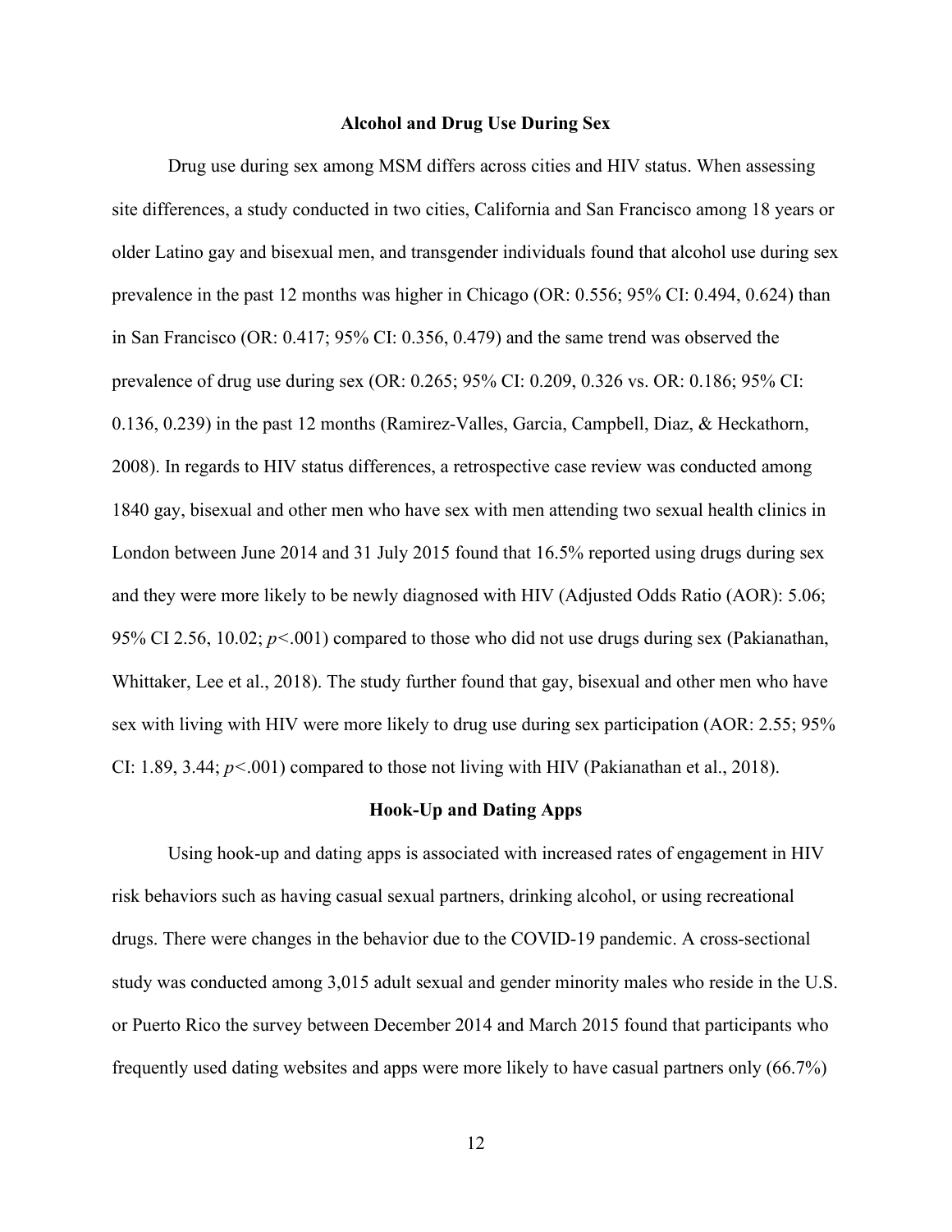## Alcohol and Drug Use During Sex

Drug use during sex among MSM differs across cities and HIV status. When assessing site differences, a study conducted in two cities, California and San Francisco among 18 years or older Latino gay and bisexual men, and transgender individuals found that alcohol use during sex prevalence in the past 12 months was higher in Chicago (OR: 0.556; 95% CI: 0.494, 0.624) than in San Francisco (OR: 0.417; 95% CI: 0.356, 0.479) and the same trend was observed the prevalence of drug use during sex (OR: 0.265; 95% CI: 0.209, 0.326 vs. OR: 0.186; 95% CI: 0.136, 0.239) in the past 12 months (Ramirez-Valles, Garcia, Campbell, Diaz, & Heckathorn, 2008). In regards to HIV status differences, a retrospective case review was conducted among 1840 gay, bisexual and other men who have sex with men attending two sexual health clinics in London between June 2014 and 31 July 2015 found that 16.5% reported using drugs during sex and they were more likely to be newly diagnosed with HIV (Adjusted Odds Ratio (AOR): 5.06; 95% CI 2.56, 10.02; *p*<.001) compared to those who did not use drugs during sex (Pakianathan, Whittaker, Lee et al., 2018). The study further found that gay, bisexual and other men who have sex with living with HIV were more likely to drug use during sex participation (AOR: 2.55; 95% CI: 1.89, 3.44; *p*<.001) compared to those not living with HIV (Pakianathan et al., 2018).

## Hook-Up and Dating Apps

Using hook-up and dating apps is associated with increased rates of engagement in HIV risk behaviors such as having casual sexual partners, drinking alcohol, or using recreational drugs. There were changes in the behavior due to the COVID-19 pandemic. A cross-sectional study was conducted among 3,015 adult sexual and gender minority males who reside in the U.S. or Puerto Rico the survey between December 2014 and March 2015 found that participants who frequently used dating websites and apps were more likely to have casual partners only (66.7%)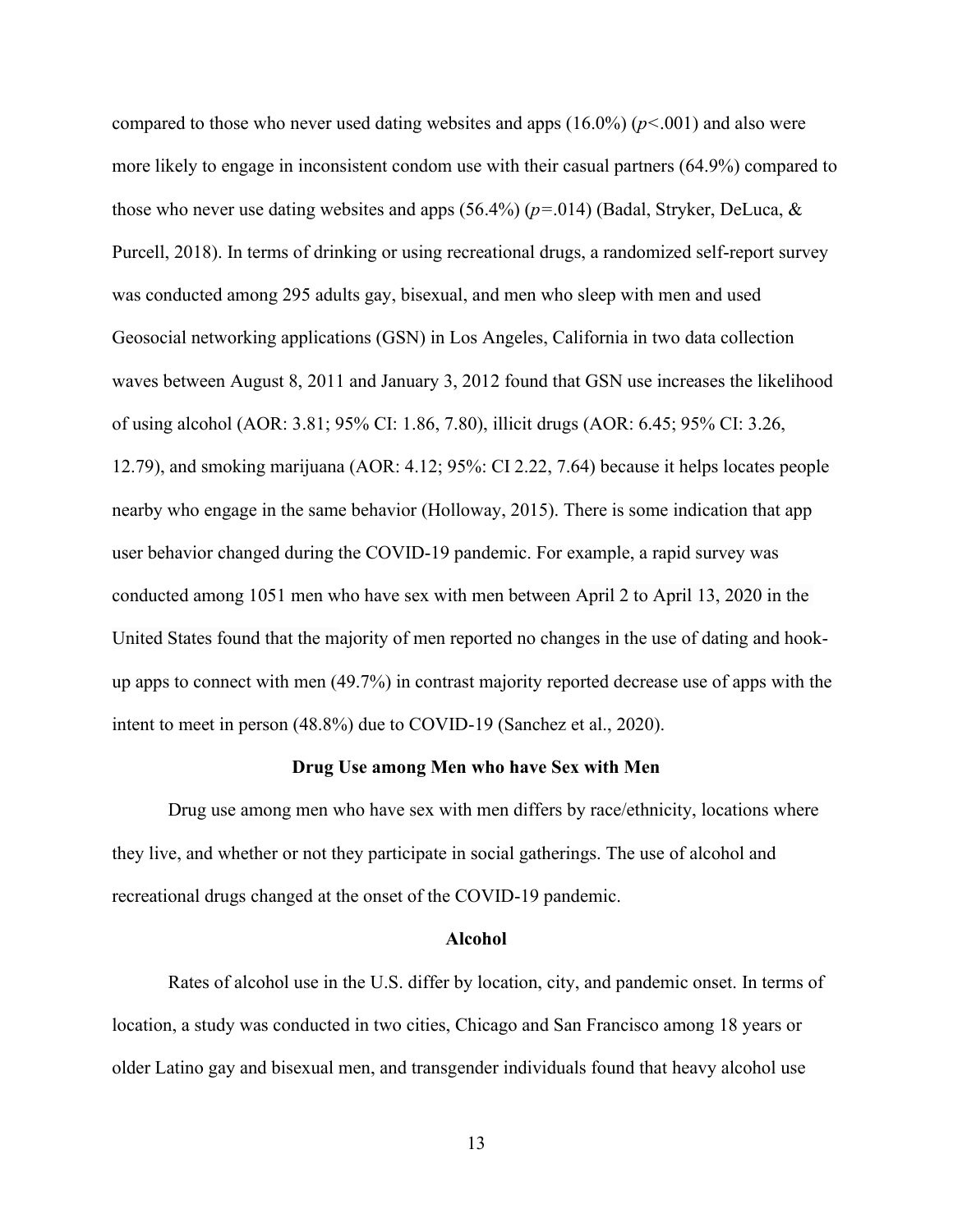compared to those who never used dating websites and apps (16.0%) ($p$<.001) and also were more likely to engage in inconsistent condom use with their casual partners (64.9%) compared to those who never use dating websites and apps (56.4%) ($p$=.014) (Badal, Stryker, DeLuca, & Purcell, 2018). In terms of drinking or using recreational drugs, a randomized self-report survey was conducted among 295 adults gay, bisexual, and men who sleep with men and used Geosocial networking applications (GSN) in Los Angeles, California in two data collection waves between August 8, 2011 and January 3, 2012 found that GSN use increases the likelihood of using alcohol (AOR: 3.81; 95% CI: 1.86, 7.80), illicit drugs (AOR: 6.45; 95% CI: 3.26, 12.79), and smoking marijuana (AOR: 4.12; 95%: CI 2.22, 7.64) because it helps locates people nearby who engage in the same behavior (Holloway, 2015). There is some indication that app user behavior changed during the COVID-19 pandemic. For example, a rapid survey was conducted among 1051 men who have sex with men between April 2 to April 13, 2020 in the United States found that the majority of men reported no changes in the use of dating and hook-up apps to connect with men (49.7%) in contrast majority reported decrease use of apps with the intent to meet in person (48.8%) due to COVID-19 (Sanchez et al., 2020).

## Drug Use among Men who have Sex with Men

Drug use among men who have sex with men differs by race/ethnicity, locations where they live, and whether or not they participate in social gatherings. The use of alcohol and recreational drugs changed at the onset of the COVID-19 pandemic.

### Alcohol

Rates of alcohol use in the U.S. differ by location, city, and pandemic onset. In terms of location, a study was conducted in two cities, Chicago and San Francisco among 18 years or older Latino gay and bisexual men, and transgender individuals found that heavy alcohol use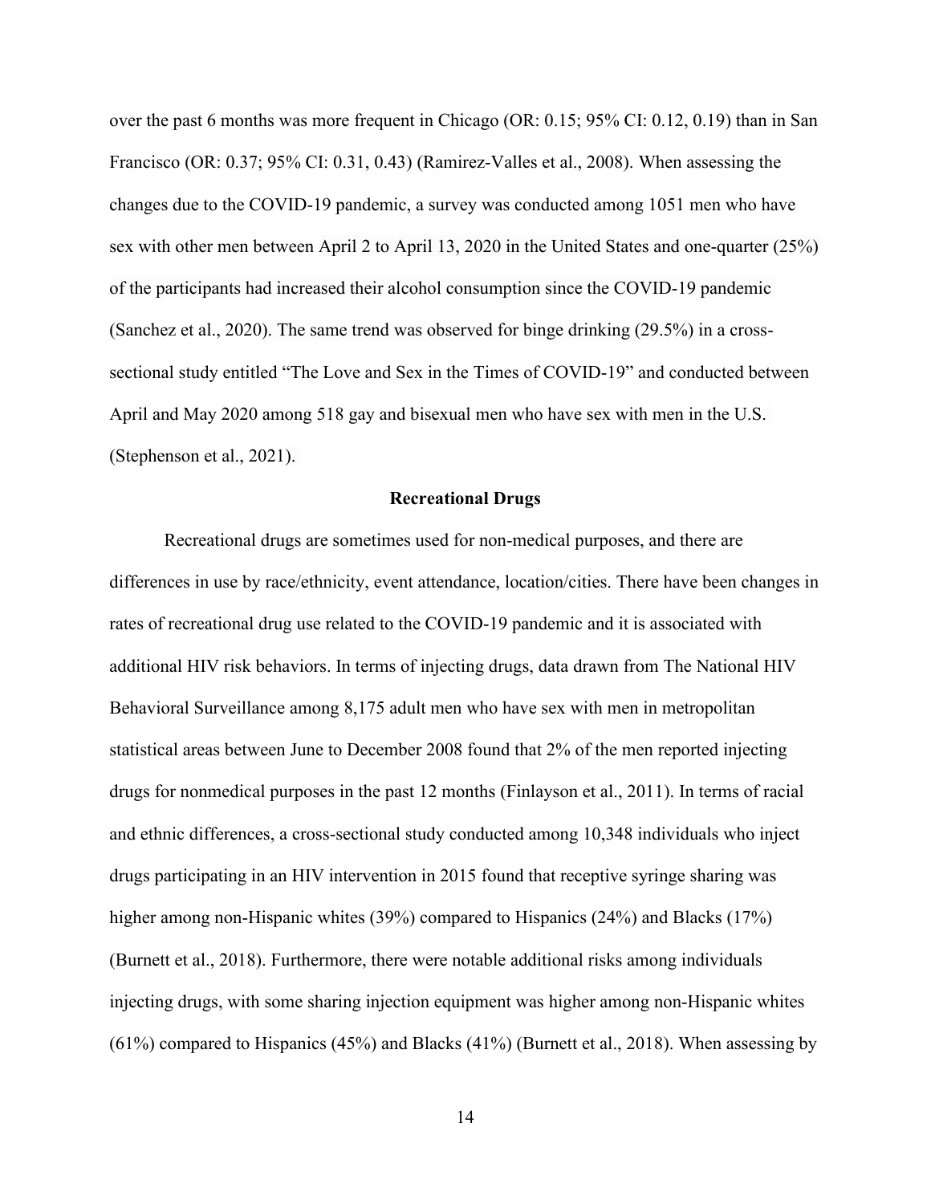over the past 6 months was more frequent in Chicago (OR: 0.15; 95% CI: 0.12, 0.19) than in San Francisco (OR: 0.37; 95% CI: 0.31, 0.43) (Ramirez-Valles et al., 2008). When assessing the changes due to the COVID-19 pandemic, a survey was conducted among 1051 men who have sex with other men between April 2 to April 13, 2020 in the United States and one-quarter (25%) of the participants had increased their alcohol consumption since the COVID-19 pandemic (Sanchez et al., 2020). The same trend was observed for binge drinking (29.5%) in a cross-sectional study entitled "The Love and Sex in the Times of COVID-19" and conducted between April and May 2020 among 518 gay and bisexual men who have sex with men in the U.S. (Stephenson et al., 2021).

### Recreational Drugs

Recreational drugs are sometimes used for non-medical purposes, and there are differences in use by race/ethnicity, event attendance, location/cities. There have been changes in rates of recreational drug use related to the COVID-19 pandemic and it is associated with additional HIV risk behaviors. In terms of injecting drugs, data drawn from The National HIV Behavioral Surveillance among 8,175 adult men who have sex with men in metropolitan statistical areas between June to December 2008 found that 2% of the men reported injecting drugs for nonmedical purposes in the past 12 months (Finlayson et al., 2011). In terms of racial and ethnic differences, a cross-sectional study conducted among 10,348 individuals who inject drugs participating in an HIV intervention in 2015 found that receptive syringe sharing was higher among non-Hispanic whites (39%) compared to Hispanics (24%) and Blacks (17%) (Burnett et al., 2018). Furthermore, there were notable additional risks among individuals injecting drugs, with some sharing injection equipment was higher among non-Hispanic whites (61%) compared to Hispanics (45%) and Blacks (41%) (Burnett et al., 2018). When assessing by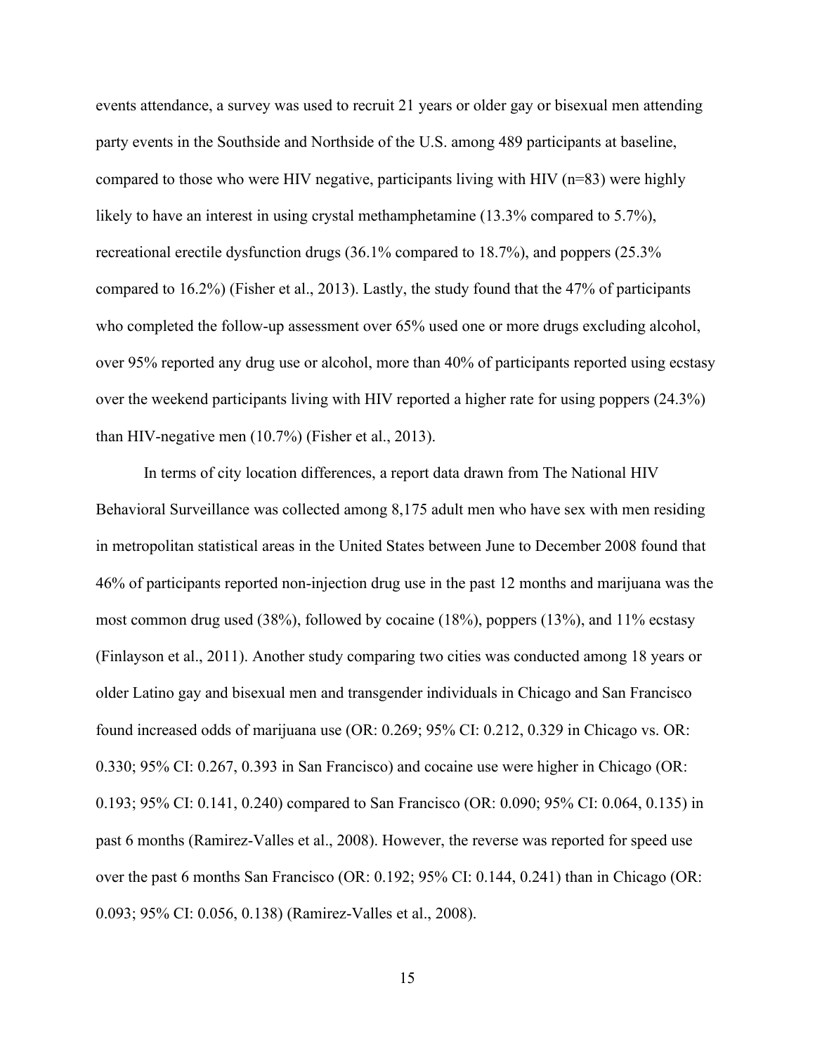events attendance, a survey was used to recruit 21 years or older gay or bisexual men attending party events in the Southside and Northside of the U.S. among 489 participants at baseline, compared to those who were HIV negative, participants living with HIV (n=83) were highly likely to have an interest in using crystal methamphetamine (13.3% compared to 5.7%), recreational erectile dysfunction drugs (36.1% compared to 18.7%), and poppers (25.3% compared to 16.2%) (Fisher et al., 2013). Lastly, the study found that the 47% of participants who completed the follow-up assessment over 65% used one or more drugs excluding alcohol, over 95% reported any drug use or alcohol, more than 40% of participants reported using ecstasy over the weekend participants living with HIV reported a higher rate for using poppers (24.3%) than HIV-negative men (10.7%) (Fisher et al., 2013).

In terms of city location differences, a report data drawn from The National HIV Behavioral Surveillance was collected among 8,175 adult men who have sex with men residing in metropolitan statistical areas in the United States between June to December 2008 found that 46% of participants reported non-injection drug use in the past 12 months and marijuana was the most common drug used (38%), followed by cocaine (18%), poppers (13%), and 11% ecstasy (Finlayson et al., 2011). Another study comparing two cities was conducted among 18 years or older Latino gay and bisexual men and transgender individuals in Chicago and San Francisco found increased odds of marijuana use (OR: 0.269; 95% CI: 0.212, 0.329 in Chicago vs. OR: 0.330; 95% CI: 0.267, 0.393 in San Francisco) and cocaine use were higher in Chicago (OR: 0.193; 95% CI: 0.141, 0.240) compared to San Francisco (OR: 0.090; 95% CI: 0.064, 0.135) in past 6 months (Ramirez-Valles et al., 2008). However, the reverse was reported for speed use over the past 6 months San Francisco (OR: 0.192; 95% CI: 0.144, 0.241) than in Chicago (OR: 0.093; 95% CI: 0.056, 0.138) (Ramirez-Valles et al., 2008).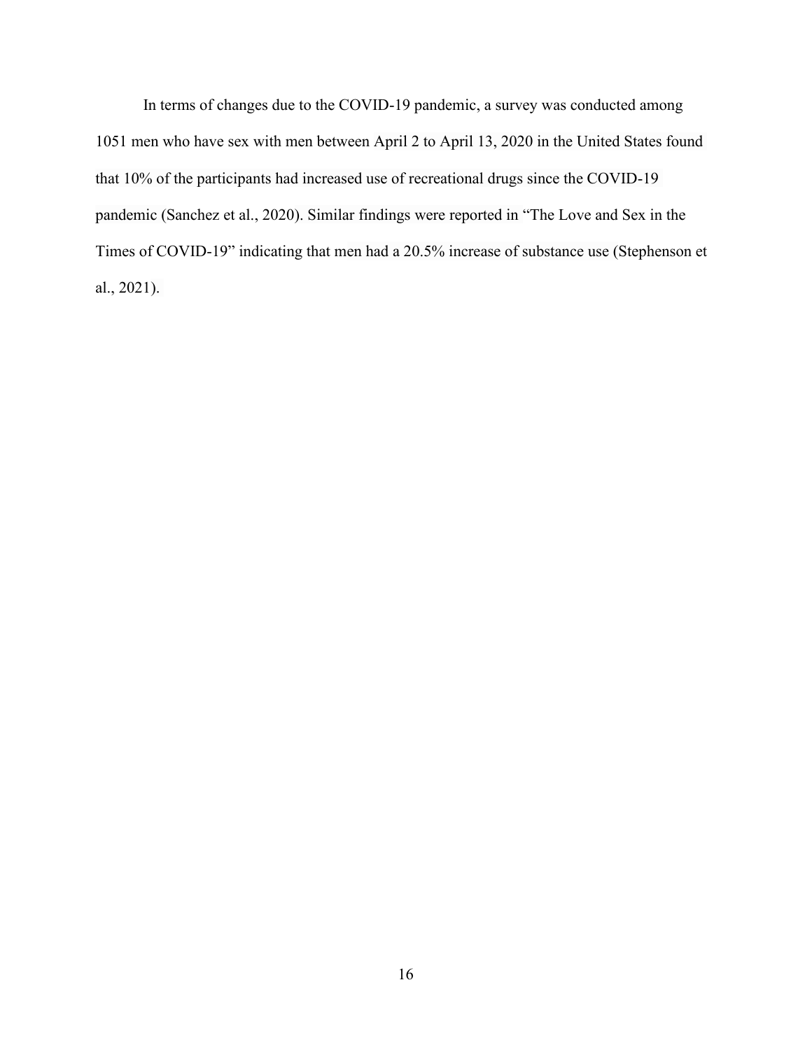In terms of changes due to the COVID-19 pandemic, a survey was conducted among 1051 men who have sex with men between April 2 to April 13, 2020 in the United States found that 10% of the participants had increased use of recreational drugs since the COVID-19 pandemic (Sanchez et al., 2020). Similar findings were reported in "The Love and Sex in the Times of COVID-19" indicating that men had a 20.5% increase of substance use (Stephenson et al., 2021).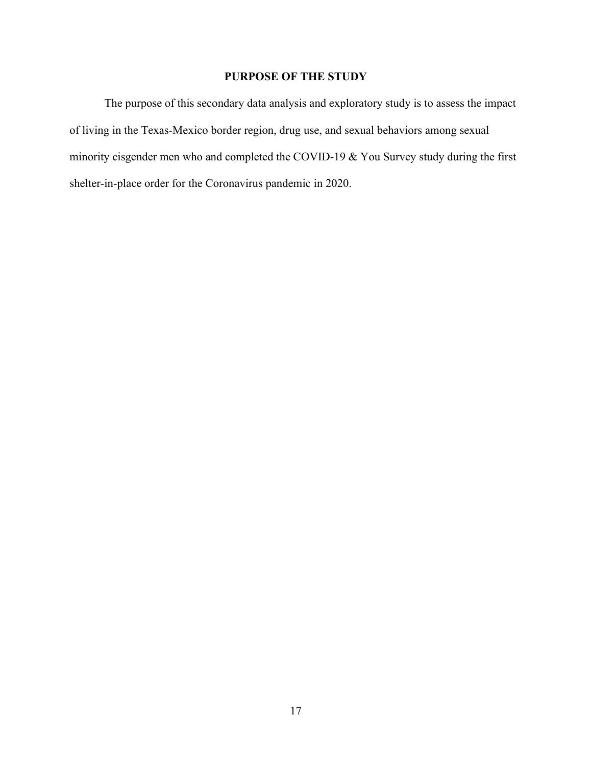## PURPOSE OF THE STUDY

The purpose of this secondary data analysis and exploratory study is to assess the impact of living in the Texas-Mexico border region, drug use, and sexual behaviors among sexual minority cisgender men who and completed the COVID-19 & You Survey study during the first shelter-in-place order for the Coronavirus pandemic in 2020.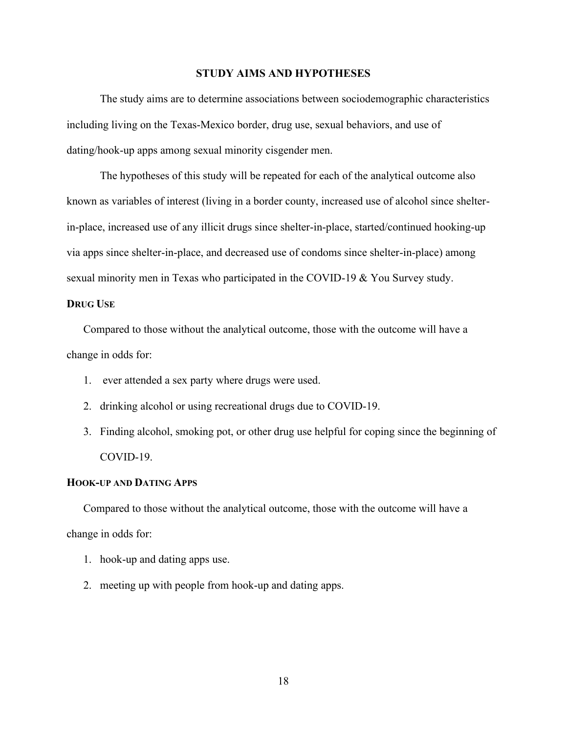## STUDY AIMS AND HYPOTHESES

The study aims are to determine associations between sociodemographic characteristics including living on the Texas-Mexico border, drug use, sexual behaviors, and use of dating/hook-up apps among sexual minority cisgender men.

The hypotheses of this study will be repeated for each of the analytical outcome also known as variables of interest (living in a border county, increased use of alcohol since shelter-in-place, increased use of any illicit drugs since shelter-in-place, started/continued hooking-up via apps since shelter-in-place, and decreased use of condoms since shelter-in-place) among sexual minority men in Texas who participated in the COVID-19 & You Survey study.

### DRUG USE

Compared to those without the analytical outcome, those with the outcome will have a change in odds for:

1. ever attended a sex party where drugs were used.
2. drinking alcohol or using recreational drugs due to COVID-19.
3. Finding alcohol, smoking pot, or other drug use helpful for coping since the beginning of COVID-19.

### HOOK-UP AND DATING APPS

Compared to those without the analytical outcome, those with the outcome will have a change in odds for:

1. hook-up and dating apps use.
2. meeting up with people from hook-up and dating apps.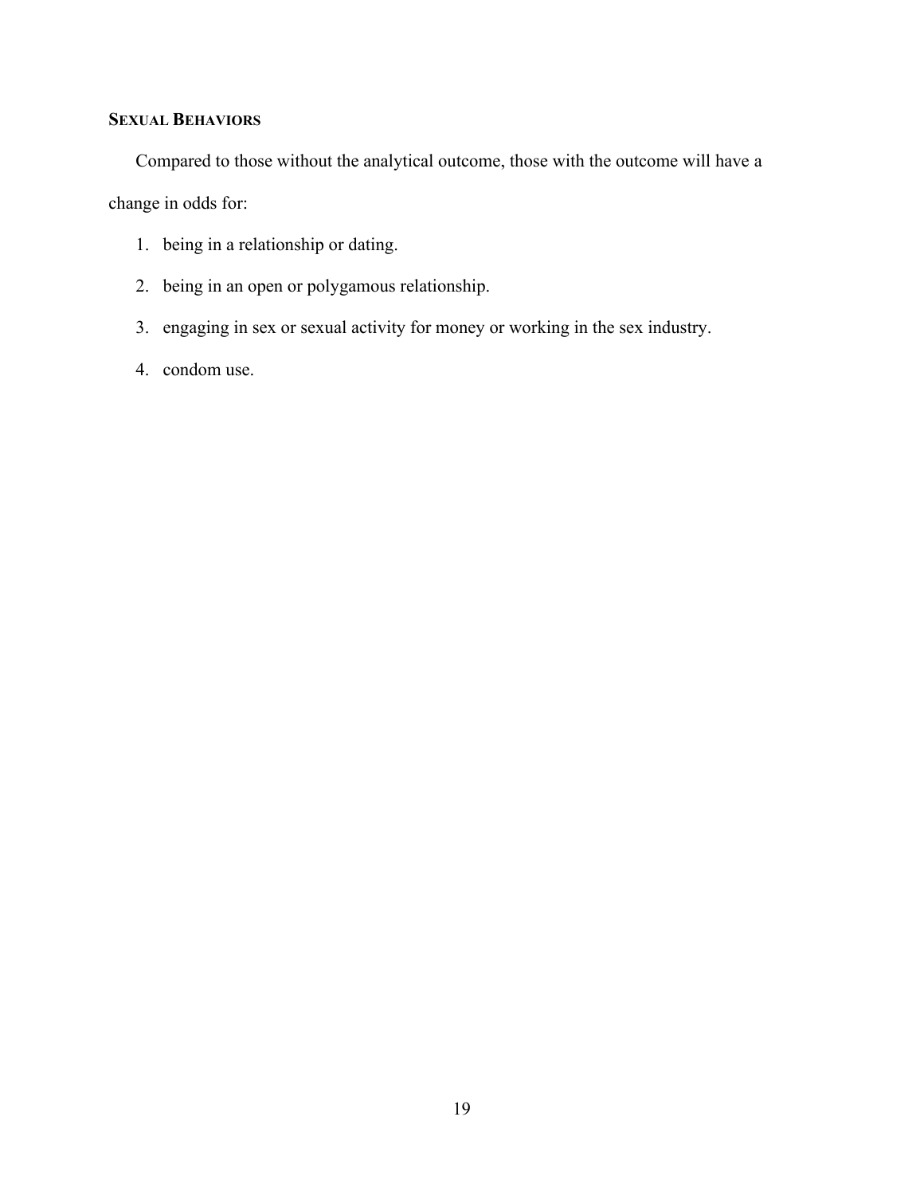### Sexual Behaviors

Compared to those without the analytical outcome, those with the outcome will have a change in odds for:

1. being in a relationship or dating.
2. being in an open or polygamous relationship.
3. engaging in sex or sexual activity for money or working in the sex industry.
4. condom use.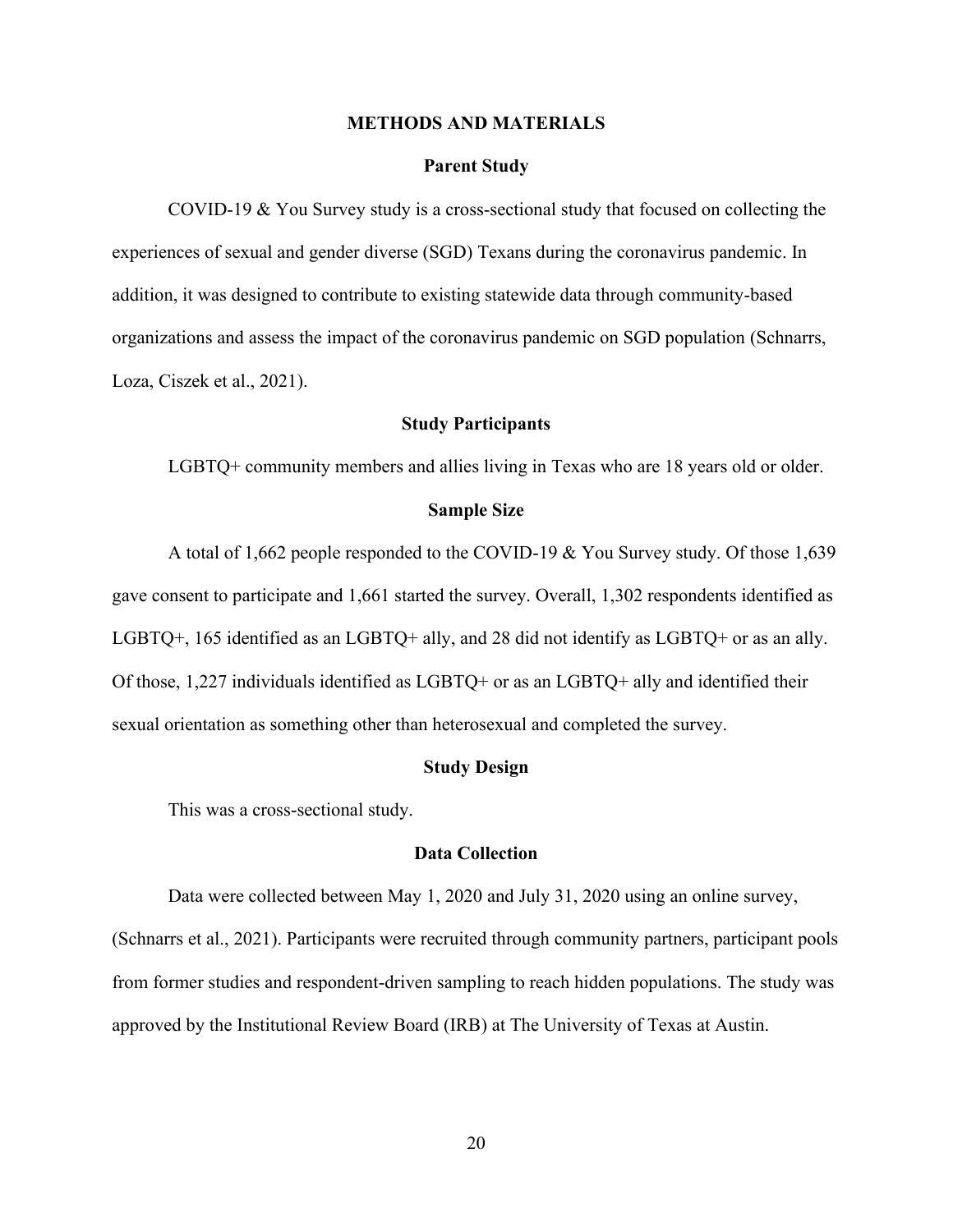# METHODS AND MATERIALS

## Parent Study

COVID-19 & You Survey study is a cross-sectional study that focused on collecting the experiences of sexual and gender diverse (SGD) Texans during the coronavirus pandemic. In addition, it was designed to contribute to existing statewide data through community-based organizations and assess the impact of the coronavirus pandemic on SGD population (Schnarrs, Loza, Ciszek et al., 2021).

## Study Participants

LGBTQ+ community members and allies living in Texas who are 18 years old or older.

## Sample Size

A total of 1,662 people responded to the COVID-19 & You Survey study. Of those 1,639 gave consent to participate and 1,661 started the survey. Overall, 1,302 respondents identified as LGBTQ+, 165 identified as an LGBTQ+ ally, and 28 did not identify as LGBTQ+ or as an ally. Of those, 1,227 individuals identified as LGBTQ+ or as an LGBTQ+ ally and identified their sexual orientation as something other than heterosexual and completed the survey.

## Study Design

This was a cross-sectional study.

## Data Collection

Data were collected between May 1, 2020 and July 31, 2020 using an online survey, (Schnarrs et al., 2021). Participants were recruited through community partners, participant pools from former studies and respondent-driven sampling to reach hidden populations. The study was approved by the Institutional Review Board (IRB) at The University of Texas at Austin.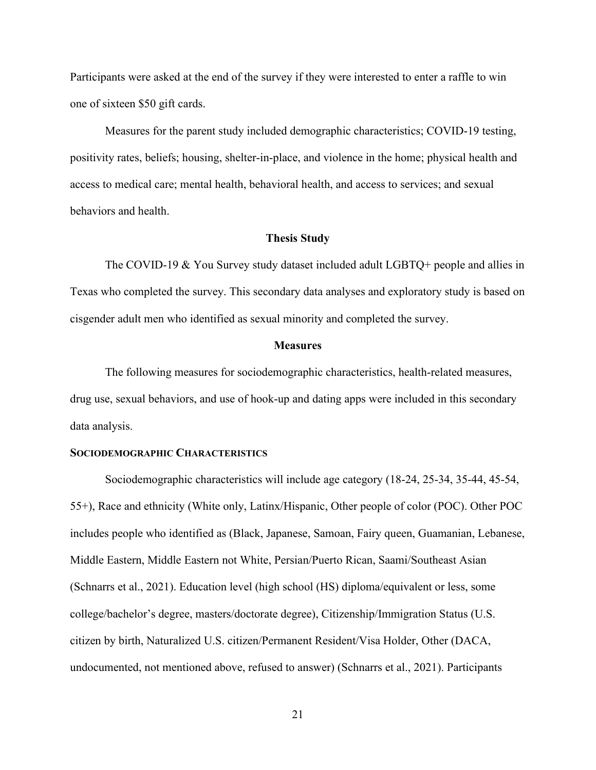Participants were asked at the end of the survey if they were interested to enter a raffle to win one of sixteen $50 gift cards.

Measures for the parent study included demographic characteristics; COVID-19 testing, positivity rates, beliefs; housing, shelter-in-place, and violence in the home; physical health and access to medical care; mental health, behavioral health, and access to services; and sexual behaviors and health.

## Thesis Study

The COVID-19 & You Survey study dataset included adult LGBTQ+ people and allies in Texas who completed the survey. This secondary data analyses and exploratory study is based on cisgender adult men who identified as sexual minority and completed the survey.

## Measures

The following measures for sociodemographic characteristics, health-related measures, drug use, sexual behaviors, and use of hook-up and dating apps were included in this secondary data analysis.

### SOCIODEMOGRAPHIC CHARACTERISTICS

Sociodemographic characteristics will include age category (18-24, 25-34, 35-44, 45-54, 55+), Race and ethnicity (White only, Latinx/Hispanic, Other people of color (POC). Other POC includes people who identified as (Black, Japanese, Samoan, Fairy queen, Guamanian, Lebanese, Middle Eastern, Middle Eastern not White, Persian/Puerto Rican, Saami/Southeast Asian (Schnarrs et al., 2021). Education level (high school (HS) diploma/equivalent or less, some college/bachelor's degree, masters/doctorate degree), Citizenship/Immigration Status (U.S. citizen by birth, Naturalized U.S. citizen/Permanent Resident/Visa Holder, Other (DACA, undocumented, not mentioned above, refused to answer) (Schnarrs et al., 2021). Participants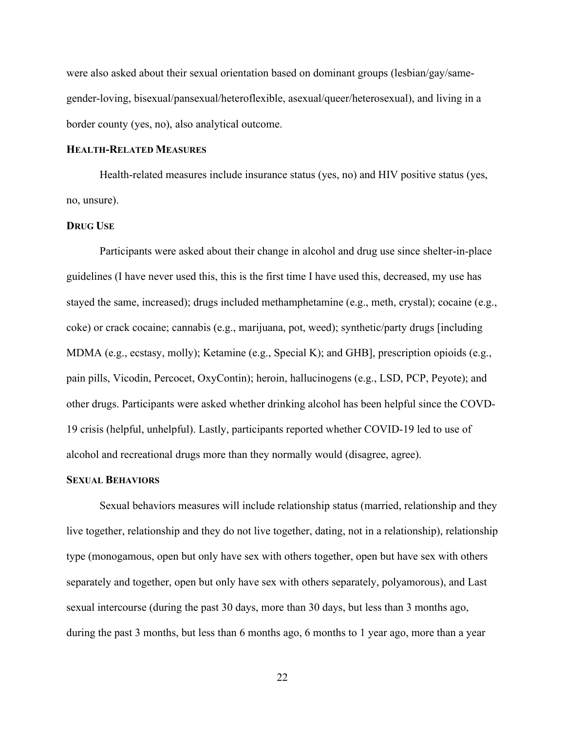were also asked about their sexual orientation based on dominant groups (lesbian/gay/same-gender-loving, bisexual/pansexual/heteroflexible, asexual/queer/heterosexual), and living in a border county (yes, no), also analytical outcome.

### HEALTH-RELATED MEASURES

Health-related measures include insurance status (yes, no) and HIV positive status (yes, no, unsure).

### DRUG USE

Participants were asked about their change in alcohol and drug use since shelter-in-place guidelines (I have never used this, this is the first time I have used this, decreased, my use has stayed the same, increased); drugs included methamphetamine (e.g., meth, crystal); cocaine (e.g., coke) or crack cocaine; cannabis (e.g., marijuana, pot, weed); synthetic/party drugs [including MDMA (e.g., ecstasy, molly); Ketamine (e.g., Special K); and GHB], prescription opioids (e.g., pain pills, Vicodin, Percocet, OxyContin); heroin, hallucinogens (e.g., LSD, PCP, Peyote); and other drugs. Participants were asked whether drinking alcohol has been helpful since the COVD-19 crisis (helpful, unhelpful). Lastly, participants reported whether COVID-19 led to use of alcohol and recreational drugs more than they normally would (disagree, agree).

### SEXUAL BEHAVIORS

Sexual behaviors measures will include relationship status (married, relationship and they live together, relationship and they do not live together, dating, not in a relationship), relationship type (monogamous, open but only have sex with others together, open but have sex with others separately and together, open but only have sex with others separately, polyamorous), and Last sexual intercourse (during the past 30 days, more than 30 days, but less than 3 months ago, during the past 3 months, but less than 6 months ago, 6 months to 1 year ago, more than a year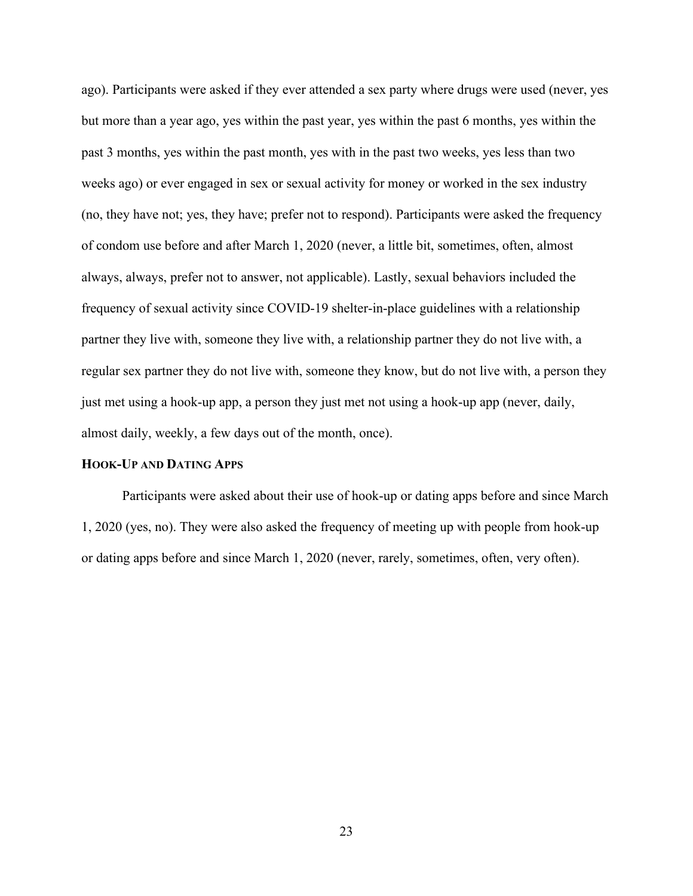ago). Participants were asked if they ever attended a sex party where drugs were used (never, yes but more than a year ago, yes within the past year, yes within the past 6 months, yes within the past 3 months, yes within the past month, yes with in the past two weeks, yes less than two weeks ago) or ever engaged in sex or sexual activity for money or worked in the sex industry (no, they have not; yes, they have; prefer not to respond). Participants were asked the frequency of condom use before and after March 1, 2020 (never, a little bit, sometimes, often, almost always, always, prefer not to answer, not applicable). Lastly, sexual behaviors included the frequency of sexual activity since COVID-19 shelter-in-place guidelines with a relationship partner they live with, someone they live with, a relationship partner they do not live with, a regular sex partner they do not live with, someone they know, but do not live with, a person they just met using a hook-up app, a person they just met not using a hook-up app (never, daily, almost daily, weekly, a few days out of the month, once).

### HOOK-UP AND DATING APPS

Participants were asked about their use of hook-up or dating apps before and since March 1, 2020 (yes, no). They were also asked the frequency of meeting up with people from hook-up or dating apps before and since March 1, 2020 (never, rarely, sometimes, often, very often).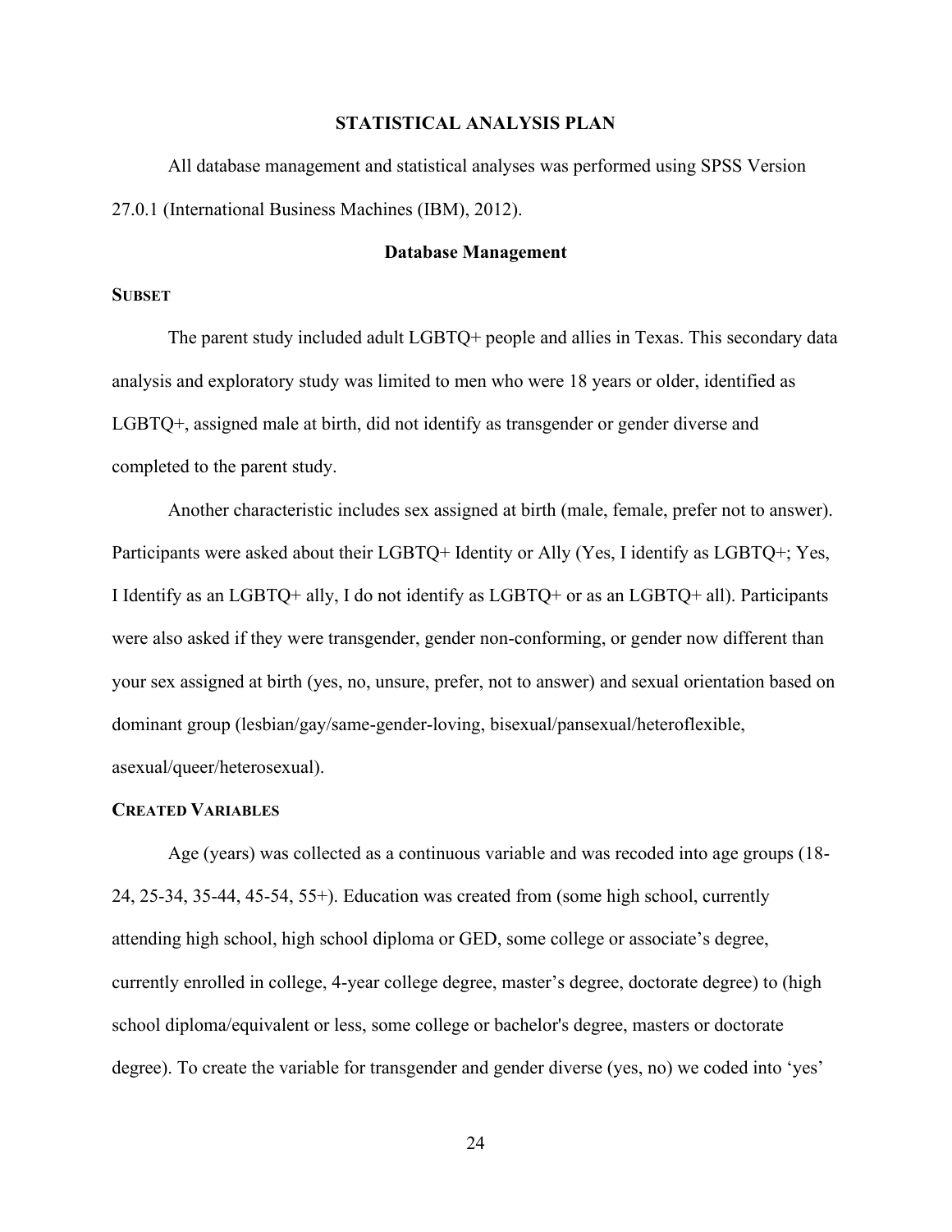## STATISTICAL ANALYSIS PLAN

All database management and statistical analyses was performed using SPSS Version 27.0.1 (International Business Machines (IBM), 2012).

### Database Management

#### SUBSET

The parent study included adult LGBTQ+ people and allies in Texas. This secondary data analysis and exploratory study was limited to men who were 18 years or older, identified as LGBTQ+, assigned male at birth, did not identify as transgender or gender diverse and completed to the parent study.

Another characteristic includes sex assigned at birth (male, female, prefer not to answer). Participants were asked about their LGBTQ+ Identity or Ally (Yes, I identify as LGBTQ+; Yes, I Identify as an LGBTQ+ ally, I do not identify as LGBTQ+ or as an LGBTQ+ all). Participants were also asked if they were transgender, gender non-conforming, or gender now different than your sex assigned at birth (yes, no, unsure, prefer, not to answer) and sexual orientation based on dominant group (lesbian/gay/same-gender-loving, bisexual/pansexual/heteroflexible, asexual/queer/heterosexual).

#### CREATED VARIABLES

Age (years) was collected as a continuous variable and was recoded into age groups (18-24, 25-34, 35-44, 45-54, 55+). Education was created from (some high school, currently attending high school, high school diploma or GED, some college or associate's degree, currently enrolled in college, 4-year college degree, master's degree, doctorate degree) to (high school diploma/equivalent or less, some college or bachelor's degree, masters or doctorate degree). To create the variable for transgender and gender diverse (yes, no) we coded into 'yes'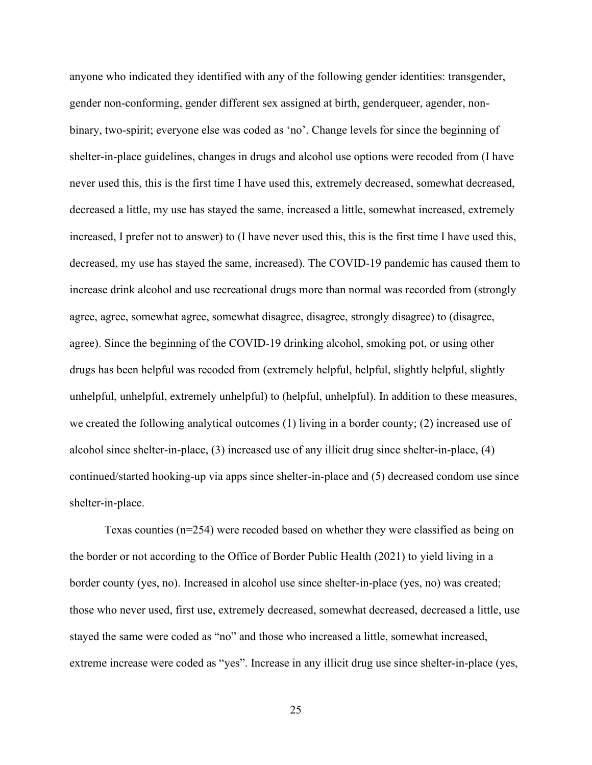anyone who indicated they identified with any of the following gender identities: transgender, gender non-conforming, gender different sex assigned at birth, genderqueer, agender, non-binary, two-spirit; everyone else was coded as 'no'. Change levels for since the beginning of shelter-in-place guidelines, changes in drugs and alcohol use options were recoded from (I have never used this, this is the first time I have used this, extremely decreased, somewhat decreased, decreased a little, my use has stayed the same, increased a little, somewhat increased, extremely increased, I prefer not to answer) to (I have never used this, this is the first time I have used this, decreased, my use has stayed the same, increased). The COVID-19 pandemic has caused them to increase drink alcohol and use recreational drugs more than normal was recorded from (strongly agree, agree, somewhat agree, somewhat disagree, disagree, strongly disagree) to (disagree, agree). Since the beginning of the COVID-19 drinking alcohol, smoking pot, or using other drugs has been helpful was recoded from (extremely helpful, helpful, slightly helpful, slightly unhelpful, unhelpful, extremely unhelpful) to (helpful, unhelpful). In addition to these measures, we created the following analytical outcomes (1) living in a border county; (2) increased use of alcohol since shelter-in-place, (3) increased use of any illicit drug since shelter-in-place, (4) continued/started hooking-up via apps since shelter-in-place and (5) decreased condom use since shelter-in-place.

Texas counties (n=254) were recoded based on whether they were classified as being on the border or not according to the Office of Border Public Health (2021) to yield living in a border county (yes, no). Increased in alcohol use since shelter-in-place (yes, no) was created; those who never used, first use, extremely decreased, somewhat decreased, decreased a little, use stayed the same were coded as "no" and those who increased a little, somewhat increased, extreme increase were coded as "yes". Increase in any illicit drug use since shelter-in-place (yes,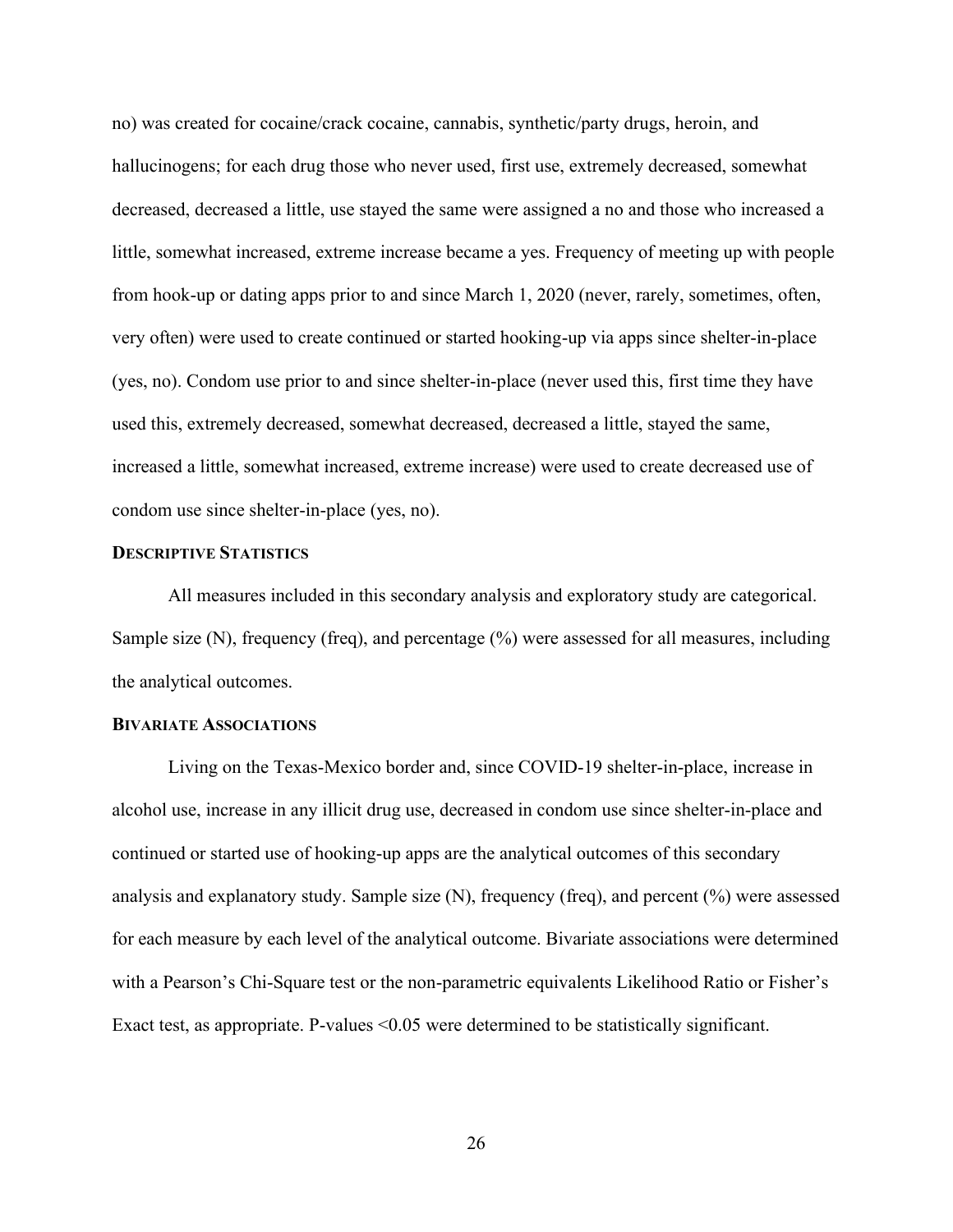no) was created for cocaine/crack cocaine, cannabis, synthetic/party drugs, heroin, and hallucinogens; for each drug those who never used, first use, extremely decreased, somewhat decreased, decreased a little, use stayed the same were assigned a no and those who increased a little, somewhat increased, extreme increase became a yes. Frequency of meeting up with people from hook-up or dating apps prior to and since March 1, 2020 (never, rarely, sometimes, often, very often) were used to create continued or started hooking-up via apps since shelter-in-place (yes, no). Condom use prior to and since shelter-in-place (never used this, first time they have used this, extremely decreased, somewhat decreased, decreased a little, stayed the same, increased a little, somewhat increased, extreme increase) were used to create decreased use of condom use since shelter-in-place (yes, no).

### DESCRIPTIVE STATISTICS

All measures included in this secondary analysis and exploratory study are categorical. Sample size (N), frequency (freq), and percentage (%) were assessed for all measures, including the analytical outcomes.

### BIVARIATE ASSOCIATIONS

Living on the Texas-Mexico border and, since COVID-19 shelter-in-place, increase in alcohol use, increase in any illicit drug use, decreased in condom use since shelter-in-place and continued or started use of hooking-up apps are the analytical outcomes of this secondary analysis and explanatory study. Sample size (N), frequency (freq), and percent (%) were assessed for each measure by each level of the analytical outcome. Bivariate associations were determined with a Pearson's Chi-Square test or the non-parametric equivalents Likelihood Ratio or Fisher's Exact test, as appropriate. P-values <0.05 were determined to be statistically significant.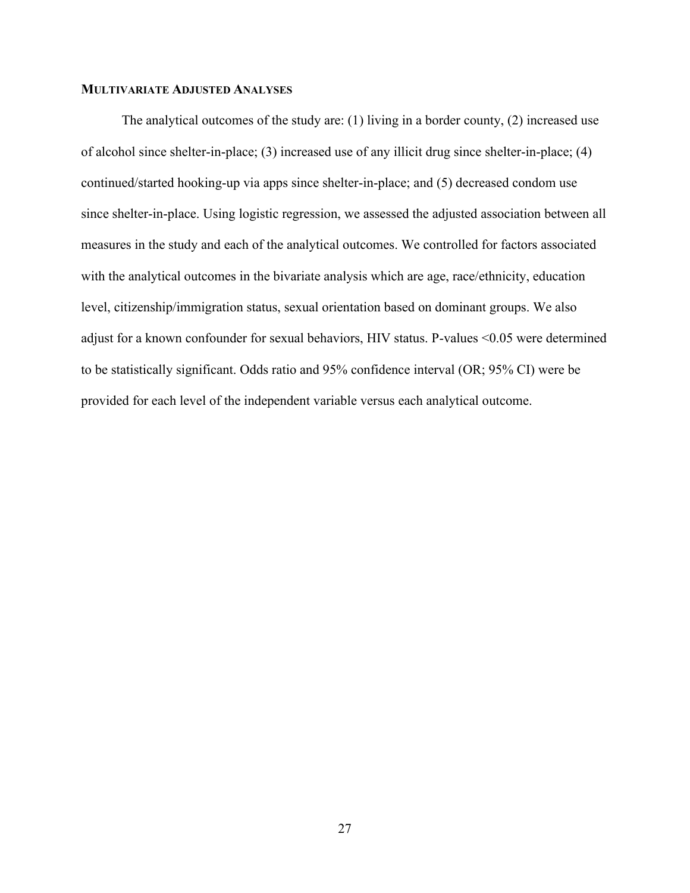### MULTIVARIATE ADJUSTED ANALYSES

The analytical outcomes of the study are: (1) living in a border county, (2) increased use of alcohol since shelter-in-place; (3) increased use of any illicit drug since shelter-in-place; (4) continued/started hooking-up via apps since shelter-in-place; and (5) decreased condom use since shelter-in-place. Using logistic regression, we assessed the adjusted association between all measures in the study and each of the analytical outcomes. We controlled for factors associated with the analytical outcomes in the bivariate analysis which are age, race/ethnicity, education level, citizenship/immigration status, sexual orientation based on dominant groups. We also adjust for a known confounder for sexual behaviors, HIV status. P-values <0.05 were determined to be statistically significant. Odds ratio and 95% confidence interval (OR; 95% CI) were be provided for each level of the independent variable versus each analytical outcome.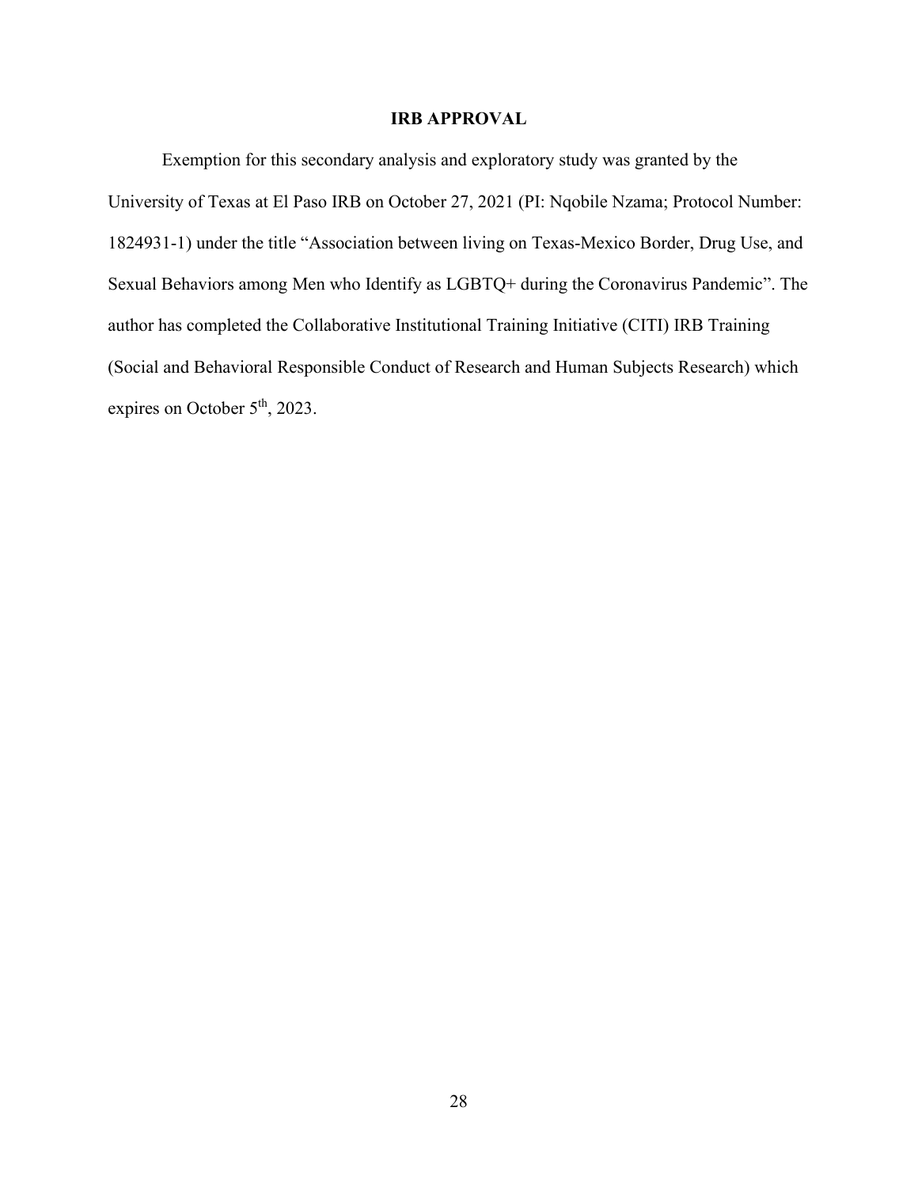## IRB APPROVAL

Exemption for this secondary analysis and exploratory study was granted by the University of Texas at El Paso IRB on October 27, 2021 (PI: Nqobile Nzama; Protocol Number: 1824931-1) under the title "Association between living on Texas-Mexico Border, Drug Use, and Sexual Behaviors among Men who Identify as LGBTQ+ during the Coronavirus Pandemic". The author has completed the Collaborative Institutional Training Initiative (CITI) IRB Training (Social and Behavioral Responsible Conduct of Research and Human Subjects Research) which expires on October 5th, 2023.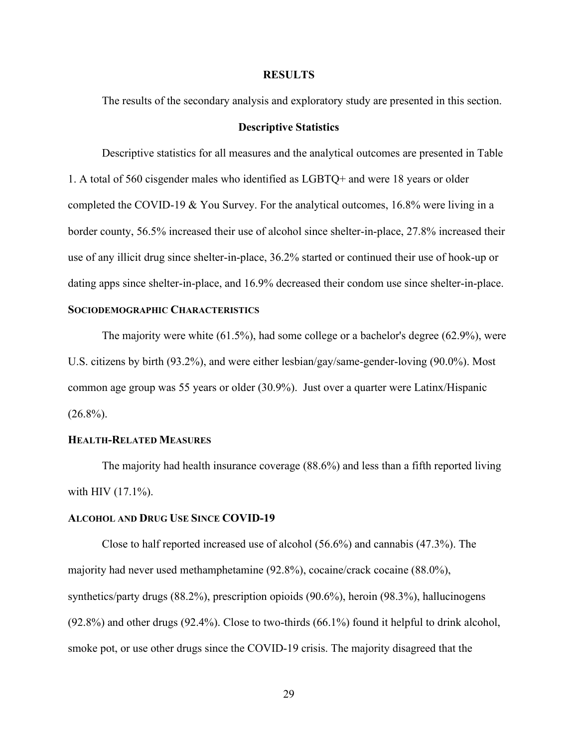# RESULTS

The results of the secondary analysis and exploratory study are presented in this section.

## Descriptive Statistics

Descriptive statistics for all measures and the analytical outcomes are presented in Table 1. A total of 560 cisgender males who identified as LGBTQ+ and were 18 years or older completed the COVID-19 & You Survey. For the analytical outcomes, 16.8% were living in a border county, 56.5% increased their use of alcohol since shelter-in-place, 27.8% increased their use of any illicit drug since shelter-in-place, 36.2% started or continued their use of hook-up or dating apps since shelter-in-place, and 16.9% decreased their condom use since shelter-in-place.

### SOCIODEMOGRAPHIC CHARACTERISTICS

The majority were white (61.5%), had some college or a bachelor's degree (62.9%), were U.S. citizens by birth (93.2%), and were either lesbian/gay/same-gender-loving (90.0%). Most common age group was 55 years or older (30.9%). Just over a quarter were Latinx/Hispanic (26.8%).

### HEALTH-RELATED MEASURES

The majority had health insurance coverage (88.6%) and less than a fifth reported living with HIV (17.1%).

### ALCOHOL AND DRUG USE SINCE COVID-19

Close to half reported increased use of alcohol (56.6%) and cannabis (47.3%). The majority had never used methamphetamine (92.8%), cocaine/crack cocaine (88.0%), synthetics/party drugs (88.2%), prescription opioids (90.6%), heroin (98.3%), hallucinogens (92.8%) and other drugs (92.4%). Close to two-thirds (66.1%) found it helpful to drink alcohol, smoke pot, or use other drugs since the COVID-19 crisis. The majority disagreed that the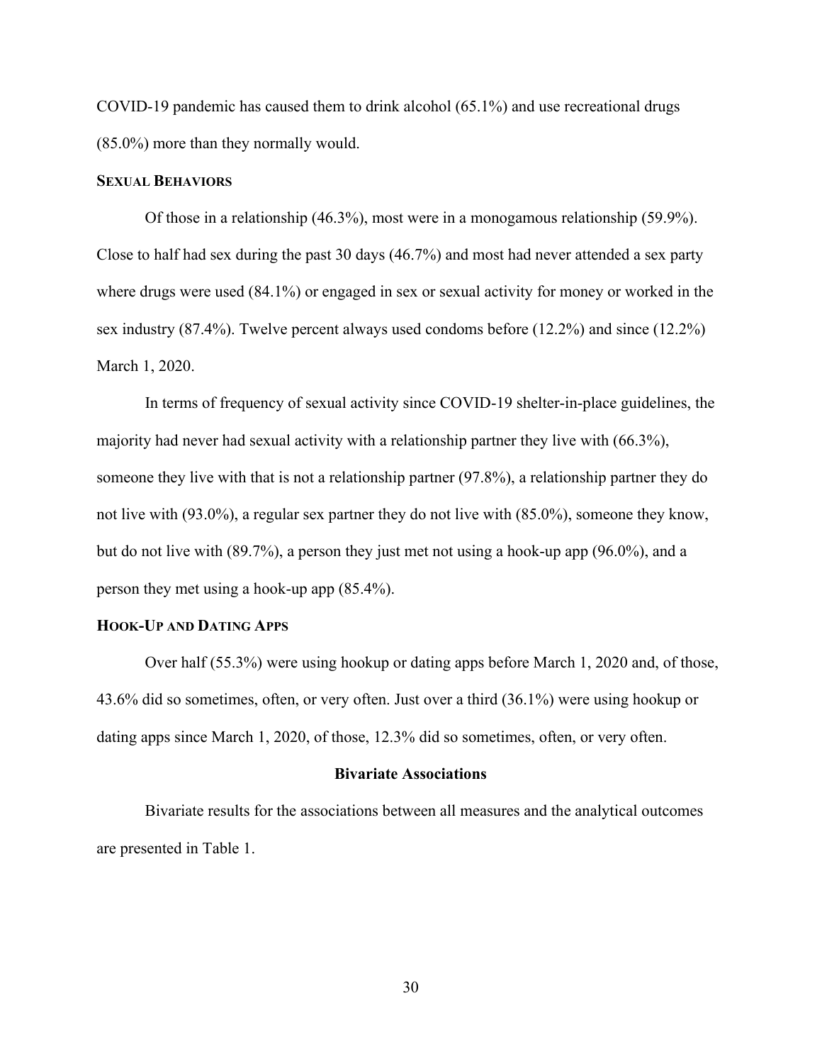COVID-19 pandemic has caused them to drink alcohol (65.1%) and use recreational drugs (85.0%) more than they normally would.

#### SEXUAL BEHAVIORS

Of those in a relationship (46.3%), most were in a monogamous relationship (59.9%). Close to half had sex during the past 30 days (46.7%) and most had never attended a sex party where drugs were used (84.1%) or engaged in sex or sexual activity for money or worked in the sex industry (87.4%). Twelve percent always used condoms before (12.2%) and since (12.2%) March 1, 2020.

In terms of frequency of sexual activity since COVID-19 shelter-in-place guidelines, the majority had never had sexual activity with a relationship partner they live with (66.3%), someone they live with that is not a relationship partner (97.8%), a relationship partner they do not live with (93.0%), a regular sex partner they do not live with (85.0%), someone they know, but do not live with (89.7%), a person they just met not using a hook-up app (96.0%), and a person they met using a hook-up app (85.4%).

#### HOOK-UP AND DATING APPS

Over half (55.3%) were using hookup or dating apps before March 1, 2020 and, of those, 43.6% did so sometimes, often, or very often. Just over a third (36.1%) were using hookup or dating apps since March 1, 2020, of those, 12.3% did so sometimes, often, or very often.

### Bivariate Associations

Bivariate results for the associations between all measures and the analytical outcomes are presented in Table 1.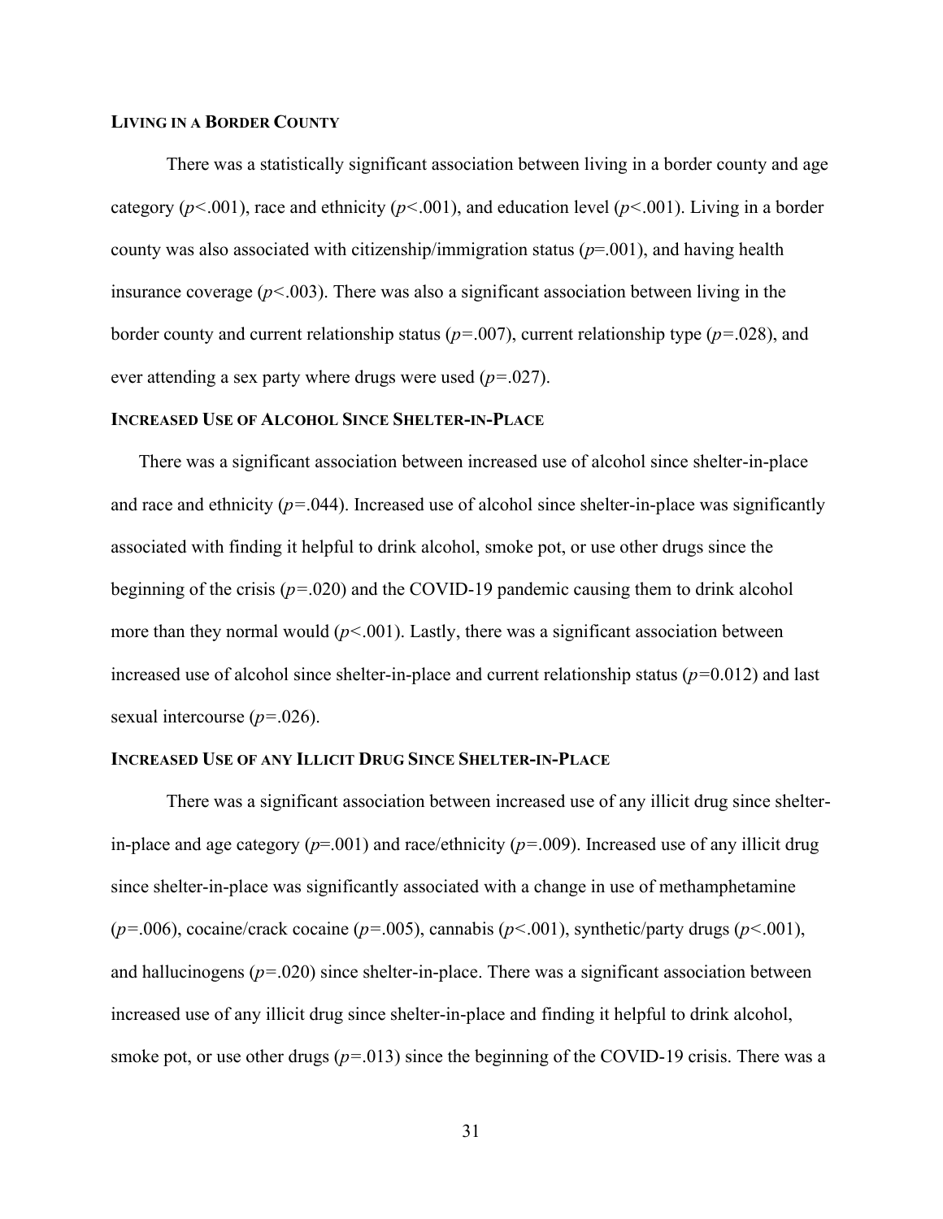### LIVING IN A BORDER COUNTY

There was a statistically significant association between living in a border county and age category ($p<.001$), race and ethnicity ($p<.001$), and education level ($p<.001$). Living in a border county was also associated with citizenship/immigration status ($p=.001$), and having health insurance coverage ($p<.003$). There was also a significant association between living in the border county and current relationship status ($p=.007$), current relationship type ($p=.028$), and ever attending a sex party where drugs were used ($p=.027$).

### INCREASED USE OF ALCOHOL SINCE SHELTER-IN-PLACE

There was a significant association between increased use of alcohol since shelter-in-place and race and ethnicity ($p=.044$). Increased use of alcohol since shelter-in-place was significantly associated with finding it helpful to drink alcohol, smoke pot, or use other drugs since the beginning of the crisis ($p=.020$) and the COVID-19 pandemic causing them to drink alcohol more than they normal would ($p<.001$). Lastly, there was a significant association between increased use of alcohol since shelter-in-place and current relationship status ($p=0.012$) and last sexual intercourse ($p=.026$).

### INCREASED USE OF ANY ILLICIT DRUG SINCE SHELTER-IN-PLACE

There was a significant association between increased use of any illicit drug since shelter-in-place and age category ($p=.001$) and race/ethnicity ($p=.009$). Increased use of any illicit drug since shelter-in-place was significantly associated with a change in use of methamphetamine ($p=.006$), cocaine/crack cocaine ($p=.005$), cannabis ($p<.001$), synthetic/party drugs ($p<.001$), and hallucinogens ($p=.020$) since shelter-in-place. There was a significant association between increased use of any illicit drug since shelter-in-place and finding it helpful to drink alcohol, smoke pot, or use other drugs ($p=.013$) since the beginning of the COVID-19 crisis. There was a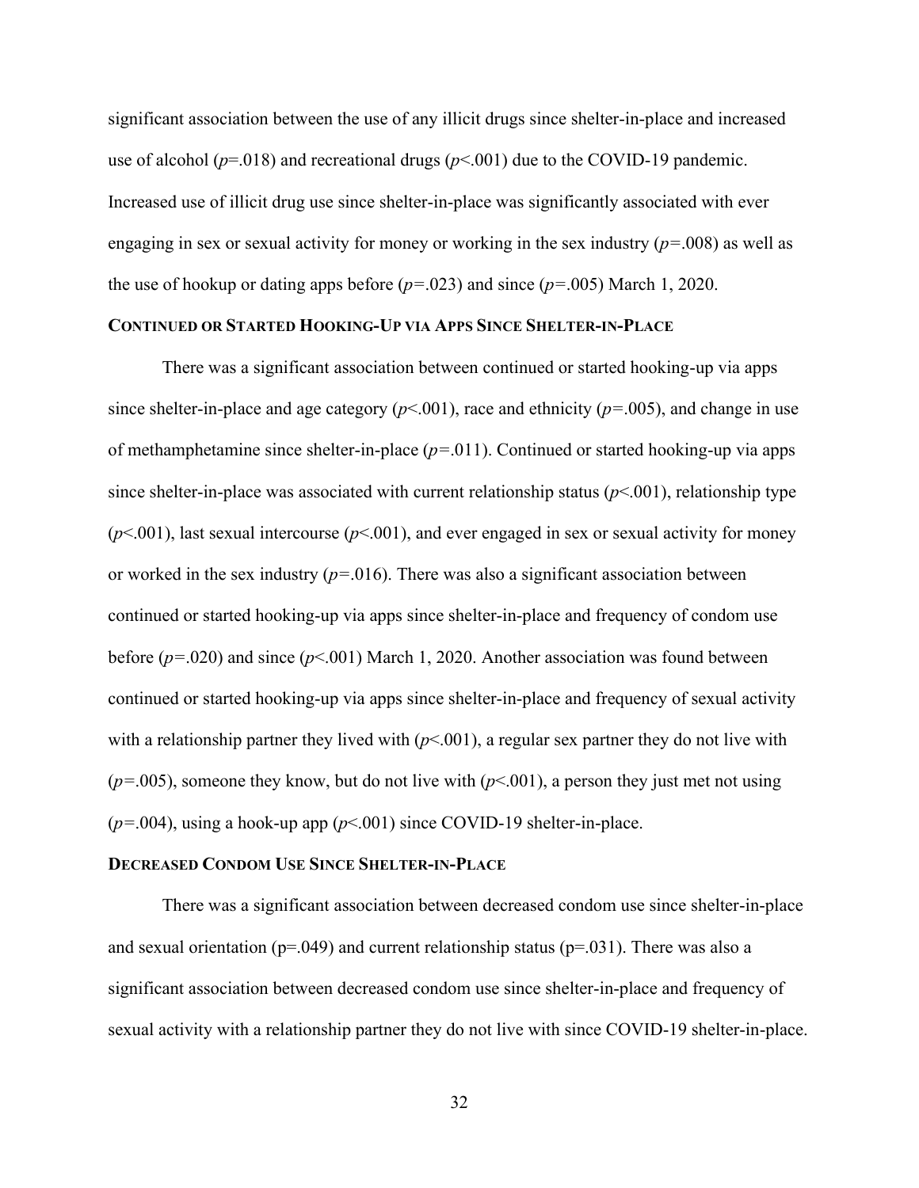significant association between the use of any illicit drugs since shelter-in-place and increased use of alcohol ($p=.018$) and recreational drugs ($p<.001$) due to the COVID-19 pandemic. Increased use of illicit drug use since shelter-in-place was significantly associated with ever engaging in sex or sexual activity for money or working in the sex industry ($p=.008$) as well as the use of hookup or dating apps before ($p=.023$) and since ($p=.005$) March 1, 2020.

### Continued or Started Hooking-Up via Apps Since Shelter-in-Place

There was a significant association between continued or started hooking-up via apps since shelter-in-place and age category ($p<.001$), race and ethnicity ($p=.005$), and change in use of methamphetamine since shelter-in-place ($p=.011$). Continued or started hooking-up via apps since shelter-in-place was associated with current relationship status ($p<.001$), relationship type ($p<.001$), last sexual intercourse ($p<.001$), and ever engaged in sex or sexual activity for money or worked in the sex industry ($p=.016$). There was also a significant association between continued or started hooking-up via apps since shelter-in-place and frequency of condom use before ($p=.020$) and since ($p<.001$) March 1, 2020. Another association was found between continued or started hooking-up via apps since shelter-in-place and frequency of sexual activity with a relationship partner they lived with ($p<.001$), a regular sex partner they do not live with ($p=.005$), someone they know, but do not live with ($p<.001$), a person they just met not using ($p=.004$), using a hook-up app ($p<.001$) since COVID-19 shelter-in-place.

### Decreased Condom Use Since Shelter-in-Place

There was a significant association between decreased condom use since shelter-in-place and sexual orientation ($p=.049$) and current relationship status ($p=.031$). There was also a significant association between decreased condom use since shelter-in-place and frequency of sexual activity with a relationship partner they do not live with since COVID-19 shelter-in-place.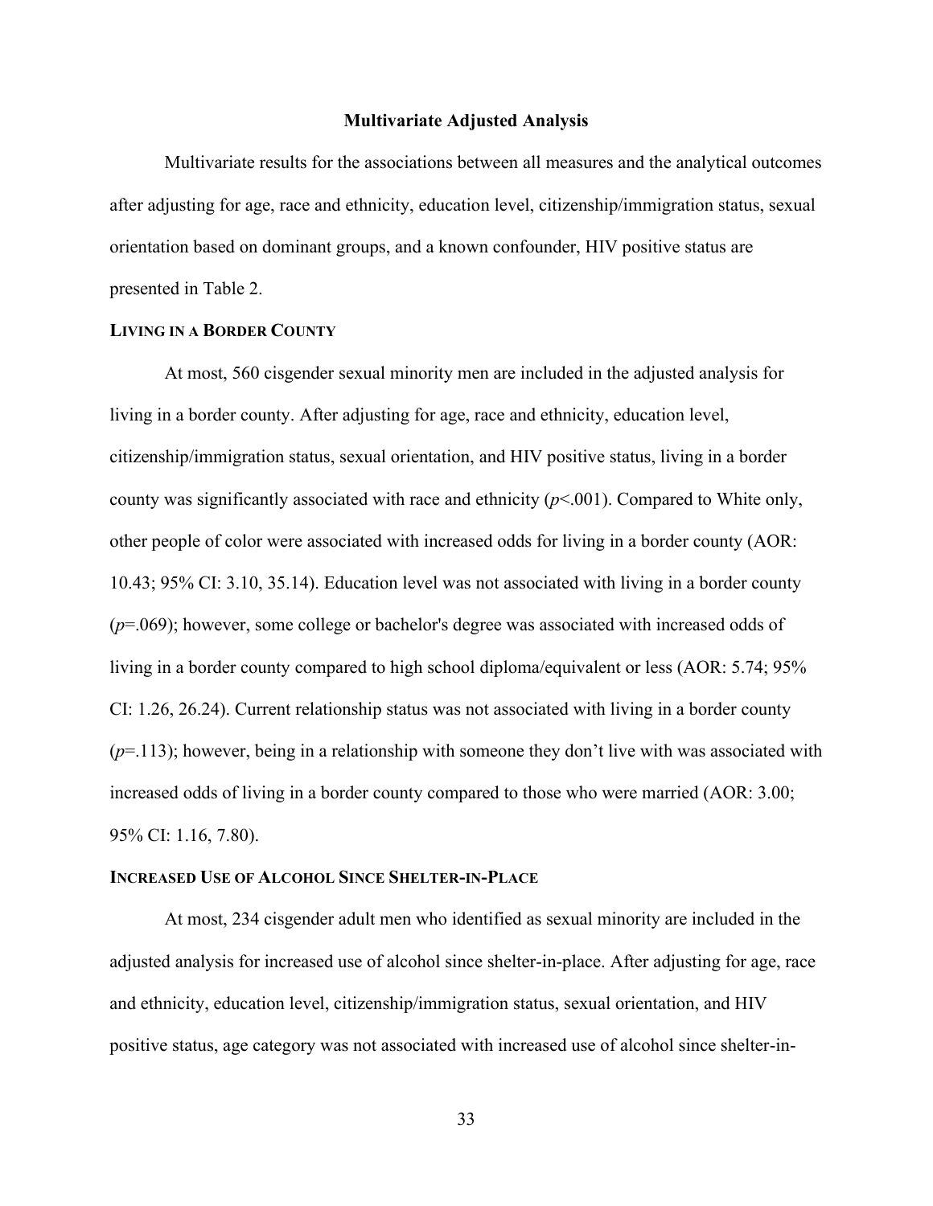## Multivariate Adjusted Analysis

Multivariate results for the associations between all measures and the analytical outcomes after adjusting for age, race and ethnicity, education level, citizenship/immigration status, sexual orientation based on dominant groups, and a known confounder, HIV positive status are presented in Table 2.

### Living in a Border County

At most, 560 cisgender sexual minority men are included in the adjusted analysis for living in a border county. After adjusting for age, race and ethnicity, education level, citizenship/immigration status, sexual orientation, and HIV positive status, living in a border county was significantly associated with race and ethnicity ($p$<.001). Compared to White only, other people of color were associated with increased odds for living in a border county (AOR: 10.43; 95% CI: 3.10, 35.14). Education level was not associated with living in a border county ($p$=.069); however, some college or bachelor's degree was associated with increased odds of living in a border county compared to high school diploma/equivalent or less (AOR: 5.74; 95% CI: 1.26, 26.24). Current relationship status was not associated with living in a border county ($p$=.113); however, being in a relationship with someone they don't live with was associated with increased odds of living in a border county compared to those who were married (AOR: 3.00; 95% CI: 1.16, 7.80).

### Increased Use of Alcohol Since Shelter-in-Place

At most, 234 cisgender adult men who identified as sexual minority are included in the adjusted analysis for increased use of alcohol since shelter-in-place. After adjusting for age, race and ethnicity, education level, citizenship/immigration status, sexual orientation, and HIV positive status, age category was not associated with increased use of alcohol since shelter-in-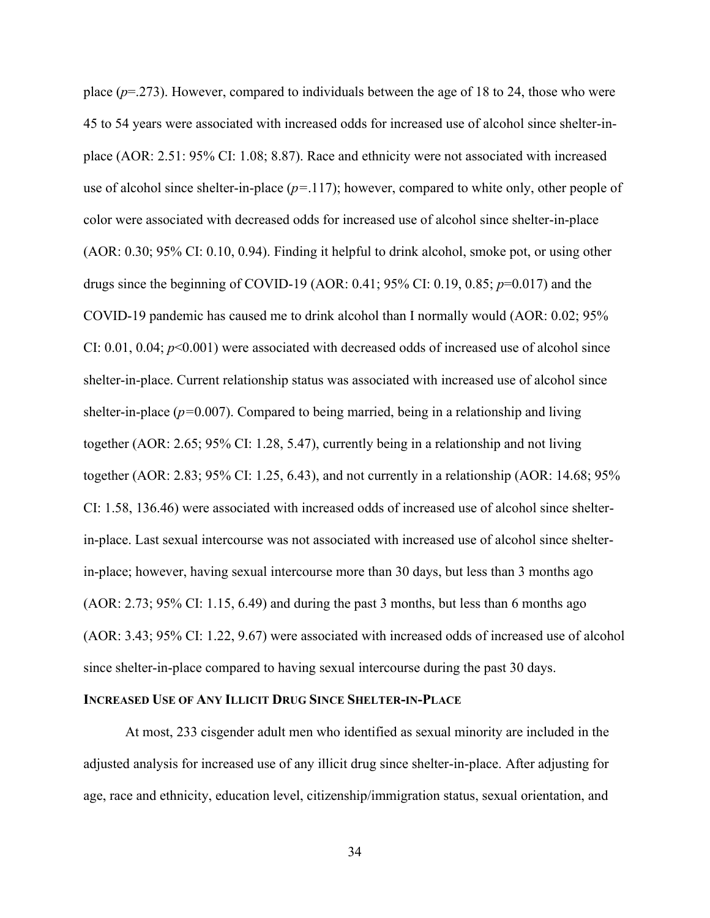place ($p$=.273). However, compared to individuals between the age of 18 to 24, those who were 45 to 54 years were associated with increased odds for increased use of alcohol since shelter-in-place (AOR: 2.51: 95% CI: 1.08; 8.87). Race and ethnicity were not associated with increased use of alcohol since shelter-in-place ($p$=.117); however, compared to white only, other people of color were associated with decreased odds for increased use of alcohol since shelter-in-place (AOR: 0.30; 95% CI: 0.10, 0.94). Finding it helpful to drink alcohol, smoke pot, or using other drugs since the beginning of COVID-19 (AOR: 0.41; 95% CI: 0.19, 0.85; $p$=0.017) and the COVID-19 pandemic has caused me to drink alcohol than I normally would (AOR: 0.02; 95% CI: 0.01, 0.04; $p$<0.001) were associated with decreased odds of increased use of alcohol since shelter-in-place. Current relationship status was associated with increased use of alcohol since shelter-in-place ($p$=0.007). Compared to being married, being in a relationship and living together (AOR: 2.65; 95% CI: 1.28, 5.47), currently being in a relationship and not living together (AOR: 2.83; 95% CI: 1.25, 6.43), and not currently in a relationship (AOR: 14.68; 95% CI: 1.58, 136.46) were associated with increased odds of increased use of alcohol since shelter-in-place. Last sexual intercourse was not associated with increased use of alcohol since shelter-in-place; however, having sexual intercourse more than 30 days, but less than 3 months ago (AOR: 2.73; 95% CI: 1.15, 6.49) and during the past 3 months, but less than 6 months ago (AOR: 3.43; 95% CI: 1.22, 9.67) were associated with increased odds of increased use of alcohol since shelter-in-place compared to having sexual intercourse during the past 30 days.

### INCREASED USE OF ANY ILLICIT DRUG SINCE SHELTER-IN-PLACE

At most, 233 cisgender adult men who identified as sexual minority are included in the adjusted analysis for increased use of any illicit drug since shelter-in-place. After adjusting for age, race and ethnicity, education level, citizenship/immigration status, sexual orientation, and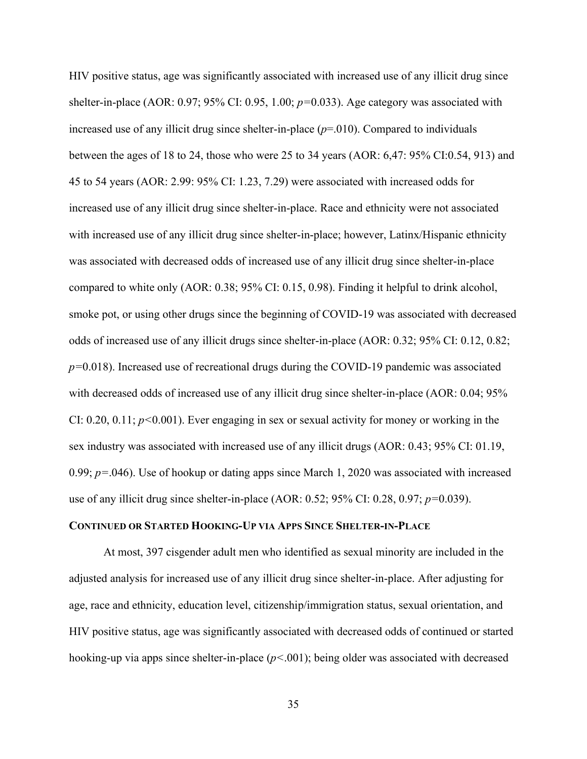HIV positive status, age was significantly associated with increased use of any illicit drug since shelter-in-place (AOR: 0.97; 95% CI: 0.95, 1.00; *p*=0.033). Age category was associated with increased use of any illicit drug since shelter-in-place (*p*=.010). Compared to individuals between the ages of 18 to 24, those who were 25 to 34 years (AOR: 6,47: 95% CI:0.54, 913) and 45 to 54 years (AOR: 2.99: 95% CI: 1.23, 7.29) were associated with increased odds for increased use of any illicit drug since shelter-in-place. Race and ethnicity were not associated with increased use of any illicit drug since shelter-in-place; however, Latinx/Hispanic ethnicity was associated with decreased odds of increased use of any illicit drug since shelter-in-place compared to white only (AOR: 0.38; 95% CI: 0.15, 0.98). Finding it helpful to drink alcohol, smoke pot, or using other drugs since the beginning of COVID-19 was associated with decreased odds of increased use of any illicit drugs since shelter-in-place (AOR: 0.32; 95% CI: 0.12, 0.82; *p*=0.018). Increased use of recreational drugs during the COVID-19 pandemic was associated with decreased odds of increased use of any illicit drug since shelter-in-place (AOR: 0.04; 95% CI: 0.20, 0.11; *p*<0.001). Ever engaging in sex or sexual activity for money or working in the sex industry was associated with increased use of any illicit drugs (AOR: 0.43; 95% CI: 01.19, 0.99; *p*=.046). Use of hookup or dating apps since March 1, 2020 was associated with increased use of any illicit drug since shelter-in-place (AOR: 0.52; 95% CI: 0.28, 0.97; *p*=0.039).

### CONTINUED OR STARTED HOOKING-UP VIA APPS SINCE SHELTER-IN-PLACE

At most, 397 cisgender adult men who identified as sexual minority are included in the adjusted analysis for increased use of any illicit drug since shelter-in-place. After adjusting for age, race and ethnicity, education level, citizenship/immigration status, sexual orientation, and HIV positive status, age was significantly associated with decreased odds of continued or started hooking-up via apps since shelter-in-place (*p*<.001); being older was associated with decreased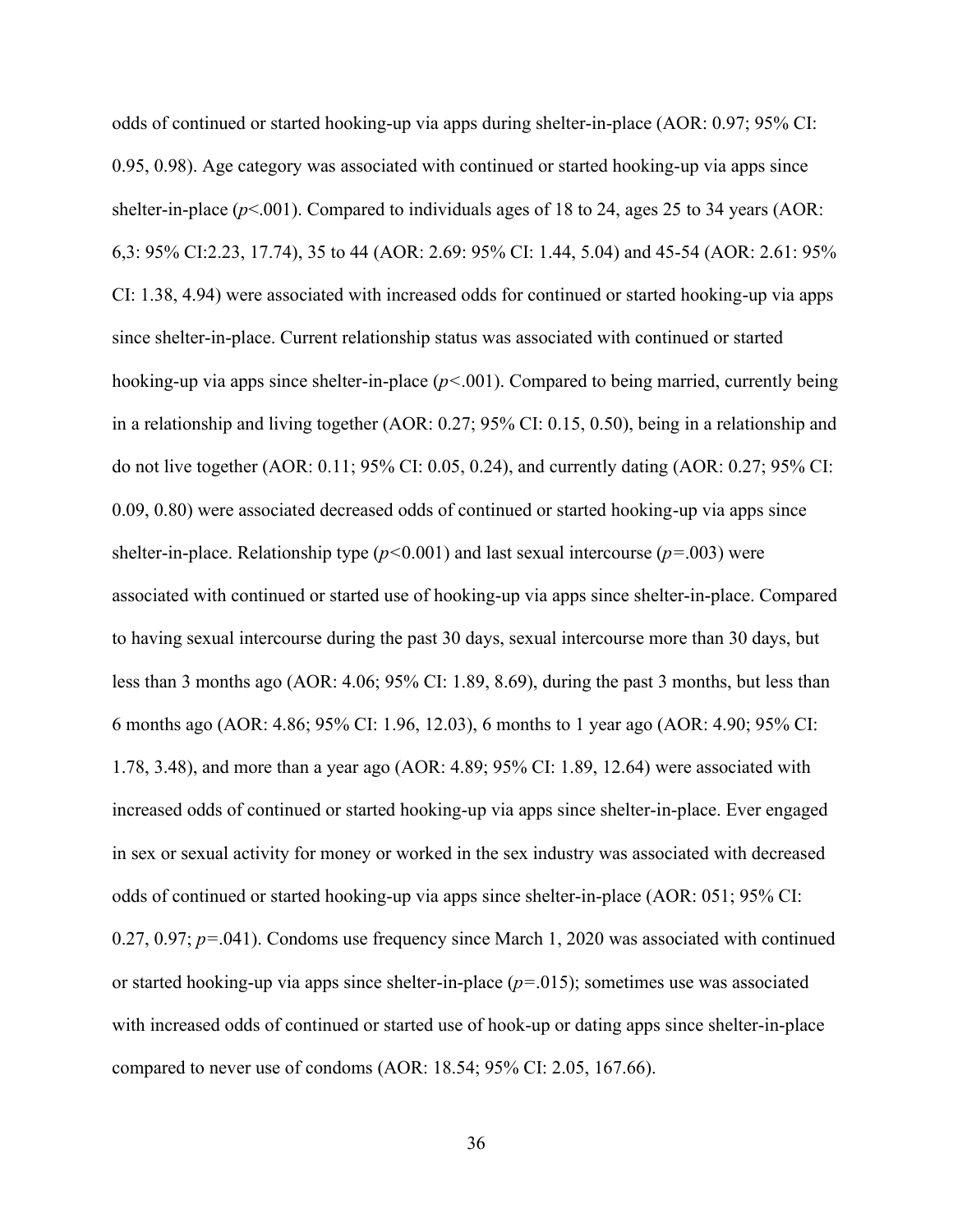odds of continued or started hooking-up via apps during shelter-in-place (AOR: 0.97; 95% CI: 0.95, 0.98). Age category was associated with continued or started hooking-up via apps since shelter-in-place ($p$<.001). Compared to individuals ages of 18 to 24, ages 25 to 34 years (AOR: 6,3: 95% CI:2.23, 17.74), 35 to 44 (AOR: 2.69: 95% CI: 1.44, 5.04) and 45-54 (AOR: 2.61: 95% CI: 1.38, 4.94) were associated with increased odds for continued or started hooking-up via apps since shelter-in-place. Current relationship status was associated with continued or started hooking-up via apps since shelter-in-place ($p$<.001). Compared to being married, currently being in a relationship and living together (AOR: 0.27; 95% CI: 0.15, 0.50), being in a relationship and do not live together (AOR: 0.11; 95% CI: 0.05, 0.24), and currently dating (AOR: 0.27; 95% CI: 0.09, 0.80) were associated decreased odds of continued or started hooking-up via apps since shelter-in-place. Relationship type ($p$<0.001) and last sexual intercourse ($p$=.003) were associated with continued or started use of hooking-up via apps since shelter-in-place. Compared to having sexual intercourse during the past 30 days, sexual intercourse more than 30 days, but less than 3 months ago (AOR: 4.06; 95% CI: 1.89, 8.69), during the past 3 months, but less than 6 months ago (AOR: 4.86; 95% CI: 1.96, 12.03), 6 months to 1 year ago (AOR: 4.90; 95% CI: 1.78, 3.48), and more than a year ago (AOR: 4.89; 95% CI: 1.89, 12.64) were associated with increased odds of continued or started hooking-up via apps since shelter-in-place. Ever engaged in sex or sexual activity for money or worked in the sex industry was associated with decreased odds of continued or started hooking-up via apps since shelter-in-place (AOR: 051; 95% CI: 0.27, 0.97; $p$=.041). Condoms use frequency since March 1, 2020 was associated with continued or started hooking-up via apps since shelter-in-place ($p$=.015); sometimes use was associated with increased odds of continued or started use of hook-up or dating apps since shelter-in-place compared to never use of condoms (AOR: 18.54; 95% CI: 2.05, 167.66).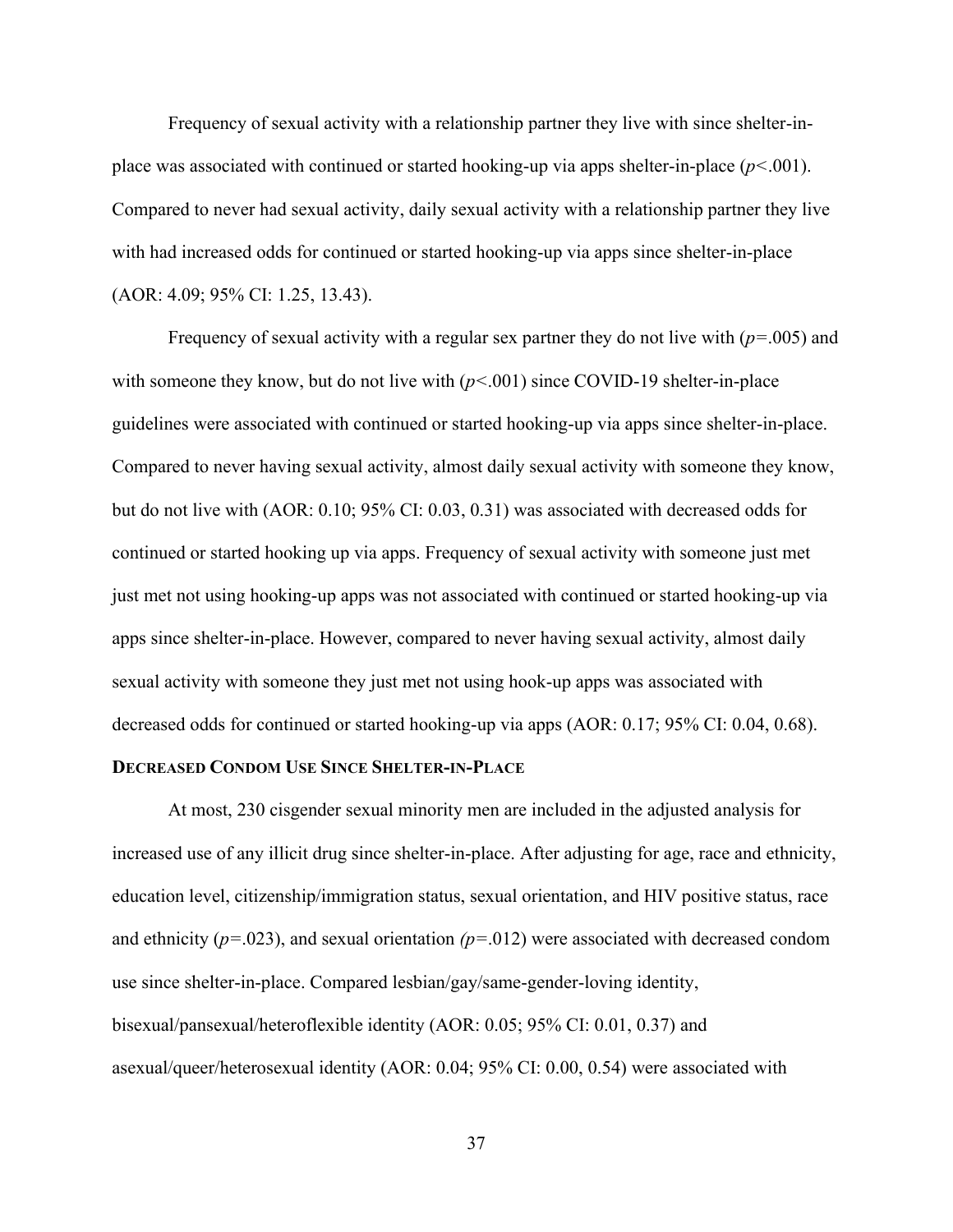Frequency of sexual activity with a relationship partner they live with since shelter-in-place was associated with continued or started hooking-up via apps shelter-in-place ($p$<.001). Compared to never had sexual activity, daily sexual activity with a relationship partner they live with had increased odds for continued or started hooking-up via apps since shelter-in-place (AOR: 4.09; 95% CI: 1.25, 13.43).

Frequency of sexual activity with a regular sex partner they do not live with ($p$=.005) and with someone they know, but do not live with ($p$<.001) since COVID-19 shelter-in-place guidelines were associated with continued or started hooking-up via apps since shelter-in-place. Compared to never having sexual activity, almost daily sexual activity with someone they know, but do not live with (AOR: 0.10; 95% CI: 0.03, 0.31) was associated with decreased odds for continued or started hooking up via apps. Frequency of sexual activity with someone just met just met not using hooking-up apps was not associated with continued or started hooking-up via apps since shelter-in-place. However, compared to never having sexual activity, almost daily sexual activity with someone they just met not using hook-up apps was associated with decreased odds for continued or started hooking-up via apps (AOR: 0.17; 95% CI: 0.04, 0.68).

### Decreased Condom Use Since Shelter-in-Place

At most, 230 cisgender sexual minority men are included in the adjusted analysis for increased use of any illicit drug since shelter-in-place. After adjusting for age, race and ethnicity, education level, citizenship/immigration status, sexual orientation, and HIV positive status, race and ethnicity ($p$=.023), and sexual orientation ($p$=.012) were associated with decreased condom use since shelter-in-place. Compared lesbian/gay/same-gender-loving identity, bisexual/pansexual/heteroflexible identity (AOR: 0.05; 95% CI: 0.01, 0.37) and asexual/queer/heterosexual identity (AOR: 0.04; 95% CI: 0.00, 0.54) were associated with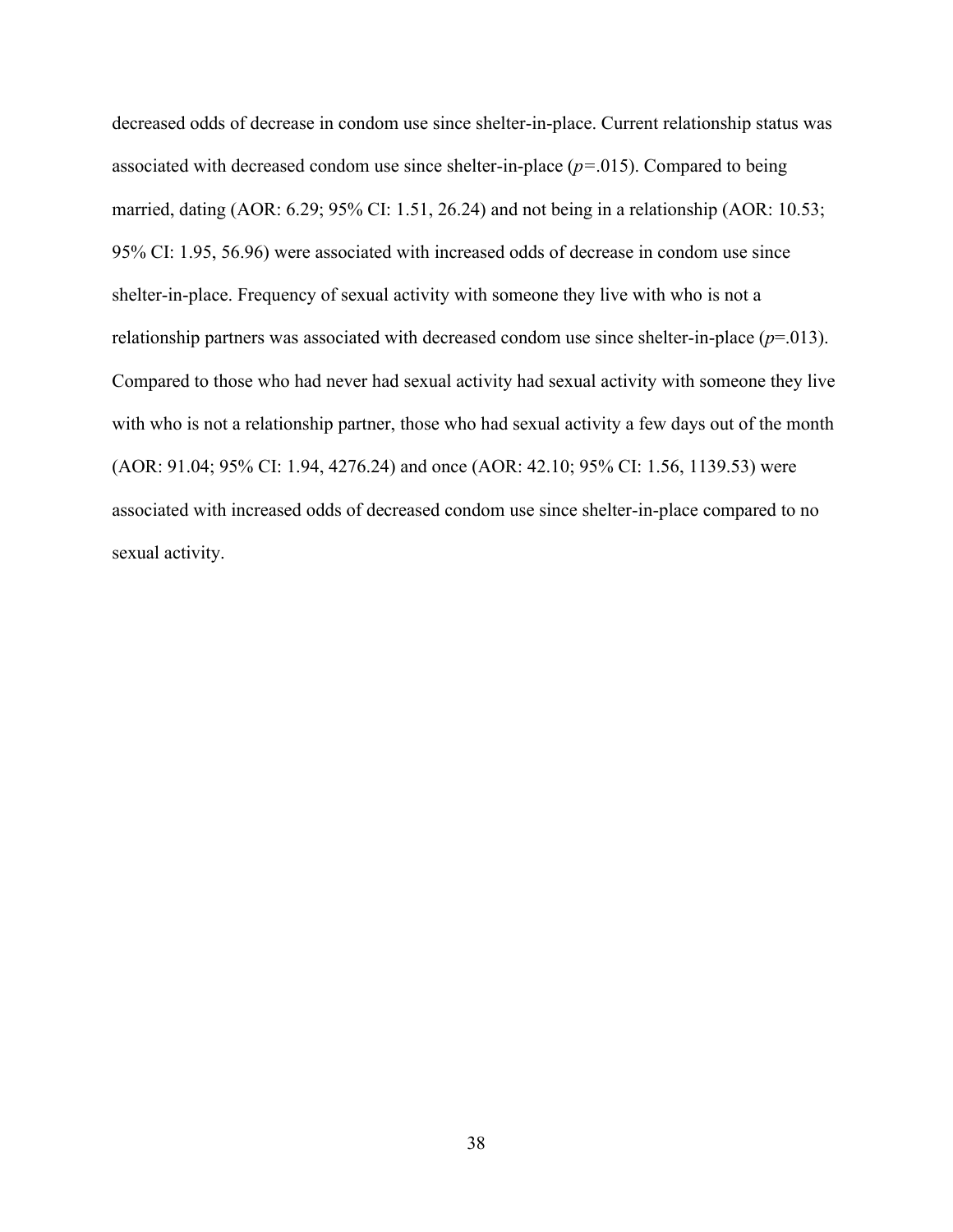decreased odds of decrease in condom use since shelter-in-place. Current relationship status was associated with decreased condom use since shelter-in-place (*p*=.015). Compared to being married, dating (AOR: 6.29; 95% CI: 1.51, 26.24) and not being in a relationship (AOR: 10.53; 95% CI: 1.95, 56.96) were associated with increased odds of decrease in condom use since shelter-in-place. Frequency of sexual activity with someone they live with who is not a relationship partners was associated with decreased condom use since shelter-in-place (*p*=.013). Compared to those who had never had sexual activity had sexual activity with someone they live with who is not a relationship partner, those who had sexual activity a few days out of the month (AOR: 91.04; 95% CI: 1.94, 4276.24) and once (AOR: 42.10; 95% CI: 1.56, 1139.53) were associated with increased odds of decreased condom use since shelter-in-place compared to no sexual activity.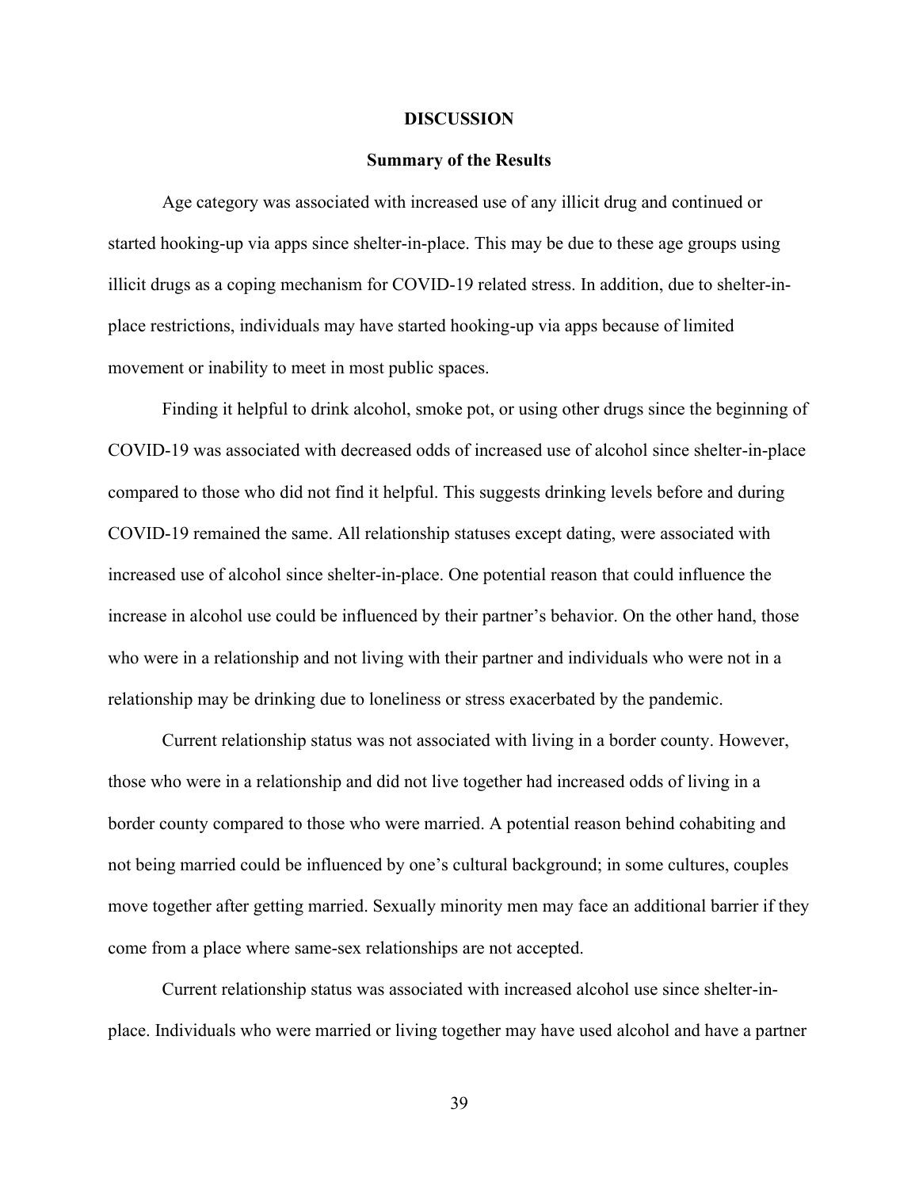# DISCUSSION

## Summary of the Results

Age category was associated with increased use of any illicit drug and continued or started hooking-up via apps since shelter-in-place. This may be due to these age groups using illicit drugs as a coping mechanism for COVID-19 related stress. In addition, due to shelter-in-place restrictions, individuals may have started hooking-up via apps because of limited movement or inability to meet in most public spaces.

Finding it helpful to drink alcohol, smoke pot, or using other drugs since the beginning of COVID-19 was associated with decreased odds of increased use of alcohol since shelter-in-place compared to those who did not find it helpful. This suggests drinking levels before and during COVID-19 remained the same. All relationship statuses except dating, were associated with increased use of alcohol since shelter-in-place. One potential reason that could influence the increase in alcohol use could be influenced by their partner's behavior. On the other hand, those who were in a relationship and not living with their partner and individuals who were not in a relationship may be drinking due to loneliness or stress exacerbated by the pandemic.

Current relationship status was not associated with living in a border county. However, those who were in a relationship and did not live together had increased odds of living in a border county compared to those who were married. A potential reason behind cohabiting and not being married could be influenced by one's cultural background; in some cultures, couples move together after getting married. Sexually minority men may face an additional barrier if they come from a place where same-sex relationships are not accepted.

Current relationship status was associated with increased alcohol use since shelter-in-place. Individuals who were married or living together may have used alcohol and have a partner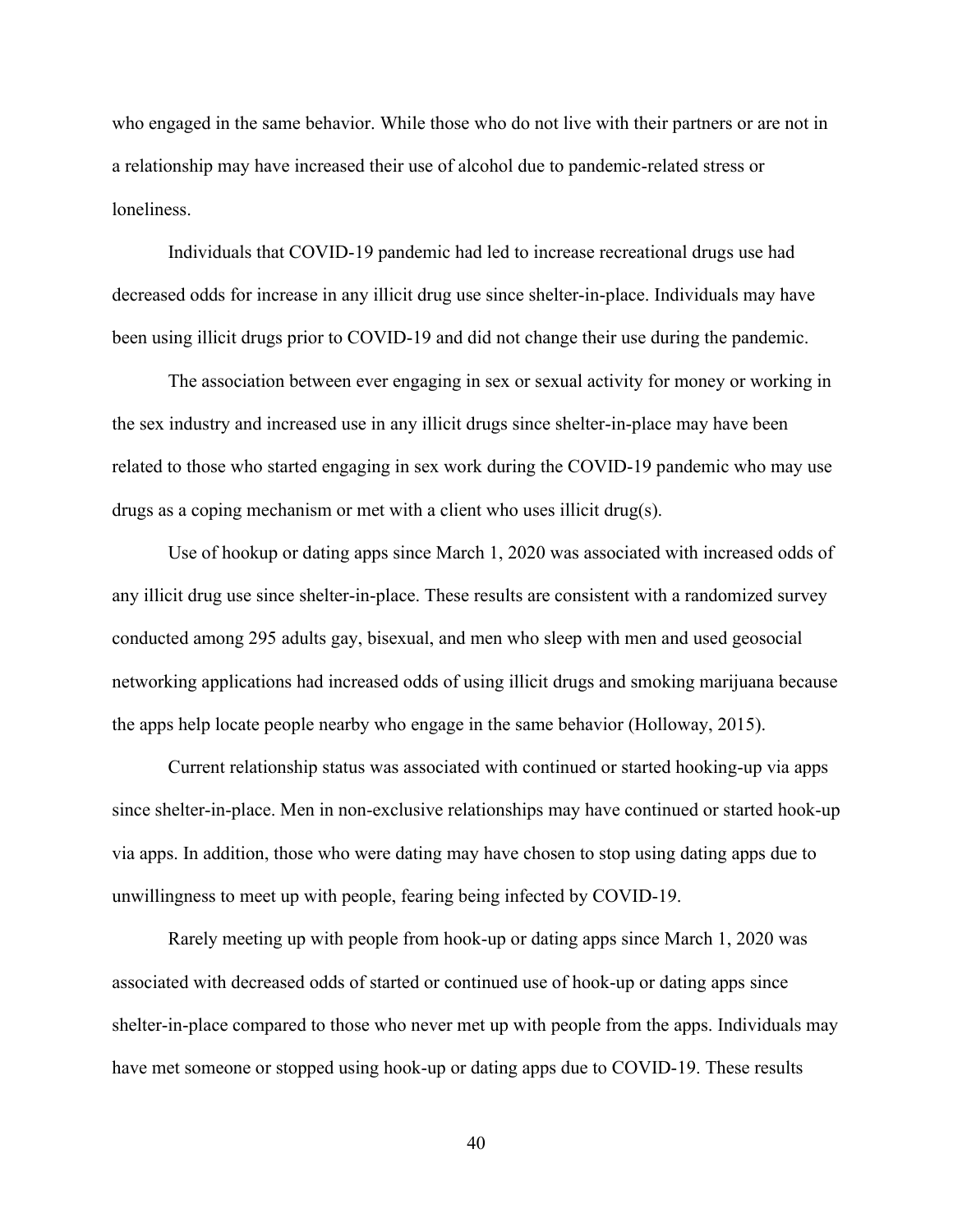who engaged in the same behavior. While those who do not live with their partners or are not in a relationship may have increased their use of alcohol due to pandemic-related stress or loneliness.

Individuals that COVID-19 pandemic had led to increase recreational drugs use had decreased odds for increase in any illicit drug use since shelter-in-place. Individuals may have been using illicit drugs prior to COVID-19 and did not change their use during the pandemic.

The association between ever engaging in sex or sexual activity for money or working in the sex industry and increased use in any illicit drugs since shelter-in-place may have been related to those who started engaging in sex work during the COVID-19 pandemic who may use drugs as a coping mechanism or met with a client who uses illicit drug(s).

Use of hookup or dating apps since March 1, 2020 was associated with increased odds of any illicit drug use since shelter-in-place. These results are consistent with a randomized survey conducted among 295 adults gay, bisexual, and men who sleep with men and used geosocial networking applications had increased odds of using illicit drugs and smoking marijuana because the apps help locate people nearby who engage in the same behavior (Holloway, 2015).

Current relationship status was associated with continued or started hooking-up via apps since shelter-in-place. Men in non-exclusive relationships may have continued or started hook-up via apps. In addition, those who were dating may have chosen to stop using dating apps due to unwillingness to meet up with people, fearing being infected by COVID-19.

Rarely meeting up with people from hook-up or dating apps since March 1, 2020 was associated with decreased odds of started or continued use of hook-up or dating apps since shelter-in-place compared to those who never met up with people from the apps. Individuals may have met someone or stopped using hook-up or dating apps due to COVID-19. These results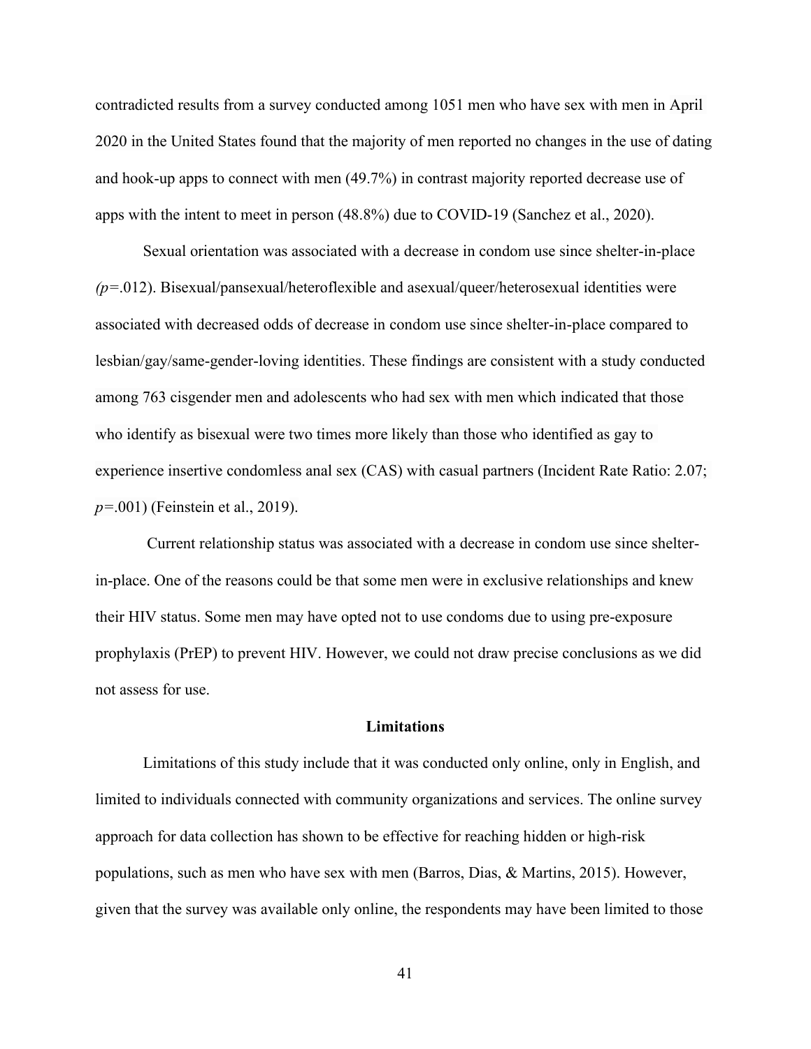contradicted results from a survey conducted among 1051 men who have sex with men in April 2020 in the United States found that the majority of men reported no changes in the use of dating and hook-up apps to connect with men (49.7%) in contrast majority reported decrease use of apps with the intent to meet in person (48.8%) due to COVID-19 (Sanchez et al., 2020).

Sexual orientation was associated with a decrease in condom use since shelter-in-place *(p=*.012). Bisexual/pansexual/heteroflexible and asexual/queer/heterosexual identities were associated with decreased odds of decrease in condom use since shelter-in-place compared to lesbian/gay/same-gender-loving identities. These findings are consistent with a study conducted among 763 cisgender men and adolescents who had sex with men which indicated that those who identify as bisexual were two times more likely than those who identified as gay to experience insertive condomless anal sex (CAS) with casual partners (Incident Rate Ratio: 2.07; *p*=.001) (Feinstein et al., 2019).

Current relationship status was associated with a decrease in condom use since shelter-in-place. One of the reasons could be that some men were in exclusive relationships and knew their HIV status. Some men may have opted not to use condoms due to using pre-exposure prophylaxis (PrEP) to prevent HIV. However, we could not draw precise conclusions as we did not assess for use.

**Limitations**

Limitations of this study include that it was conducted only online, only in English, and limited to individuals connected with community organizations and services. The online survey approach for data collection has shown to be effective for reaching hidden or high-risk populations, such as men who have sex with men (Barros, Dias, & Martins, 2015). However, given that the survey was available only online, the respondents may have been limited to those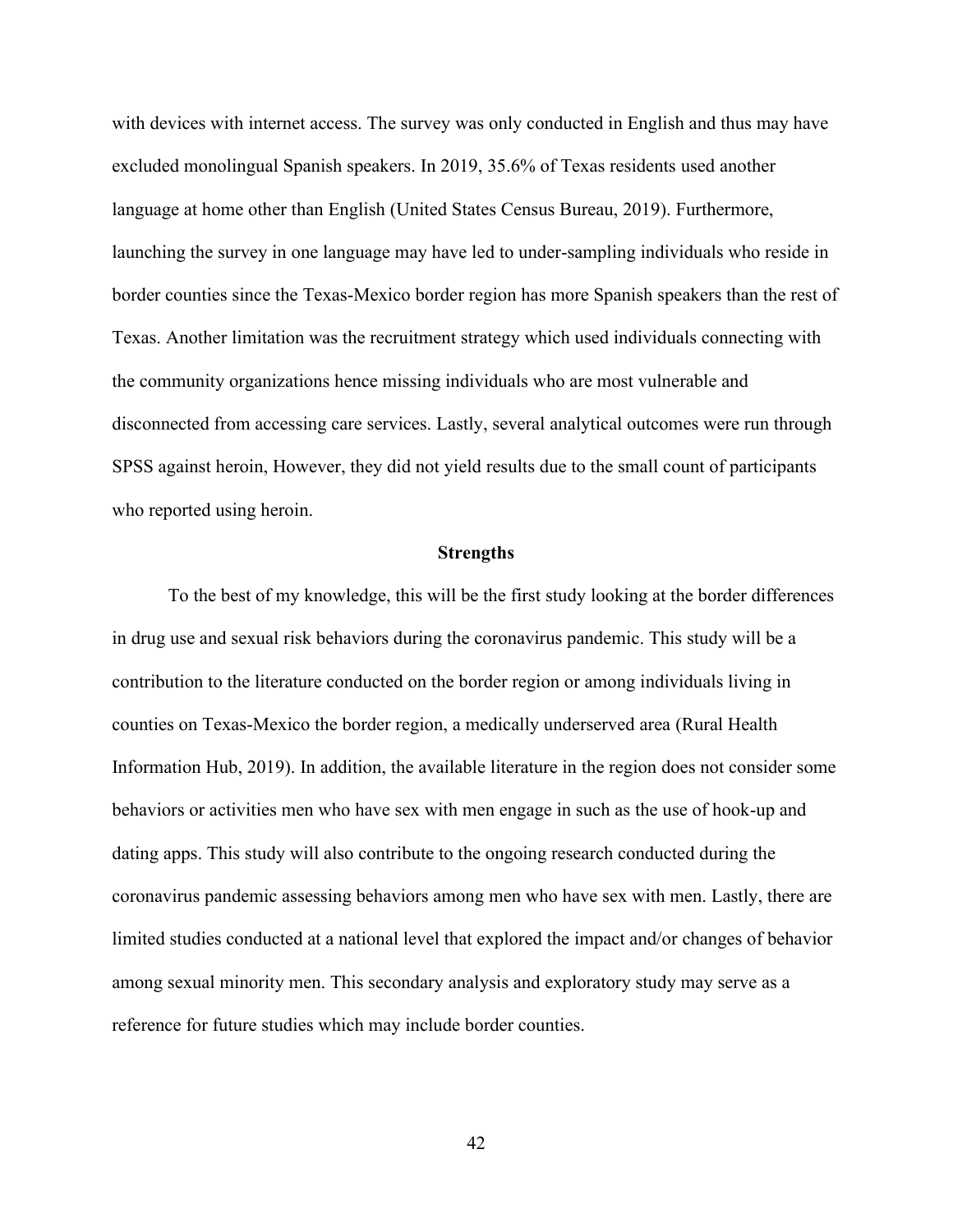with devices with internet access. The survey was only conducted in English and thus may have excluded monolingual Spanish speakers. In 2019, 35.6% of Texas residents used another language at home other than English (United States Census Bureau, 2019). Furthermore, launching the survey in one language may have led to under-sampling individuals who reside in border counties since the Texas-Mexico border region has more Spanish speakers than the rest of Texas. Another limitation was the recruitment strategy which used individuals connecting with the community organizations hence missing individuals who are most vulnerable and disconnected from accessing care services. Lastly, several analytical outcomes were run through SPSS against heroin, However, they did not yield results due to the small count of participants who reported using heroin.

## Strengths

To the best of my knowledge, this will be the first study looking at the border differences in drug use and sexual risk behaviors during the coronavirus pandemic. This study will be a contribution to the literature conducted on the border region or among individuals living in counties on Texas-Mexico the border region, a medically underserved area (Rural Health Information Hub, 2019). In addition, the available literature in the region does not consider some behaviors or activities men who have sex with men engage in such as the use of hook-up and dating apps. This study will also contribute to the ongoing research conducted during the coronavirus pandemic assessing behaviors among men who have sex with men. Lastly, there are limited studies conducted at a national level that explored the impact and/or changes of behavior among sexual minority men. This secondary analysis and exploratory study may serve as a reference for future studies which may include border counties.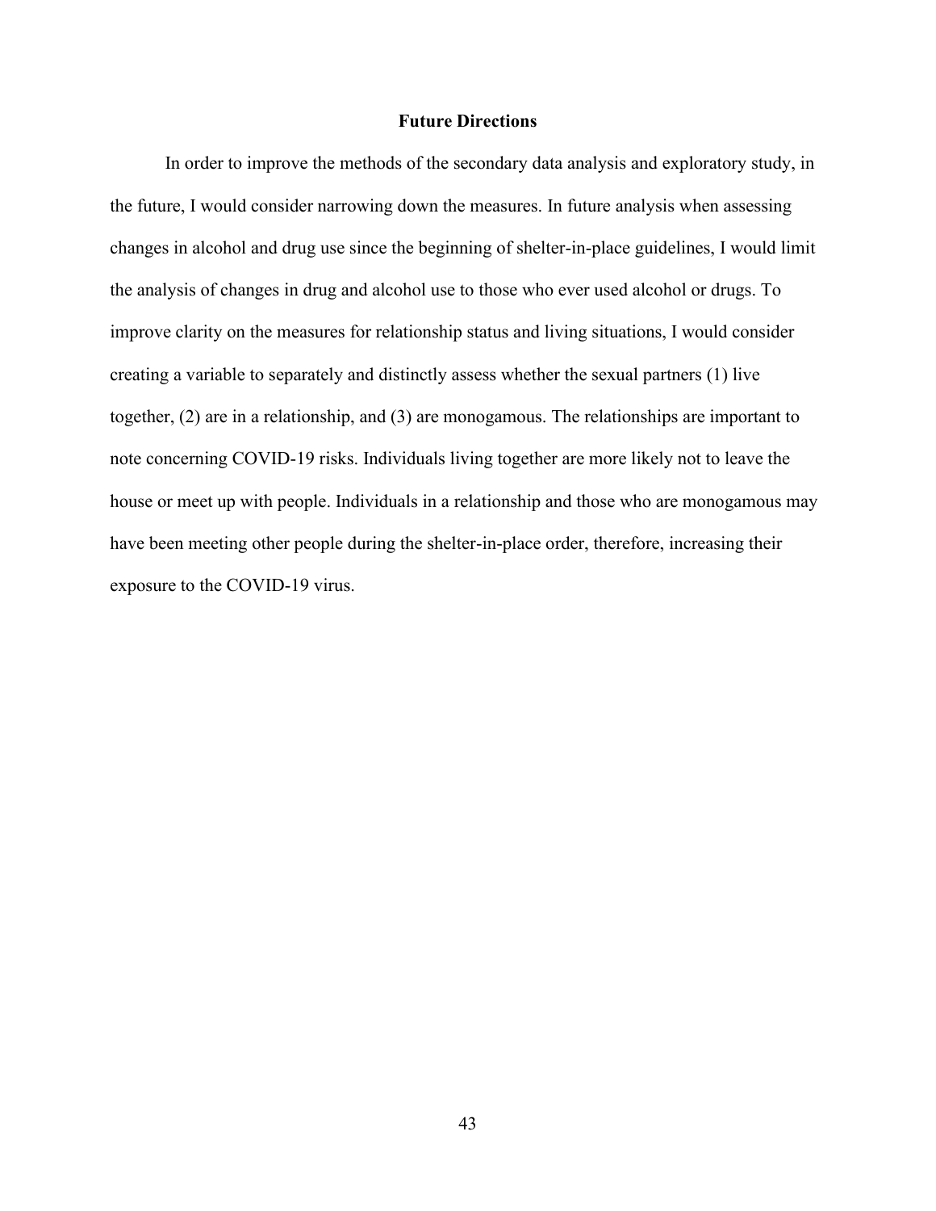## Future Directions

In order to improve the methods of the secondary data analysis and exploratory study, in the future, I would consider narrowing down the measures. In future analysis when assessing changes in alcohol and drug use since the beginning of shelter-in-place guidelines, I would limit the analysis of changes in drug and alcohol use to those who ever used alcohol or drugs. To improve clarity on the measures for relationship status and living situations, I would consider creating a variable to separately and distinctly assess whether the sexual partners (1) live together, (2) are in a relationship, and (3) are monogamous. The relationships are important to note concerning COVID-19 risks. Individuals living together are more likely not to leave the house or meet up with people. Individuals in a relationship and those who are monogamous may have been meeting other people during the shelter-in-place order, therefore, increasing their exposure to the COVID-19 virus.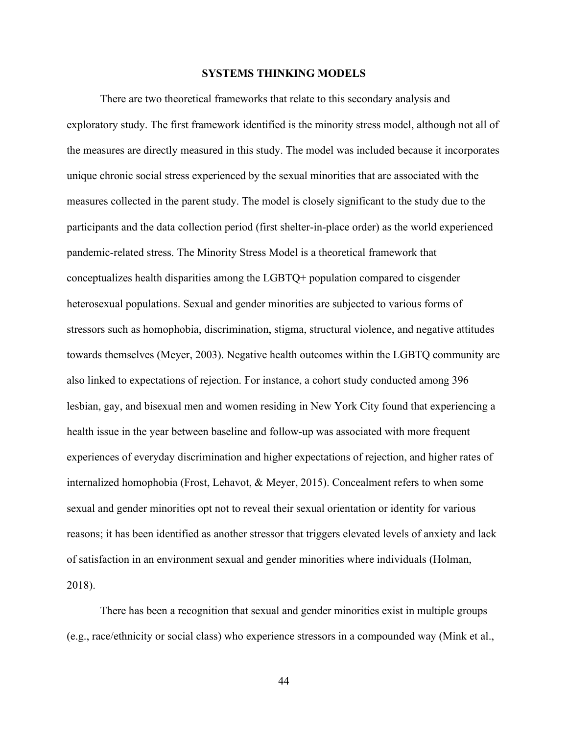# SYSTEMS THINKING MODELS

There are two theoretical frameworks that relate to this secondary analysis and exploratory study. The first framework identified is the minority stress model, although not all of the measures are directly measured in this study. The model was included because it incorporates unique chronic social stress experienced by the sexual minorities that are associated with the measures collected in the parent study. The model is closely significant to the study due to the participants and the data collection period (first shelter-in-place order) as the world experienced pandemic-related stress. The Minority Stress Model is a theoretical framework that conceptualizes health disparities among the LGBTQ+ population compared to cisgender heterosexual populations. Sexual and gender minorities are subjected to various forms of stressors such as homophobia, discrimination, stigma, structural violence, and negative attitudes towards themselves (Meyer, 2003). Negative health outcomes within the LGBTQ community are also linked to expectations of rejection. For instance, a cohort study conducted among 396 lesbian, gay, and bisexual men and women residing in New York City found that experiencing a health issue in the year between baseline and follow-up was associated with more frequent experiences of everyday discrimination and higher expectations of rejection, and higher rates of internalized homophobia (Frost, Lehavot, & Meyer, 2015). Concealment refers to when some sexual and gender minorities opt not to reveal their sexual orientation or identity for various reasons; it has been identified as another stressor that triggers elevated levels of anxiety and lack of satisfaction in an environment sexual and gender minorities where individuals (Holman, 2018).

There has been a recognition that sexual and gender minorities exist in multiple groups (e.g., race/ethnicity or social class) who experience stressors in a compounded way (Mink et al.,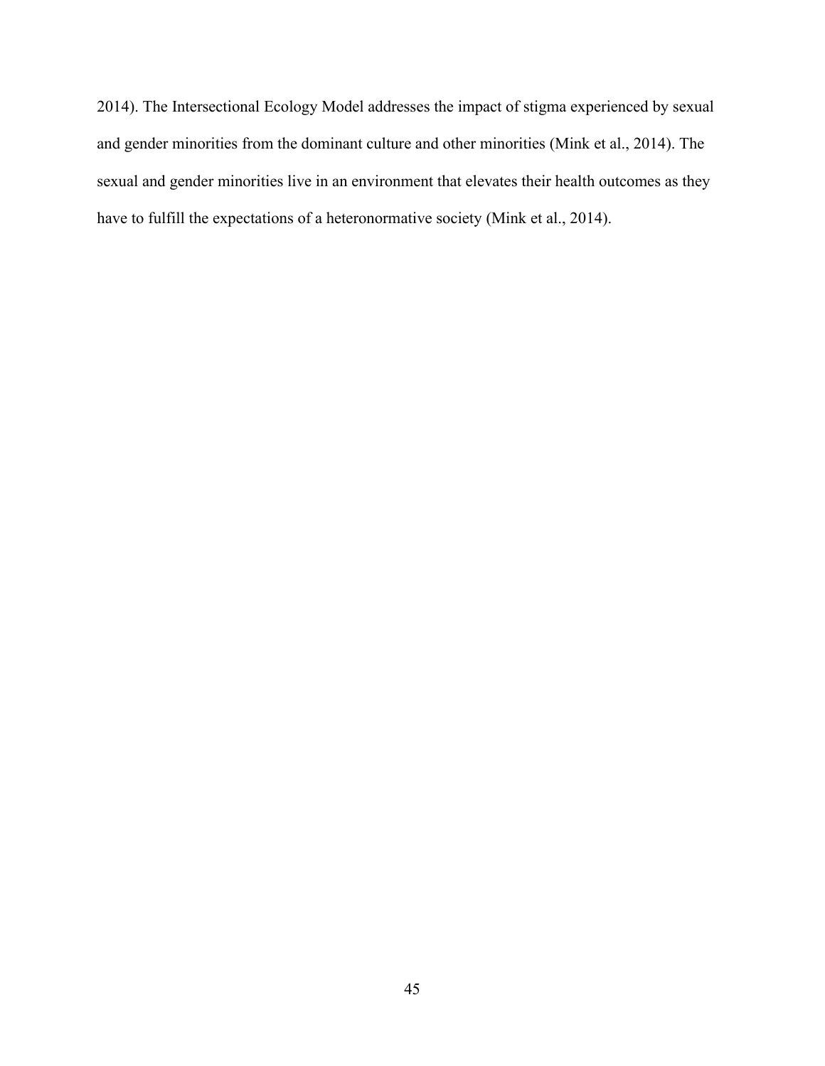2014). The Intersectional Ecology Model addresses the impact of stigma experienced by sexual and gender minorities from the dominant culture and other minorities (Mink et al., 2014). The sexual and gender minorities live in an environment that elevates their health outcomes as they have to fulfill the expectations of a heteronormative society (Mink et al., 2014).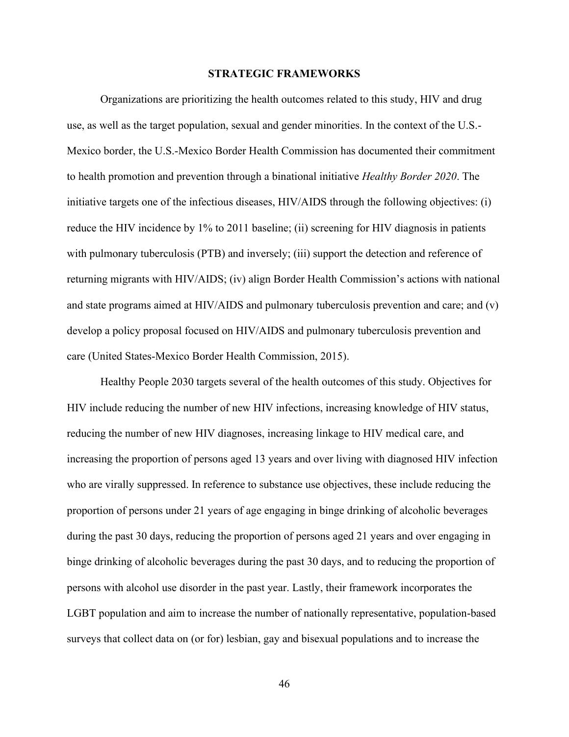# STRATEGIC FRAMEWORKS

Organizations are prioritizing the health outcomes related to this study, HIV and drug use, as well as the target population, sexual and gender minorities. In the context of the U.S.-Mexico border, the U.S.-Mexico Border Health Commission has documented their commitment to health promotion and prevention through a binational initiative *Healthy Border 2020*. The initiative targets one of the infectious diseases, HIV/AIDS through the following objectives: (i) reduce the HIV incidence by 1% to 2011 baseline; (ii) screening for HIV diagnosis in patients with pulmonary tuberculosis (PTB) and inversely; (iii) support the detection and reference of returning migrants with HIV/AIDS; (iv) align Border Health Commission's actions with national and state programs aimed at HIV/AIDS and pulmonary tuberculosis prevention and care; and (v) develop a policy proposal focused on HIV/AIDS and pulmonary tuberculosis prevention and care (United States-Mexico Border Health Commission, 2015).

Healthy People 2030 targets several of the health outcomes of this study. Objectives for HIV include reducing the number of new HIV infections, increasing knowledge of HIV status, reducing the number of new HIV diagnoses, increasing linkage to HIV medical care, and increasing the proportion of persons aged 13 years and over living with diagnosed HIV infection who are virally suppressed. In reference to substance use objectives, these include reducing the proportion of persons under 21 years of age engaging in binge drinking of alcoholic beverages during the past 30 days, reducing the proportion of persons aged 21 years and over engaging in binge drinking of alcoholic beverages during the past 30 days, and to reducing the proportion of persons with alcohol use disorder in the past year. Lastly, their framework incorporates the LGBT population and aim to increase the number of nationally representative, population-based surveys that collect data on (or for) lesbian, gay and bisexual populations and to increase the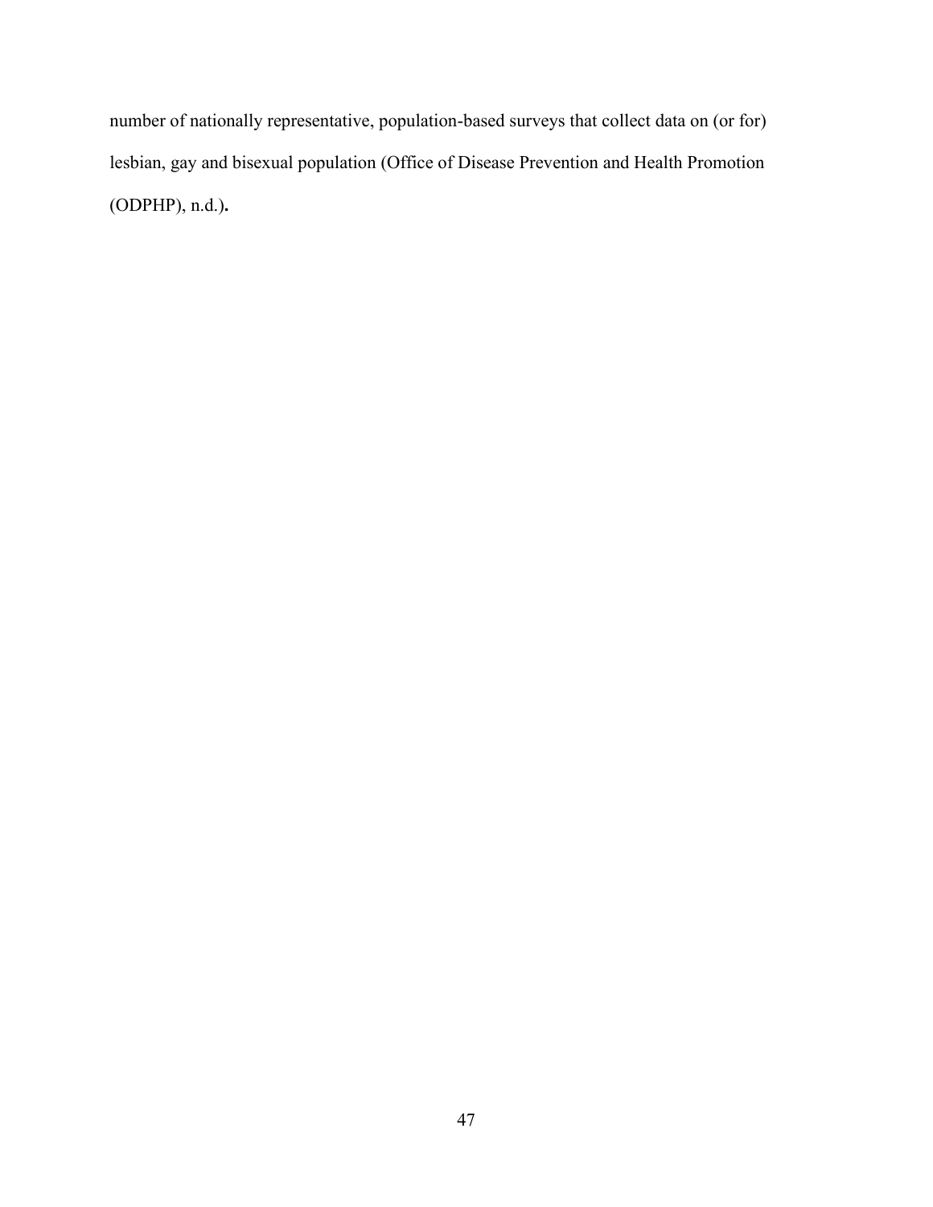number of nationally representative, population-based surveys that collect data on (or for) lesbian, gay and bisexual population (Office of Disease Prevention and Health Promotion (ODPHP), n.d.)**.**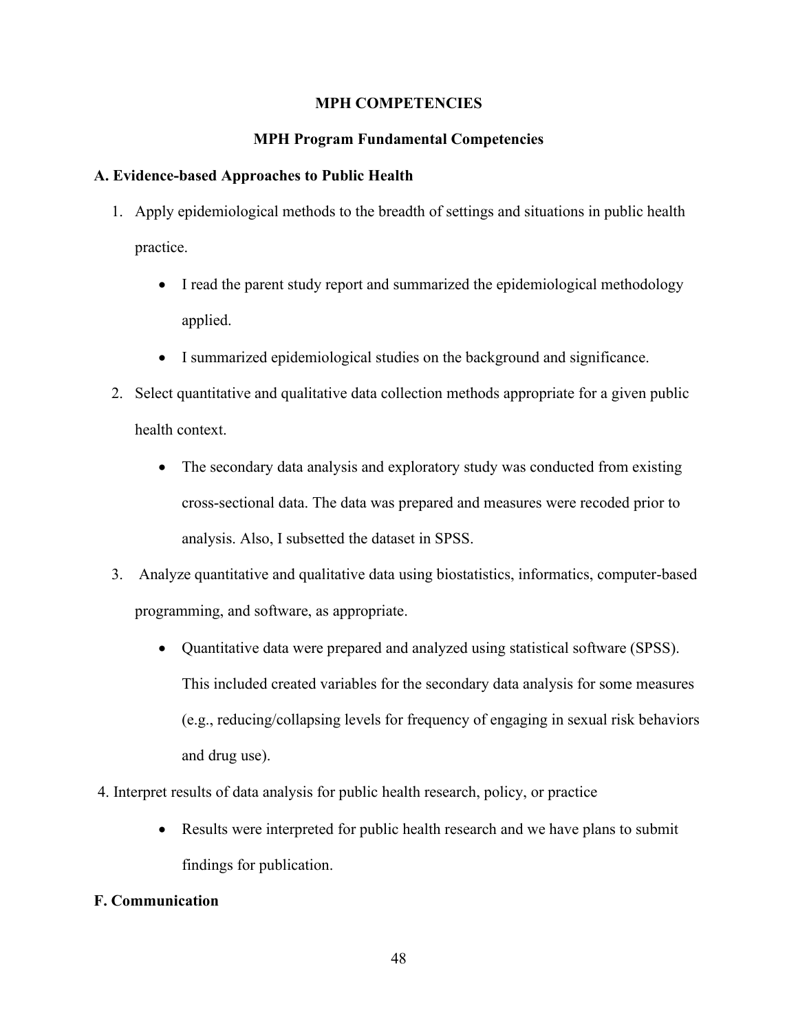## MPH COMPETENCIES

### MPH Program Fundamental Competencies

**A. Evidence-based Approaches to Public Health**

1. Apply epidemiological methods to the breadth of settings and situations in public health practice.
   - I read the parent study report and summarized the epidemiological methodology applied.
   - I summarized epidemiological studies on the background and significance.
2. Select quantitative and qualitative data collection methods appropriate for a given public health context.
   - The secondary data analysis and exploratory study was conducted from existing cross-sectional data. The data was prepared and measures were recoded prior to analysis. Also, I subsetted the dataset in SPSS.
3. Analyze quantitative and qualitative data using biostatistics, informatics, computer-based programming, and software, as appropriate.
   - Quantitative data were prepared and analyzed using statistical software (SPSS). This included created variables for the secondary data analysis for some measures (e.g., reducing/collapsing levels for frequency of engaging in sexual risk behaviors and drug use).
4. Interpret results of data analysis for public health research, policy, or practice
   - Results were interpreted for public health research and we have plans to submit findings for publication.

**F. Communication**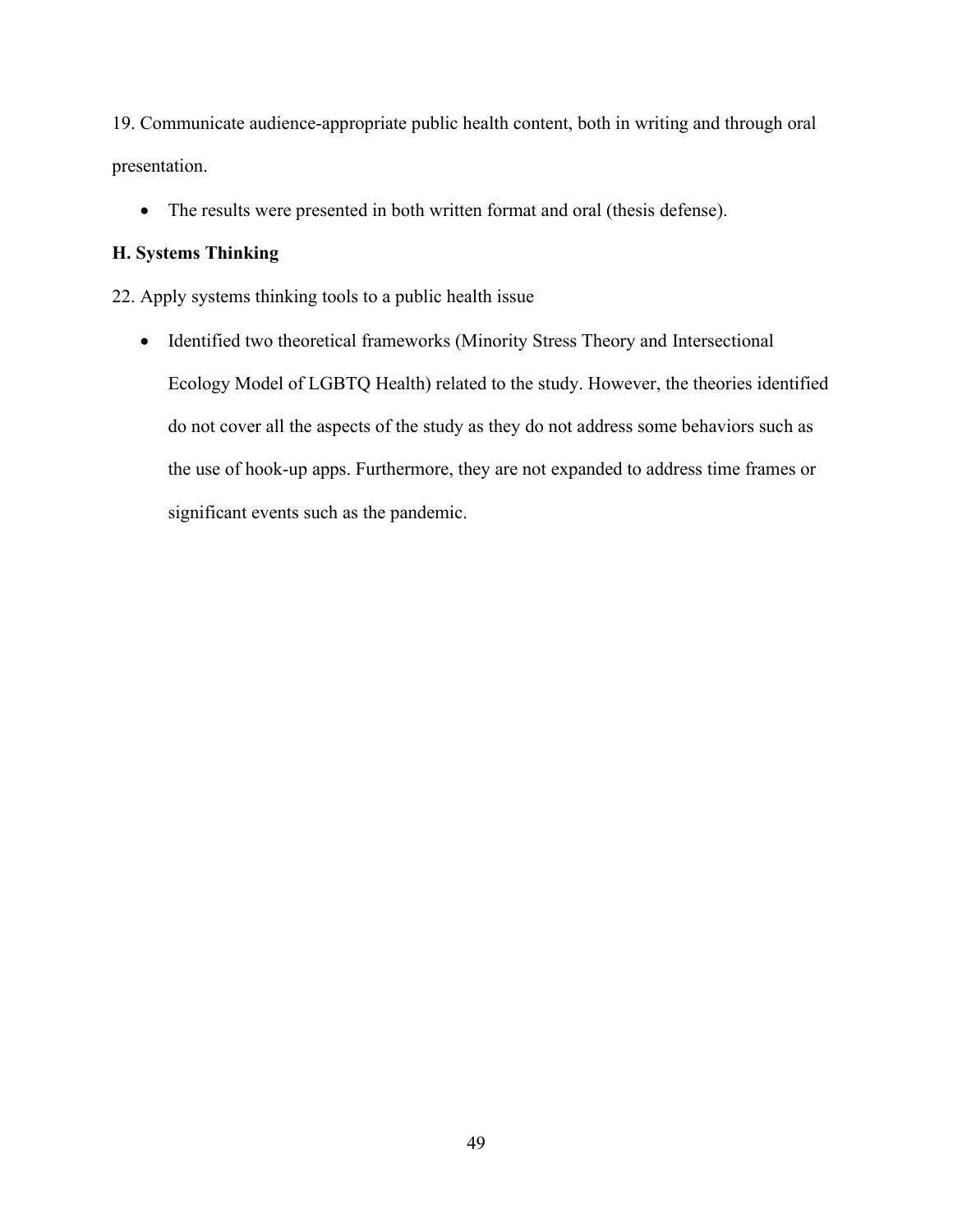19. Communicate audience-appropriate public health content, both in writing and through oral presentation.

- The results were presented in both written format and oral (thesis defense).

**H. Systems Thinking**

22. Apply systems thinking tools to a public health issue

- Identified two theoretical frameworks (Minority Stress Theory and Intersectional Ecology Model of LGBTQ Health) related to the study. However, the theories identified do not cover all the aspects of the study as they do not address some behaviors such as the use of hook-up apps. Furthermore, they are not expanded to address time frames or significant events such as the pandemic.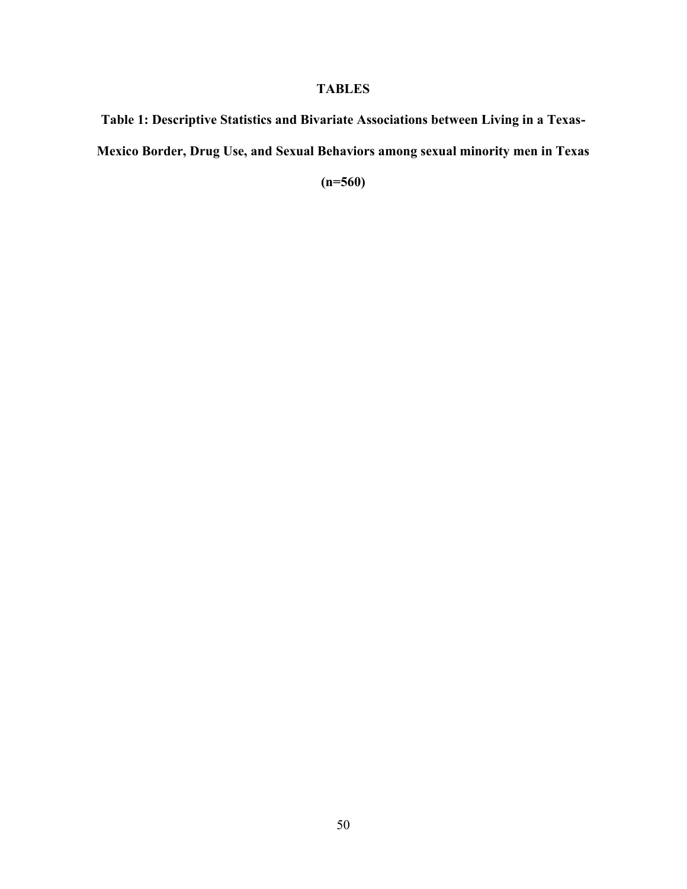# TABLES

## Table 1: Descriptive Statistics and Bivariate Associations between Living in a Texas-Mexico Border, Drug Use, and Sexual Behaviors among sexual minority men in Texas (n=560)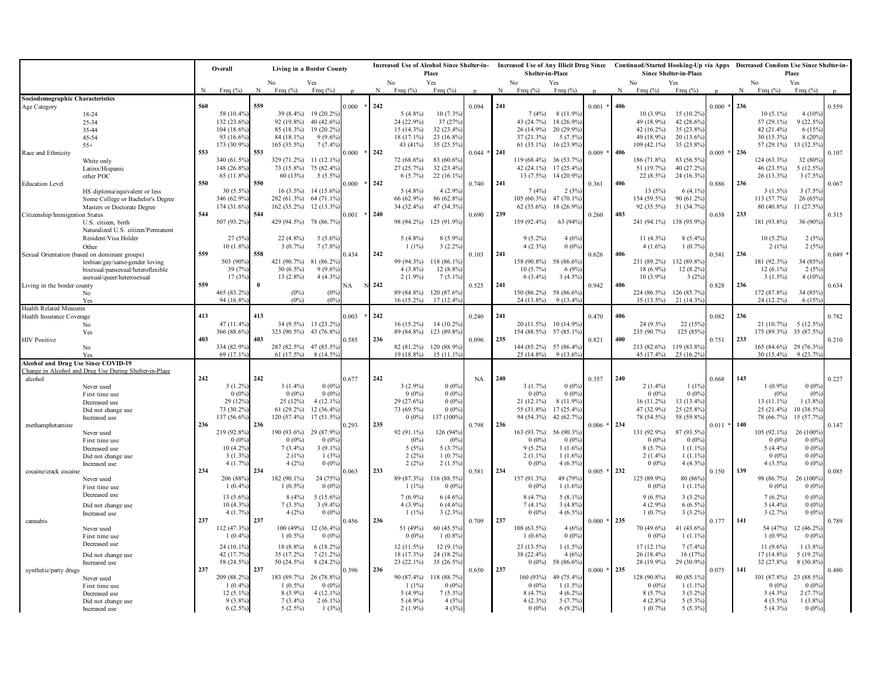| | Overall | | Living in a Border County | | | | Increased Use of Alcohol Since Shelter-in-Place | | | | Increased Use of Any Illicit Drug Since Shelter-in-Place | | | | Continued/Started Hooking-Up via Apps Since Shelter-in-Place | | | | Decreased Condom Use Since Shelter-in-Place | | | |
|---|---|---|---|---|---|---|---|---|---|---|---|---|---|---|---|---|---|---|---|---|---|---|
| | | | | No | Yes | | | No | Yes | | | No | Yes | | | No | Yes | | | No | Yes | |
| | N | Freq (%) | N | Freq (%) | Freq (%) | p | N | Freq (%) | Freq (%) | p | N | Freq (%) | Freq (%) | p | N | Freq (%) | Freq (%) | p | N | Freq (%) | Freq (%) | p |
| **Sociodemographic Characteristics** | | | | | | | | | | | | | | | | | | | | | | |
| Age Category | 560 | | 559 | | | 0.000 * | 242 | | | 0.094 | 241 | | | 0.001 * | 406 | | | 0.000 * | 236 | | | 0.559 |
| 18-24 | | 58 (10.4%) | | 39 (8.4%) | 19 (20.2%) | | | 5 (4.8%) | 10 (7.3%) | | | 7 (4%) | 8 (11.9%) | | | 10 (3.9%) | 15 (10.2%) | | | 10 (5.1%) | 4 (10%) | |
| 25-34 | | 132 (23.6%) | | 92 (19.8%) | 40 (42.6%) | | | 24 (22.9%) | 37 (27%) | | | 43 (24.7%) | 18 (26.9%) | | | 49 (18.9%) | 42 (28.6%) | | | 57 (29.1%) | 9 (22.5%) | |
| 35-44 | | 104 (18.6%) | | 85 (18.3%) | 19 (20.2%) | | | 15 (14.3%) | 32 (23.4%) | | | 26 (14.9%) | 20 (29.9%) | | | 42 (16.2%) | 35 (23.8%) | | | 42 (21.4%) | 6 (15%) | |
| 45-54 | | 93 (16.6%) | | 84 (18.1%) | 9 (9.6%) | | | 18 (17.1%) | 23 (16.8%) | | | 37 (21.3%) | 5 (7.5%) | | | 49 (18.9%) | 20 (13.6%) | | | 30 (15.3%) | 8 (20%) | |
| 55+ | | 173 (30.9%) | | 165 (35.5%) | 7 (7.4%) | | | 43 (41%) | 35 (25.5%) | | | 61 (35.1%) | 16 (23.9%) | | | 109 (42.1%) | 35 (23.8%) | | | 57 (29.1%) | 13 (32.5%) | |
| Race and Ethnicity | 553 | | 553 | | | 0.000 * | 242 | | | 0.044 * | 241 | | | 0.009 * | 406 | | | 0.005 * | 236 | | | 0.107 |
| White only | | 340 (61.5%) | | 329 (71.2%) | 11 (12.1%) | | | 72 (68.6%) | 83 (60.6%) | | | 119 (68.4%) | 36 (53.7%) | | | 186 (71.8%) | 83 (56.5%) | | | 124 (63.3%) | 32 (80%) | |
| Latinx/Hispanic | | 148 (26.8%) | | 73 (15.8%) | 75 (82.4%) | | | 27 (25.7%) | 32 (23.4%) | | | 42 (24.1%) | 17 (25.4%) | | | 51 (19.7%) | 40 (27.2%) | | | 46 (23.5%) | 5 (12.5%) | |
| other POC | | 65 (11.8%) | | 60 (13%) | 5 (5.5%) | | | 6 (5.7%) | 22 (16.1%) | | | 13 (7.5%) | 14 (20.9%) | | | 22 (8.5%) | 24 (16.3%) | | | 26 (13.3%) | 3 (7.5%) | |
| Education Level | 550 | | 550 | | | 0.000 * | 242 | | | 0.740 | 241 | | | 0.361 | 406 | | | 0.886 | 236 | | | 0.067 |
| HS diploma/equivalent or less | | 30 (5.5%) | | 16 (3.5%) | 14 (15.6%) | | | 5 (4.8%) | 4 (2.9%) | | | 7 (4%) | 2 (3%) | | | 13 (5%) | 6 (4.1%) | | | 3 (1.5%) | 3 (7.5%) | |
| Some College or Bachelor's Degree | | 346 (62.9%) | | 282 (61.3%) | 64 (71.1%) | | | 66 (62.9%) | 86 (62.8%) | | | 105 (60.3%) | 47 (70.1%) | | | 154 (59.5%) | 90 (61.2%) | | | 113 (57.7%) | 26 (65%) | |
| Masters or Doctorate Degree | | 174 (31.6%) | | 162 (35.2%) | 12 (13.3%) | | | 34 (32.4%) | 47 (34.3%) | | | 62 (35.6%) | 18 (26.9%) | | | 92 (35.5%) | 51 (34.7%) | | | 80 (40.8%) | 11 (27.5%) | |
| Citizenship/Immigration Status | 544 | | 544 | | | 0.001 * | 240 | | | 0.690 | 239 | | | 0.260 | 403 | | | 0.638 | 233 | | | 0.315 |
| U.S. citizen, birth | | 507 (93.2%) | | 429 (94.5%) | 78 (86.7%) | | | 98 (94.2%) | 125 (91.9%) | | | 159 (92.4%) | 63 (94%) | | | 241 (94.1%) | 138 (93.9%) | | | 181 (93.8%) | 36 (90%) | |
| Naturalized U.S. citizen/Permanent Resident/Visa Holder | | 27 (5%) | | 22 (4.8%) | 5 (5.6%) | | | 5 (4.8%) | 8 (5.9%) | | | 9 (5.2%) | 4 (6%) | | | 11 (4.3%) | 8 (5.4%) | | | 10 (5.2%) | 2 (5%) | |
| Other | | 10 (1.8%) | | 3 (0.7%) | 7 (7.8%) | | | 1 (1%) | 3 (2.2%) | | | 4 (2.3%) | 0 (0%) | | | 4 (1.6%) | 1 (0.7%) | | | 2 (1%) | 2 (5%) | |
| Sexual Orientation (based on dominant groups) | 559 | | 558 | | | 0.434 | 242 | | | 0.103 | 241 | | | 0.626 | 406 | | | 0.541 | 236 | | | 0.049 * |
| lesbian/gay/same-gender loving | | 503 (90%) | | 421 (90.7%) | 81 (86.2%) | | | 99 (94.3%) | 118 (86.1%) | | | 158 (90.8%) | 58 (86.6%) | | | 231 (89.2%) | 132 (89.8%) | | | 181 (92.3%) | 34 (85%) | |
| bisexual/pansexual/heteroflexible | | 39 (7%) | | 30 (6.5%) | 9 (9.6%) | | | 4 (3.8%) | 12 (8.8%) | | | 10 (5.7%) | 6 (9%) | | | 18 (6.9%) | 12 (8.2%) | | | 12 (6.1%) | 2 (5%) | |
| asexual/queer/heterosexual | | 17 (3%) | | 13 (2.8%) | 4 (4.3%) | | | 2 (1.9%) | 7 (5.1%) | | | 6 (3.4%) | 3 (4.5%) | | | 10 (3.9%) | 3 (2%) | | | 3 (1.5%) | 4 (10%) | |
| Living in the border county | 559 | | 0 | | | NA N | 242 | | | 0.525 | 241 | | | 0.942 | 406 | | | 0.828 | 236 | | | 0.634 |
| No | | 465 (83.2%) | | (0%) | (0%) | | | 89 (84.8%) | 120 (87.6%) | | | 150 (86.2%) | 58 (86.6%) | | | 224 (86.5%) | 126 (85.7%) | | | 172 (87.8%) | 34 (85%) | |
| Yes | | 94 (16.8%) | | (0%) | (0%) | | | 16 (15.2%) | 17 (12.4%) | | | 24 (13.8%) | 9 (13.4%) | | | 35 (13.5%) | 21 (14.3%) | | | 24 (12.2%) | 6 (15%) | |
| Health Related Measures | | | | | | | | | | | | | | | | | | | | | | |
| Health Insurance Coverage | 413 | | 413 | | | 0.003 * | 242 | | | 0.240 | 241 | | | 0.470 | 406 | | | 0.082 | 236 | | | 0.782 |
| No | | 47 (11.4%) | | 34 (9.5%) | 13 (23.2%) | | | 16 (15.2%) | 14 (10.2%) | | | 20 (11.5%) | 10 (14.9%) | | | 24 (9.3%) | 22 (15%) | | | 21 (10.7%) | 5 (12.5%) | |
| Yes | | 366 (88.6%) | | 323 (90.5%) | 43 (76.8%) | | | 89 (84.8%) | 123 (89.8%) | | | 154 (88.5%) | 57 (85.1%) | | | 235 (90.7%) | 125 (85%) | | | 175 (89.3%) | 35 (87.5%) | |
| HIV Positive | 403 | | 403 | | | 0.585 | 236 | | | 0.096 | 235 | | | 0.821 | 400 | | | 0.751 | 233 | | | 0.210 |
| No | | 334 (82.9%) | | 287 (82.5%) | 47 (85.5%) | | | 82 (81.2%) | 120 (88.9%) | | | 144 (85.2%) | 57 (86.4%) | | | 213 (82.6%) | 119 (83.8%) | | | 165 (84.6%) | 29 (76.3%) | |
| Yes | | 69 (17.1%) | | 61 (17.5%) | 8 (14.5%) | | | 19 (18.8%) | 15 (11.1%) | | | 25 (14.8%) | 9 (13.6%) | | | 45 (17.4%) | 23 (16.2%) | | | 30 (15.4%) | 9 (23.7%) | |
| **Alcohol and Drug Use Since COVID-19** | | | | | | | | | | | | | | | | | | | | | | |
| Change in Alcohol and Drug Use During Shelter-in-Place | | | | | | | | | | | | | | | | | | | | | | |
| alcohol | 242 | | 242 | | | 0.677 | 242 | | | NA | 240 | | | 0.357 | 240 | | | 0.668 | 143 | | | 0.227 |
| Never used | | 3 (1.2%) | | 3 (1.4%) | 0 (0%) | | | 3 (2.9%) | 0 (0%) | | | 3 (1.7%) | 0 (0%) | | | 2 (1.4%) | 1 (1%) | | | 1 (0.9%) | 0 (0%) | |
| First time use | | 0 (0%) | | 0 (0%) | 0 (0%) | | | 0 (0%) | 0 (0%) | | | 0 (0%) | 0 (0%) | | | 0 (0%) | 0 (0%) | | | (0%) | (0%) | |
| Decreased use | | 29 (12%) | | 25 (12%) | 4 (12.1%) | | | 29 (27.6%) | 0 (0%) | | | 21 (12.1%) | 8 (11.9%) | | | 16 (11.2%) | 13 (13.4%) | | | 13 (11.1%) | 1 (3.8%) | |
| Did not change use | | 73 (30.2%) | | 61 (29.2%) | 12 (36.4%) | | | 73 (69.5%) | 0 (0%) | | | 55 (31.8%) | 17 (25.4%) | | | 47 (32.9%) | 25 (25.8%) | | | 25 (21.4%) | 10 (38.5%) | |
| Increased use | | 137 (56.6%) | | 120 (57.4%) | 17 (51.5%) | | | 0 (0%) | 137 (100%) | | | 94 (54.3%) | 42 (62.7%) | | | 78 (54.5%) | 58 (59.8%) | | | 78 (66.7%) | 15 (57.7%) | |
| methamphetamine | 236 | | 236 | | | 0.293 | 235 | | | 0.798 | 236 | | | 0.006 * | 234 | | | 0.011 * | 140 | | | 0.147 |
| Never used | | 219 (92.8%) | | 190 (93.6%) | 29 (87.9%) | | | 92 (91.1%) | 126 (94%) | | | 163 (93.7%) | 56 (90.3%) | | | 131 (92.9%) | 87 (93.5%) | | | 105 (92.1%) | 26 (100%) | |
| First time use | | 0 (0%) | | 0 (0%) | 0 (0%) | | | (0%) | (0%) | | | 0 (0%) | 0 (0%) | | | 0 (0%) | 0 (0%) | | | 0 (0%) | 0 (0%) | |
| Decreased use | | 10 (4.2%) | | 7 (3.4%) | 3 (9.1%) | | | 5 (5%) | 5 (3.7%) | | | 9 (5.2%) | 1 (1.6%) | | | 8 (5.7%) | 1 (1.1%) | | | 5 (4.4%) | 0 (0%) | |
| Did not change use | | 3 (1.3%) | | 2 (1%) | 1 (3%) | | | 2 (2%) | 1 (0.7%) | | | 2 (1.1%) | 1 (1.6%) | | | 2 (1.4%) | 1 (1.1%) | | | 0 (0%) | 0 (0%) | |
| Increased use | | 4 (1.7%) | | 4 (2%) | 0 (0%) | | | 2 (2%) | 2 (1.5%) | | | 0 (0%) | 4 (6.5%) | | | 0 (0%) | 4 (4.3%) | | | 4 (3.5%) | 0 (0%) | |
| cocaine/crack cocaine | 234 | | 234 | | | 0.063 | 233 | | | 0.581 | 234 | | | 0.005 * | 232 | | | 0.150 | 139 | | | 0.085 |
| Never used | | 206 (88%) | | 182 (90.1%) | 24 (75%) | | | 89 (87.3%) | 116 (88.5%) | | | 157 (91.3%) | 49 (79%) | | | 125 (89.9%) | 80 (86%) | | | 98 (86.7%) | 26 (100%) | |
| First time use | | 1 (0.4%) | | 1 (0.5%) | 0 (0%) | | | 1 (1%) | 0 (0%) | | | 0 (0%) | 1 (1.6%) | | | 0 (0%) | 1 (1.1%) | | | 0 (0%) | 0 (0%) | |
| Decreased use | | 13 (5.6%) | | 8 (4%) | 5 (15.6%) | | | 7 (6.9%) | 6 (4.6%) | | | 8 (4.7%) | 5 (8.1%) | | | 9 (6.5%) | 3 (3.2%) | | | 7 (6.2%) | 0 (0%) | |
| Did not change use | | 10 (4.3%) | | 7 (3.5%) | 3 (9.4%) | | | 4 (3.9%) | 6 (4.6%) | | | 7 (4.1%) | 3 (4.8%) | | | 4 (2.9%) | 6 (6.5%) | | | 5 (4.4%) | 0 (0%) | |
| Increased use | | 4 (1.7%) | | 4 (2%) | 0 (0%) | | | 1 (1%) | 3 (2.3%) | | | 0 (0%) | 4 (6.5%) | | | 1 (0.7%) | 3 (3.2%) | | | 3 (2.7%) | 0 (0%) | |
| cannabis | 237 | | 237 | | | 0.456 | 236 | | | 0.709 | 237 | | | 0.000 * | 235 | | | 0.177 | 141 | | | 0.789 |
| Never used | | 112 (47.3%) | | 100 (49%) | 12 (36.4%) | | | 51 (49%) | 60 (45.5%) | | | 108 (63.5%) | 4 (6%) | | | 70 (49.6%) | 41 (43.6%) | | | 54 (47%) | 12 (46.2%) | |
| First time use | | 1 (0.4%) | | 1 (0.5%) | 0 (0%) | | | 0 (0%) | 1 (0.8%) | | | 1 (0.6%) | 0 (0%) | | | 0 (0%) | 1 (1.1%) | | | 1 (0.9%) | 0 (0%) | |
| Decreased use | | 24 (10.1%) | | 18 (8.8%) | 6 (18.2%) | | | 12 (11.5%) | 12 (9.1%) | | | 23 (13.5%) | 1 (1.5%) | | | 17 (12.1%) | 7 (7.4%) | | | 11 (9.6%) | 1 (3.8%) | |
| Did not change use | | 42 (17.7%) | | 35 (17.2%) | 7 (21.2%) | | | 18 (17.3%) | 24 (18.2%) | | | 38 (22.4%) | 4 (6%) | | | 26 (18.4%) | 16 (17%) | | | 17 (14.8%) | 5 (19.2%) | |
| Increased use | | 58 (24.5%) | | 50 (24.5%) | 8 (24.2%) | | | 23 (22.1%) | 35 (26.5%) | | | 0 (0%) | 58 (86.6%) | | | 28 (19.9%) | 29 (30.9%) | | | 32 (27.8%) | 8 (30.8%) | |
| synthetic/party drugs | 237 | | 237 | | | 0.396 | 236 | | | 0.650 | 237 | | | 0.000 * | 235 | | | 0.075 | 141 | | | 0.480 |
| Never used | | 209 (88.2%) | | 183 (89.7%) | 26 (78.8%) | | | 90 (87.4%) | 118 (88.7%) | | | 160 (93%) | 49 (75.4%) | | | 128 (90.8%) | 80 (85.1%) | | | 101 (87.8%) | 23 (88.5%) | |
| First time use | | 1 (0.4%) | | 1 (0.5%) | 0 (0%) | | | 1 (1%) | 0 (0%) | | | 0 (0%) | 1 (1.5%) | | | 0 (0%) | 1 (1.1%) | | | 0 (0%) | 0 (0%) | |
| Decreased use | | 12 (5.1%) | | 8 (3.9%) | 4 (12.1%) | | | 5 (4.9%) | 7 (5.3%) | | | 8 (4.7%) | 4 (6.2%) | | | 8 (5.7%) | 3 (3.2%) | | | 5 (4.3%) | 2 (7.7%) | |
| Did not change use | | 9 (3.8%) | | 7 (3.4%) | 2 (6.1%) | | | 5 (4.9%) | 4 (3%) | | | 4 (2.3%) | 5 (7.7%) | | | 4 (2.8%) | 5 (5.3%) | | | 4 (3.5%) | 1 (3.8%) | |
| Increased use | | 6 (2.5%) | | 5 (2.5%) | 1 (3%) | | | 2 (1.9%) | 4 (3%) | | | 0 (0%) | 6 (9.2%) | | | 1 (0.7%) | 5 (5.3%) | | | 5 (4.3%) | 0 (0%) | |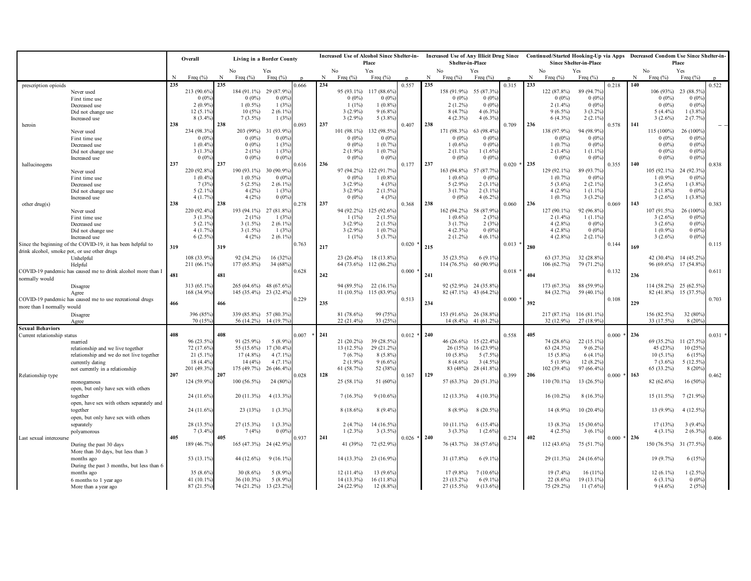| | Overall | | Living in a Border County | | | | Increased Use of Alcohol Since Shelter-in-Place | | | | Increased Use of Any Illicit Drug Since Shelter-in-Place | | | | Continued/Started Hooking-Up via Apps Since Shelter-in-Place | | | | Decreased Condom Use Since Shelter-in-Place | | | |
|---|---|---|---|---|---|---|---|---|---|---|---|---|---|---|---|---|---|---|---|---|---|---|---|---|
| | | | | No | Yes | | | No | Yes | | | No | Yes | | | No | Yes | | | No | Yes | |
| | N | Freq (%) | N | Freq (%) | Freq (%) | p | N | Freq (%) | Freq (%) | p | N | Freq (%) | Freq (%) | p | N | Freq (%) | Freq (%) | p | N | Freq (%) | Freq (%) | p |
| prescription opioids | 235 | | 235 | | | 0.666 | 234 | | | 0.557 | 235 | | | 0.315 | 233 | | | 0.218 | 140 | | | 0.522 |
| Never used | | 213 (90.6%) | | 184 (91.1%) | 29 (87.9%) | | | 95 (93.1%) | 117 (88.6%) | | | 158 (91.9%) | 55 (87.3%) | | | 122 (87.8%) | 89 (94.7%) | | | 106 (93%) | 23 (88.5%) | |
| First time use | | 0 (0%) | | 0 (0%) | 0 (0%) | | | 0 (0%) | 0 (0%) | | | 0 (0%) | 0 (0%) | | | 0 (0%) | 0 (0%) | | | 0 (0%) | 0 (0%) | |
| Decreased use | | 2 (0.9%) | | 1 (0.5%) | 1 (3%) | | | 1 (1%) | 1 (0.8%) | | | 2 (1.2%) | 0 (0%) | | | 2 (1.4%) | 0 (0%) | | | 0 (0%) | 0 (0%) | |
| Did not change use | | 12 (5.1%) | | 10 (5%) | 2 (6.1%) | | | 3 (2.9%) | 9 (6.8%) | | | 8 (4.7%) | 4 (6.3%) | | | 9 (6.5%) | 3 (3.2%) | | | 5 (4.4%) | 1 (3.8%) | |
| Increased use | | 8 (3.4%) | | 7 (3.5%) | 1 (3%) | | | 3 (2.9%) | 5 (3.8%) | | | 4 (2.3%) | 4 (6.3%) | | | 6 (4.3%) | 2 (2.1%) | | | 3 (2.6%) | 2 (7.7%) | |
| heroin | 238 | | 238 | | | 0.093 | 237 | | | 0.407 | 238 | | | 0.709 | 236 | | | 0.578 | 141 | | | -- |
| Never used | | 234 (98.3%) | | 203 (99%) | 31 (93.9%) | | | 101 (98.1%) | 132 (98.5%) | | | 171 (98.3%) | 63 (98.4%) | | | 138 (97.9%) | 94 (98.9%) | | | 115 (100%) | 26 (100%) | |
| First time use | | 0 (0%) | | 0 (0%) | 0 (0%) | | | 0 (0%) | 0 (0%) | | | 0 (0%) | 0 (0%) | | | 0 (0%) | 0 (0%) | | | 0 (0%) | 0 (0%) | |
| Decreased use | | 1 (0.4%) | | 0 (0%) | 1 (3%) | | | 0 (0%) | 1 (0.7%) | | | 1 (0.6%) | 0 (0%) | | | 1 (0.7%) | 0 (0%) | | | 0 (0%) | 0 (0%) | |
| Did not change use | | 3 (1.3%) | | 2 (1%) | 1 (3%) | | | 2 (1.9%) | 1 (0.7%) | | | 2 (1.1%) | 1 (1.6%) | | | 2 (1.4%) | 1 (1.1%) | | | 0 (0%) | 0 (0%) | |
| Increased use | | 0 (0%) | | 0 (0%) | 0 (0%) | | | 0 (0%) | 0 (0%) | | | 0 (0%) | 0 (0%) | | | 0 (0%) | 0 (0%) | | | 0 (0%) | 0 (0%) | |
| hallucinogens | 237 | | 237 | | | 0.616 | 236 | | | 0.177 | 237 | | | 0.020 * | 235 | | | 0.355 | 140 | | | 0.838 |
| Never used | | 220 (92.8%) | | 190 (93.1%) | 30 (90.9%) | | | 97 (94.2%) | 122 (91.7%) | | | 163 (94.8%) | 57 (87.7%) | | | 129 (92.1%) | 89 (93.7%) | | | 105 (92.1%) | 24 (92.3%) | |
| First time use | | 1 (0.4%) | | 1 (0.5%) | 0 (0%) | | | 0 (0%) | 1 (0.8%) | | | 1 (0.6%) | 0 (0%) | | | 1 (0.7%) | 0 (0%) | | | 1 (0.9%) | 0 (0%) | |
| Decreased use | | 7 (3%) | | 5 (2.5%) | 2 (6.1%) | | | 3 (2.9%) | 4 (3%) | | | 5 (2.9%) | 2 (3.1%) | | | 5 (3.6%) | 2 (2.1%) | | | 3 (2.6%) | 1 (3.8%) | |
| Did not change use | | 5 (2.1%) | | 4 (2%) | 1 (3%) | | | 3 (2.9%) | 2 (1.5%) | | | 3 (1.7%) | 2 (3.1%) | | | 4 (2.9%) | 1 (1.1%) | | | 2 (1.8%) | 0 (0%) | |
| Increased use | | 4 (1.7%) | | 4 (2%) | 0 (0%) | | | 0 (0%) | 4 (3%) | | | 0 (0%) | 4 (6.2%) | | | 1 (0.7%) | 3 (3.2%) | | | 3 (2.6%) | 1 (3.8%) | |
| other drug(s) | 238 | | 238 | | | 0.278 | 237 | | | 0.368 | 238 | | | 0.060 | 236 | | | 0.069 | 143 | | | 0.383 |
| Never used | | 220 (92.4%) | | 193 (94.1%) | 27 (81.8%) | | | 94 (92.2%) | 125 (92.6%) | | | 162 (94.2%) | 58 (87.9%) | | | 127 (90.1%) | 92 (96.8%) | | | 107 (91.5%) | 26 (100%) | |
| First time use | | 3 (1.3%) | | 2 (1%) | 1 (3%) | | | 1 (1%) | 2 (1.5%) | | | 1 (0.6%) | 2 (3%) | | | 2 (1.4%) | 1 (1.1%) | | | 3 (2.6%) | 0 (0%) | |
| Decreased use | | 5 (2.1%) | | 3 (1.5%) | 2 (6.1%) | | | 3 (2.9%) | 2 (1.5%) | | | 3 (1.7%) | 2 (3%) | | | 4 (2.8%) | 0 (0%) | | | 3 (2.6%) | 0 (0%) | |
| Did not change use | | 4 (1.7%) | | 3 (1.5%) | 1 (3%) | | | 3 (2.9%) | 1 (0.7%) | | | 4 (2.3%) | 0 (0%) | | | 4 (2.8%) | 0 (0%) | | | 1 (0.9%) | 0 (0%) | |
| Increased use | | 6 (2.5%) | | 4 (2%) | 2 (6.1%) | | | 1 (1%) | 5 (3.7%) | | | 2 (1.2%) | 4 (6.1%) | | | 4 (2.8%) | 2 (2.1%) | | | 3 (2.6%) | 0 (0%) | |
| Since the beginning of the COVID-19, it has been helpful to drink alcohol, smoke pot, or use other drugs | 319 | | 319 | | | 0.763 | 217 | | | 0.020 * | 215 | | | 0.013 * | 280 | | | 0.144 | 169 | | | 0.115 |
| Unhelpful | | 108 (33.9%) | | 92 (34.2%) | 16 (32%) | | | 23 (26.4%) | 18 (13.8%) | | | 35 (23.5%) | 6 (9.1%) | | | 63 (37.3%) | 32 (28.8%) | | | 42 (30.4%) | 14 (45.2%) | |
| Helpful | | 211 (66.1%) | | 177 (65.8%) | 34 (68%) | | | 64 (73.6%) | 112 (86.2%) | | | 114 (76.5%) | 60 (90.9%) | | | 106 (62.7%) | 79 (71.2%) | | | 96 (69.6%) | 17 (54.8%) | |
| COVID-19 pandemic has caused me to drink alcohol more than I normally would | 481 | | 481 | | | 0.628 | 242 | | | 0.000 * | 241 | | | 0.018 * | 404 | | | 0.132 | 236 | | | 0.611 |
| Disagree | | 313 (65.1%) | | 265 (64.6%) | 48 (67.6%) | | | 94 (89.5%) | 22 (16.1%) | | | 92 (52.9%) | 24 (35.8%) | | | 173 (67.3%) | 88 (59.9%) | | | 114 (58.2%) | 25 (62.5%) | |
| Agree | | 168 (34.9%) | | 145 (35.4%) | 23 (32.4%) | | | 11 (10.5%) | 115 (83.9%) | | | 82 (47.1%) | 43 (64.2%) | | | 84 (32.7%) | 59 (40.1%) | | | 82 (41.8%) | 15 (37.5%) | |
| COVID-19 pandemic has caused me to use recreational drugs more than I normally would | 466 | | 466 | | | 0.229 | 235 | | | 0.513 | 234 | | | 0.000 * | 392 | | | 0.108 | 229 | | | 0.703 |
| Disagree | | 396 (85%) | | 339 (85.8%) | 57 (80.3%) | | | 81 (78.6%) | 99 (75%) | | | 153 (91.6%) | 26 (38.8%) | | | 217 (87.1%) | 116 (81.1%) | | | 156 (82.5%) | 32 (80%) | |
| Agree | | 70 (15%) | | 56 (14.2%) | 14 (19.7%) | | | 22 (21.4%) | 33 (25%) | | | 14 (8.4%) | 41 (61.2%) | | | 32 (12.9%) | 27 (18.9%) | | | 33 (17.5%) | 8 (20%) | |
| **Sexual Behaviors** | | | | | | | | | | | | | | | | | | | | | | |
| Current relationship status | 408 | | 408 | | | 0.007 * | 241 | | | 0.012 * | 240 | | | 0.558 | 405 | | | 0.000 * | 236 | | | 0.031 * |
| married | | 96 (23.5%) | | 91 (25.9%) | 5 (8.9%) | | | 21 (20.2%) | 39 (28.5%) | | | 46 (26.6%) | 15 (22.4%) | | | 74 (28.6%) | 22 (15.1%) | | | 69 (35.2%) | 11 (27.5%) | |
| relationship and we live together | | 72 (17.6%) | | 55 (15.6%) | 17 (30.4%) | | | 13 (12.5%) | 29 (21.2%) | | | 26 (15%) | 16 (23.9%) | | | 63 (24.3%) | 9 (6.2%) | | | 45 (23%) | 10 (25%) | |
| relationship and we do not live together | | 21 (5.1%) | | 17 (4.8%) | 4 (7.1%) | | | 7 (6.7%) | 8 (5.8%) | | | 10 (5.8%) | 5 (7.5%) | | | 15 (5.8%) | 6 (4.1%) | | | 10 (5.1%) | 6 (15%) | |
| currently dating | | 18 (4.4%) | | 14 (4%) | 4 (7.1%) | | | 2 (1.9%) | 9 (6.6%) | | | 8 (4.6%) | 3 (4.5%) | | | 5 (1.9%) | 12 (8.2%) | | | 7 (3.6%) | 5 (12.5%) | |
| not currently in a relationship | | 201 (49.3%) | | 175 (49.7%) | 26 (46.4%) | | | 61 (58.7%) | 52 (38%) | | | 83 (48%) | 28 (41.8%) | | | 102 (39.4%) | 97 (66.4%) | | | 65 (33.2%) | 8 (20%) | |
| Relationship type | 207 | | 207 | | | 0.028 | 128 | | | 0.167 | 129 | | | 0.399 | 206 | | | 0.000 * | 163 | | | 0.462 |
| monogamous | | 124 (59.9%) | | 100 (56.5%) | 24 (80%) | | | 25 (58.1%) | 51 (60%) | | | 57 (63.3%) | 20 (51.3%) | | | 110 (70.1%) | 13 (26.5%) | | | 82 (62.6%) | 16 (50%) | |
| open, but only have sex with others together | | 24 (11.6%) | | 20 (11.3%) | 4 (13.3%) | | | 7 (16.3%) | 9 (10.6%) | | | 12 (13.3%) | 4 (10.3%) | | | 16 (10.2%) | 8 (16.3%) | | | 15 (11.5%) | 7 (21.9%) | |
| open, have sex with others separately and together | | 24 (11.6%) | | 23 (13%) | 1 (3.3%) | | | 8 (18.6%) | 8 (9.4%) | | | 8 (8.9%) | 8 (20.5%) | | | 14 (8.9%) | 10 (20.4%) | | | 13 (9.9%) | 4 (12.5%) | |
| open, but only have sex with others separately | | 28 (13.5%) | | 27 (15.3%) | 1 (3.3%) | | | 2 (4.7%) | 14 (16.5%) | | | 10 (11.1%) | 6 (15.4%) | | | 13 (8.3%) | 15 (30.6%) | | | 17 (13%) | 3 (9.4%) | |
| polyamorous | | 7 (3.4%) | | 7 (4%) | 0 (0%) | | | 1 (2.3%) | 3 (3.5%) | | | 3 (3.3%) | 1 (2.6%) | | | 4 (2.5%) | 3 (6.1%) | | | 4 (3.1%) | 2 (6.3%) | |
| Last sexual intercourse | 405 | | 405 | | | 0.937 | 241 | | | 0.026 * | 240 | | | 0.274 | 402 | | | 0.000 * | 236 | | | 0.406 |
| During the past 30 days | | 189 (46.7%) | | 165 (47.3%) | 24 (42.9%) | | | 41 (39%) | 72 (52.9%) | | | 76 (43.7%) | 38 (57.6%) | | | 112 (43.6%) | 75 (51.7%) | | | 150 (76.5%) | 31 (77.5%) | |
| More than 30 days, but less than 3 months ago | | 53 (13.1%) | | 44 (12.6%) | 9 (16.1%) | | | 14 (13.3%) | 23 (16.9%) | | | 31 (17.8%) | 6 (9.1%) | | | 29 (11.3%) | 24 (16.6%) | | | 19 (9.7%) | 6 (15%) | |
| During the past 3 months, but less than 6 months ago | | 35 (8.6%) | | 30 (8.6%) | 5 (8.9%) | | | 12 (11.4%) | 13 (9.6%) | | | 17 (9.8%) | 7 (10.6%) | | | 19 (7.4%) | 16 (11%) | | | 12 (6.1%) | 1 (2.5%) | |
| 6 months to 1 year ago | | 41 (10.1%) | | 36 (10.3%) | 5 (8.9%) | | | 14 (13.3%) | 16 (11.8%) | | | 23 (13.2%) | 6 (9.1%) | | | 22 (8.6%) | 19 (13.1%) | | | 6 (3.1%) | 0 (0%) | |
| More than a year ago | | 87 (21.5%) | | 74 (21.2%) | 13 (23.2%) | | | 24 (22.9%) | 12 (8.8%) | | | 27 (15.5%) | 9 (13.6%) | | | 75 (29.2%) | 11 (7.6%) | | | 9 (4.6%) | 2 (5%) | |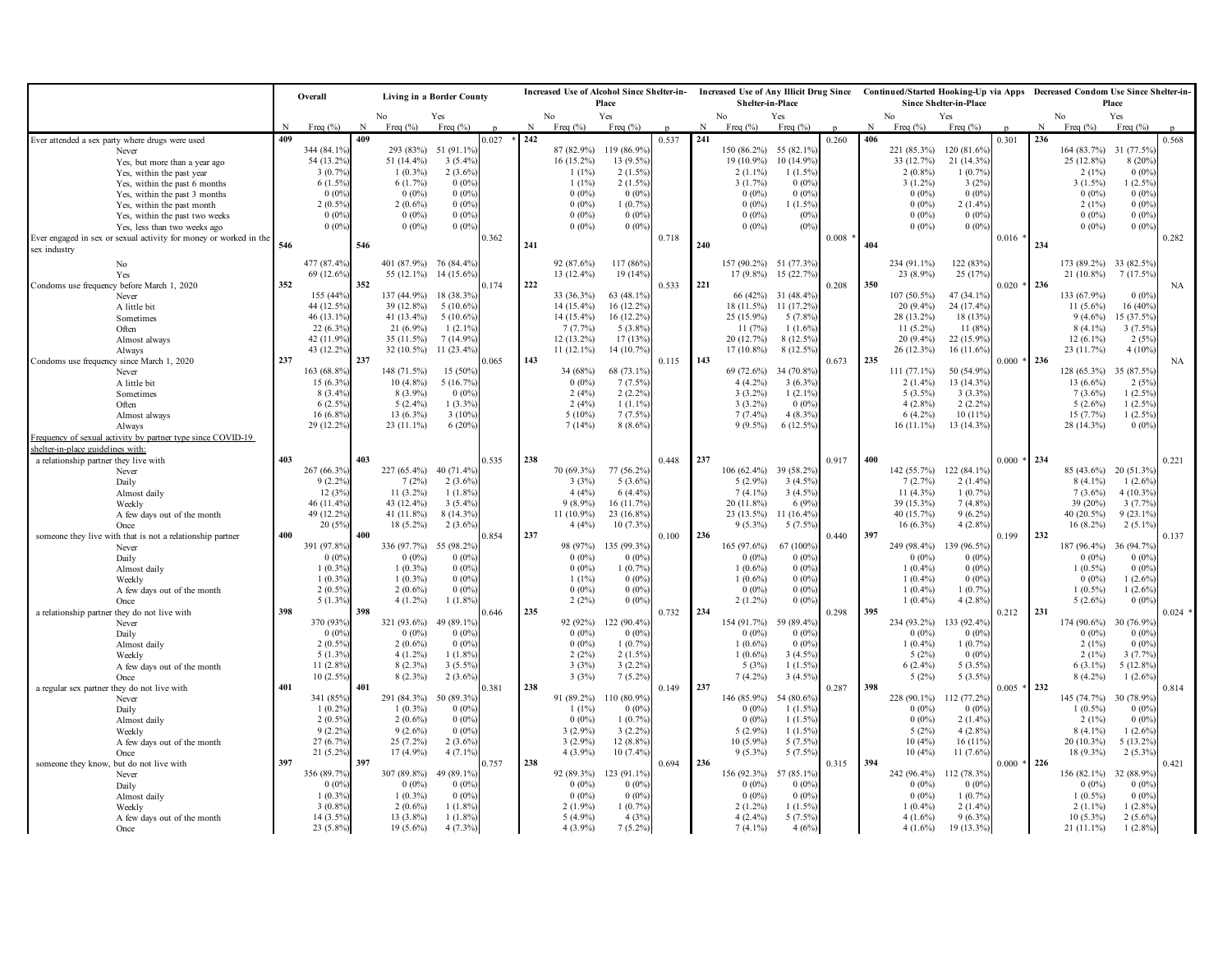| | Overall | | Living in a Border County | | | | Increased Use of Alcohol Since Shelter-in-Place | | | | Increased Use of Any Illicit Drug Since Shelter-in-Place | | | | Continued/Started Hooking-Up via Apps Since Shelter-in-Place | | | | Decreased Condom Use Since Shelter-in-Place | | | |
|---|---|---|---|---|---|---|---|---|---|---|---|---|---|---|---|---|---|---|---|---|---|---|---|---|
| | | | | No | Yes | | | No | Yes | | | No | Yes | | | No | Yes | | | No | Yes | |
| | N | Freq (%) | N | Freq (%) | Freq (%) | p | N | Freq (%) | Freq (%) | p | N | Freq (%) | Freq (%) | p | N | Freq (%) | Freq (%) | p | N | Freq (%) | Freq (%) | p |
| Ever attended a sex party where drugs were used | 409 | | 409 | | | 0.027 * | 242 | | | 0.537 | 241 | | | 0.260 | 406 | | | 0.301 | 236 | | | 0.568 |
| Never | | 344 (84.1%) | | 293 (83%) | 51 (91.1%) | | | 87 (82.9%) | 119 (86.9%) | | | 150 (86.2%) | 55 (82.1%) | | | 221 (85.3%) | 120 (81.6%) | | | 164 (83.7%) | 31 (77.5%) | |
| Yes, but more than a year ago | | 54 (13.2%) | | 51 (14.4%) | 3 (5.4%) | | | 16 (15.2%) | 13 (9.5%) | | | 19 (10.9%) | 10 (14.9%) | | | 33 (12.7%) | 21 (14.3%) | | | 25 (12.8%) | 8 (20%) | |
| Yes, within the past year | | 3 (0.7%) | | 1 (0.3%) | 2 (3.6%) | | | 1 (1%) | 2 (1.5%) | | | 2 (1.1%) | 1 (1.5%) | | | 2 (0.8%) | 1 (0.7%) | | | 2 (1%) | 0 (0%) | |
| Yes, within the past 6 months | | 6 (1.5%) | | 6 (1.7%) | 0 (0%) | | | 1 (1%) | 2 (1.5%) | | | 3 (1.7%) | 0 (0%) | | | 3 (1.2%) | 3 (2%) | | | 3 (1.5%) | 1 (2.5%) | |
| Yes, within the past 3 months | | 0 (0%) | | 0 (0%) | 0 (0%) | | | 0 (0%) | 0 (0%) | | | 0 (0%) | 0 (0%) | | | 0 (0%) | 0 (0%) | | | 0 (0%) | 0 (0%) | |
| Yes, within the past month | | 2 (0.5%) | | 2 (0.6%) | 0 (0%) | | | 0 (0%) | 1 (0.7%) | | | 0 (0%) | 1 (1.5%) | | | 0 (0%) | 2 (1.4%) | | | 2 (1%) | 0 (0%) | |
| Yes, within the past two weeks | | 0 (0%) | | 0 (0%) | 0 (0%) | | | 0 (0%) | 0 (0%) | | | 0 (0%) | (0%) | | | 0 (0%) | 0 (0%) | | | 0 (0%) | 0 (0%) | |
| Yes, less than two weeks ago | | 0 (0%) | | 0 (0%) | 0 (0%) | | | 0 (0%) | 0 (0%) | | | 0 (0%) | (0%) | | | 0 (0%) | 0 (0%) | | | 0 (0%) | 0 (0%) | |
| Ever engaged in sex or sexual activity for money or worked in the sex industry | 546 | | 546 | | | 0.362 | 241 | | | 0.718 | 240 | | | 0.008 * | 404 | | | 0.016 * | 234 | | | 0.282 |
| No | | 477 (87.4%) | | 401 (87.9%) | 76 (84.4%) | | | 92 (87.6%) | 117 (86%) | | | 157 (90.2%) | 51 (77.3%) | | | 234 (91.1%) | 122 (83%) | | | 173 (89.2%) | 33 (82.5%) | |
| Yes | | 69 (12.6%) | | 55 (12.1%) | 14 (15.6%) | | | 13 (12.4%) | 19 (14%) | | | 17 (9.8%) | 15 (22.7%) | | | 23 (8.9%) | 25 (17%) | | | 21 (10.8%) | 7 (17.5%) | |
| Condoms use frequency before March 1, 2020 | 352 | | 352 | | | 0.174 | 222 | | | 0.533 | 221 | | | 0.208 | 350 | | | 0.020 * | 236 | | | NA |
| Never | | 155 (44%) | | 137 (44.9%) | 18 (38.3%) | | | 33 (36.3%) | 63 (48.1%) | | | 66 (42%) | 31 (48.4%) | | | 107 (50.5%) | 47 (34.1%) | | | 133 (67.9%) | 0 (0%) | |
| A little bit | | 44 (12.5%) | | 39 (12.8%) | 5 (10.6%) | | | 14 (15.4%) | 16 (12.2%) | | | 18 (11.5%) | 11 (17.2%) | | | 20 (9.4%) | 24 (17.4%) | | | 11 (5.6%) | 16 (40%) | |
| Sometimes | | 46 (13.1%) | | 41 (13.4%) | 5 (10.6%) | | | 14 (15.4%) | 16 (12.2%) | | | 25 (15.9%) | 5 (7.8%) | | | 28 (13.2%) | 18 (13%) | | | 9 (4.6%) | 15 (37.5%) | |
| Often | | 22 (6.3%) | | 21 (6.9%) | 1 (2.1%) | | | 7 (7.7%) | 5 (3.8%) | | | 11 (7%) | 1 (1.6%) | | | 11 (5.2%) | 11 (8%) | | | 8 (4.1%) | 3 (7.5%) | |
| Almost always | | 42 (11.9%) | | 35 (11.5%) | 7 (14.9%) | | | 12 (13.2%) | 17 (13%) | | | 20 (12.7%) | 8 (12.5%) | | | 20 (9.4%) | 22 (15.9%) | | | 12 (6.1%) | 2 (5%) | |
| Always | | 43 (12.2%) | | 32 (10.5%) | 11 (23.4%) | | | 11 (12.1%) | 14 (10.7%) | | | 17 (10.8%) | 8 (12.5%) | | | 26 (12.3%) | 16 (11.6%) | | | 23 (11.7%) | 4 (10%) | |
| Condoms use frequency since March 1, 2020 | 237 | | 237 | | | 0.065 | 143 | | | 0.115 | 143 | | | 0.673 | 235 | | | 0.000 * | 236 | | | NA |
| Never | | 163 (68.8%) | | 148 (71.5%) | 15 (50%) | | | 34 (68%) | 68 (73.1%) | | | 69 (72.6%) | 34 (70.8%) | | | 111 (77.1%) | 50 (54.9%) | | | 128 (65.3%) | 35 (87.5%) | |
| A little bit | | 15 (6.3%) | | 10 (4.8%) | 5 (16.7%) | | | 0 (0%) | 7 (7.5%) | | | 4 (4.2%) | 3 (6.3%) | | | 2 (1.4%) | 13 (14.3%) | | | 13 (6.6%) | 2 (5%) | |
| Sometimes | | 8 (3.4%) | | 8 (3.9%) | 0 (0%) | | | 2 (4%) | 2 (2.2%) | | | 3 (3.2%) | 1 (2.1%) | | | 5 (3.5%) | 3 (3.3%) | | | 7 (3.6%) | 1 (2.5%) | |
| Often | | 6 (2.5%) | | 5 (2.4%) | 1 (3.3%) | | | 2 (4%) | 1 (1.1%) | | | 3 (3.2%) | 0 (0%) | | | 4 (2.8%) | 2 (2.2%) | | | 5 (2.6%) | 1 (2.5%) | |
| Almost always | | 16 (6.8%) | | 13 (6.3%) | 3 (10%) | | | 5 (10%) | 7 (7.5%) | | | 7 (7.4%) | 4 (8.3%) | | | 6 (4.2%) | 10 (11%) | | | 15 (7.7%) | 1 (2.5%) | |
| Always | | 29 (12.2%) | | 23 (11.1%) | 6 (20%) | | | 7 (14%) | 8 (8.6%) | | | 9 (9.5%) | 6 (12.5%) | | | 16 (11.1%) | 13 (14.3%) | | | 28 (14.3%) | 0 (0%) | |
| Frequency of sexual activity by partner type since COVID-19 shelter-in-place guidelines with: | | | | | | | | | | | | | | | | | | | | | | |
| a relationship partner they live with | 403 | | 403 | | | 0.535 | 238 | | | 0.448 | 237 | | | 0.917 | 400 | | | 0.000 * | 234 | | | 0.221 |
| Never | | 267 (66.3%) | | 227 (65.4%) | 40 (71.4%) | | | 70 (69.3%) | 77 (56.2%) | | | 106 (62.4%) | 39 (58.2%) | | | 142 (55.7%) | 122 (84.1%) | | | 85 (43.6%) | 20 (51.3%) | |
| Daily | | 9 (2.2%) | | 7 (2%) | 2 (3.6%) | | | 3 (3%) | 5 (3.6%) | | | 5 (2.9%) | 3 (4.5%) | | | 7 (2.7%) | 2 (1.4%) | | | 8 (4.1%) | 1 (2.6%) | |
| Almost daily | | 12 (3%) | | 11 (3.2%) | 1 (1.8%) | | | 4 (4%) | 6 (4.4%) | | | 7 (4.1%) | 3 (4.5%) | | | 11 (4.3%) | 1 (0.7%) | | | 7 (3.6%) | 4 (10.3%) | |
| Weekly | | 46 (11.4%) | | 43 (12.4%) | 3 (5.4%) | | | 9 (8.9%) | 16 (11.7%) | | | 20 (11.8%) | 6 (9%) | | | 39 (15.3%) | 7 (4.8%) | | | 39 (20%) | 3 (7.7%) | |
| A few days out of the month | | 49 (12.2%) | | 41 (11.8%) | 8 (14.3%) | | | 11 (10.9%) | 23 (16.8%) | | | 23 (13.5%) | 11 (16.4%) | | | 40 (15.7%) | 9 (6.2%) | | | 40 (20.5%) | 9 (23.1%) | |
| Once | | 20 (5%) | | 18 (5.2%) | 2 (3.6%) | | | 4 (4%) | 10 (7.3%) | | | 9 (5.3%) | 5 (7.5%) | | | 16 (6.3%) | 4 (2.8%) | | | 16 (8.2%) | 2 (5.1%) | |
| someone they live with that is not a relationship partner | 400 | | 400 | | | 0.854 | 237 | | | 0.100 | 236 | | | 0.440 | 397 | | | 0.199 | 232 | | | 0.137 |
| Never | | 391 (97.8%) | | 336 (97.7%) | 55 (98.2%) | | | 98 (97%) | 135 (99.3%) | | | 165 (97.6%) | 67 (100%) | | | 249 (98.4%) | 139 (96.5%) | | | 187 (96.4%) | 36 (94.7%) | |
| Daily | | 0 (0%) | | 0 (0%) | 0 (0%) | | | 0 (0%) | 0 (0%) | | | 0 (0%) | 0 (0%) | | | 0 (0%) | 0 (0%) | | | 0 (0%) | 0 (0%) | |
| Almost daily | | 1 (0.3%) | | 1 (0.3%) | 0 (0%) | | | 0 (0%) | 1 (0.7%) | | | 1 (0.6%) | 0 (0%) | | | 1 (0.4%) | 0 (0%) | | | 1 (0.5%) | 0 (0%) | |
| Weekly | | 1 (0.3%) | | 1 (0.3%) | 0 (0%) | | | 1 (1%) | 0 (0%) | | | 1 (0.6%) | 0 (0%) | | | 1 (0.4%) | 0 (0%) | | | 0 (0%) | 1 (2.6%) | |
| A few days out of the month | | 2 (0.5%) | | 2 (0.6%) | 0 (0%) | | | 0 (0%) | 0 (0%) | | | 0 (0%) | 0 (0%) | | | 1 (0.4%) | 1 (0.7%) | | | 1 (0.5%) | 1 (2.6%) | |
| Once | | 5 (1.3%) | | 4 (1.2%) | 1 (1.8%) | | | 2 (2%) | 0 (0%) | | | 2 (1.2%) | 0 (0%) | | | 1 (0.4%) | 4 (2.8%) | | | 5 (2.6%) | 0 (0%) | |
| a relationship partner they do not live with | 398 | | 398 | | | 0.646 | 235 | | | 0.732 | 234 | | | 0.298 | 395 | | | 0.212 | 231 | | | 0.024 * |
| Never | | 370 (93%) | | 321 (93.6%) | 49 (89.1%) | | | 92 (92%) | 122 (90.4%) | | | 154 (91.7%) | 59 (89.4%) | | | 234 (93.2%) | 133 (92.4%) | | | 174 (90.6%) | 30 (76.9%) | |
| Daily | | 0 (0%) | | 0 (0%) | 0 (0%) | | | 0 (0%) | 0 (0%) | | | 0 (0%) | 0 (0%) | | | 0 (0%) | 0 (0%) | | | 0 (0%) | 0 (0%) | |
| Almost daily | | 2 (0.5%) | | 2 (0.6%) | 0 (0%) | | | 0 (0%) | 1 (0.7%) | | | 1 (0.6%) | 0 (0%) | | | 1 (0.4%) | 1 (0.7%) | | | 2 (1%) | 0 (0%) | |
| Weekly | | 5 (1.3%) | | 4 (1.2%) | 1 (1.8%) | | | 2 (2%) | 2 (1.5%) | | | 1 (0.6%) | 3 (4.5%) | | | 5 (2%) | 0 (0%) | | | 2 (1%) | 3 (7.7%) | |
| A few days out of the month | | 11 (2.8%) | | 8 (2.3%) | 3 (5.5%) | | | 3 (3%) | 3 (2.2%) | | | 5 (3%) | 1 (1.5%) | | | 6 (2.4%) | 5 (3.5%) | | | 6 (3.1%) | 5 (12.8%) | |
| Once | | 10 (2.5%) | | 8 (2.3%) | 2 (3.6%) | | | 3 (3%) | 7 (5.2%) | | | 7 (4.2%) | 3 (4.5%) | | | 5 (2%) | 5 (3.5%) | | | 8 (4.2%) | 1 (2.6%) | |
| a regular sex partner they do not live with | 401 | | 401 | | | 0.381 | 238 | | | 0.149 | 237 | | | 0.287 | 398 | | | 0.005 * | 232 | | | 0.814 |
| Never | | 341 (85%) | | 291 (84.3%) | 50 (89.3%) | | | 91 (89.2%) | 110 (80.9%) | | | 146 (85.9%) | 54 (80.6%) | | | 228 (90.1%) | 112 (77.2%) | | | 145 (74.7%) | 30 (78.9%) | |
| Daily | | 1 (0.2%) | | 1 (0.3%) | 0 (0%) | | | 1 (1%) | 0 (0%) | | | 0 (0%) | 1 (1.5%) | | | 0 (0%) | 0 (0%) | | | 1 (0.5%) | 0 (0%) | |
| Almost daily | | 2 (0.5%) | | 2 (0.6%) | 0 (0%) | | | 0 (0%) | 1 (0.7%) | | | 0 (0%) | 1 (1.5%) | | | 0 (0%) | 2 (1.4%) | | | 2 (1%) | 0 (0%) | |
| Weekly | | 9 (2.2%) | | 9 (2.6%) | 0 (0%) | | | 3 (2.9%) | 3 (2.2%) | | | 5 (2.9%) | 1 (1.5%) | | | 5 (2%) | 4 (2.8%) | | | 8 (4.1%) | 1 (2.6%) | |
| A few days out of the month | | 27 (6.7%) | | 25 (7.2%) | 2 (3.6%) | | | 3 (2.9%) | 12 (8.8%) | | | 10 (5.9%) | 5 (7.5%) | | | 10 (4%) | 16 (11%) | | | 20 (10.3%) | 5 (13.2%) | |
| Once | | 21 (5.2%) | | 17 (4.9%) | 4 (7.1%) | | | 4 (3.9%) | 10 (7.4%) | | | 9 (5.3%) | 5 (7.5%) | | | 10 (4%) | 11 (7.6%) | | | 18 (9.3%) | 2 (5.3%) | |
| someone they know, but do not live with | 397 | | 397 | | | 0.757 | 238 | | | 0.694 | 236 | | | 0.315 | 394 | | | 0.000 * | 226 | | | 0.421 |
| Never | | 356 (89.7%) | | 307 (89.8%) | 49 (89.1%) | | | 92 (89.3%) | 123 (91.1%) | | | 156 (92.3%) | 57 (85.1%) | | | 242 (96.4%) | 112 (78.3%) | | | 156 (82.1%) | 32 (88.9%) | |
| Daily | | 0 (0%) | | 0 (0%) | 0 (0%) | | | 0 (0%) | 0 (0%) | | | 0 (0%) | 0 (0%) | | | 0 (0%) | 0 (0%) | | | 0 (0%) | 0 (0%) | |
| Almost daily | | 1 (0.3%) | | 1 (0.3%) | 0 (0%) | | | 0 (0%) | 0 (0%) | | | 0 (0%) | 0 (0%) | | | 0 (0%) | 1 (0.7%) | | | 1 (0.5%) | 0 (0%) | |
| Weekly | | 3 (0.8%) | | 2 (0.6%) | 1 (1.8%) | | | 2 (1.9%) | 1 (0.7%) | | | 2 (1.2%) | 1 (1.5%) | | | 1 (0.4%) | 2 (1.4%) | | | 2 (1.1%) | 1 (2.8%) | |
| A few days out of the month | | 14 (3.5%) | | 13 (3.8%) | 1 (1.8%) | | | 5 (4.9%) | 4 (3%) | | | 4 (2.4%) | 5 (7.5%) | | | 4 (1.6%) | 9 (6.3%) | | | 10 (5.3%) | 2 (5.6%) | |
| Once | | 23 (5.8%) | | 19 (5.6%) | 4 (7.3%) | | | 4 (3.9%) | 7 (5.2%) | | | 7 (4.1%) | 4 (6%) | | | 4 (1.6%) | 19 (13.3%) | | | 21 (11.1%) | 1 (2.8%) | |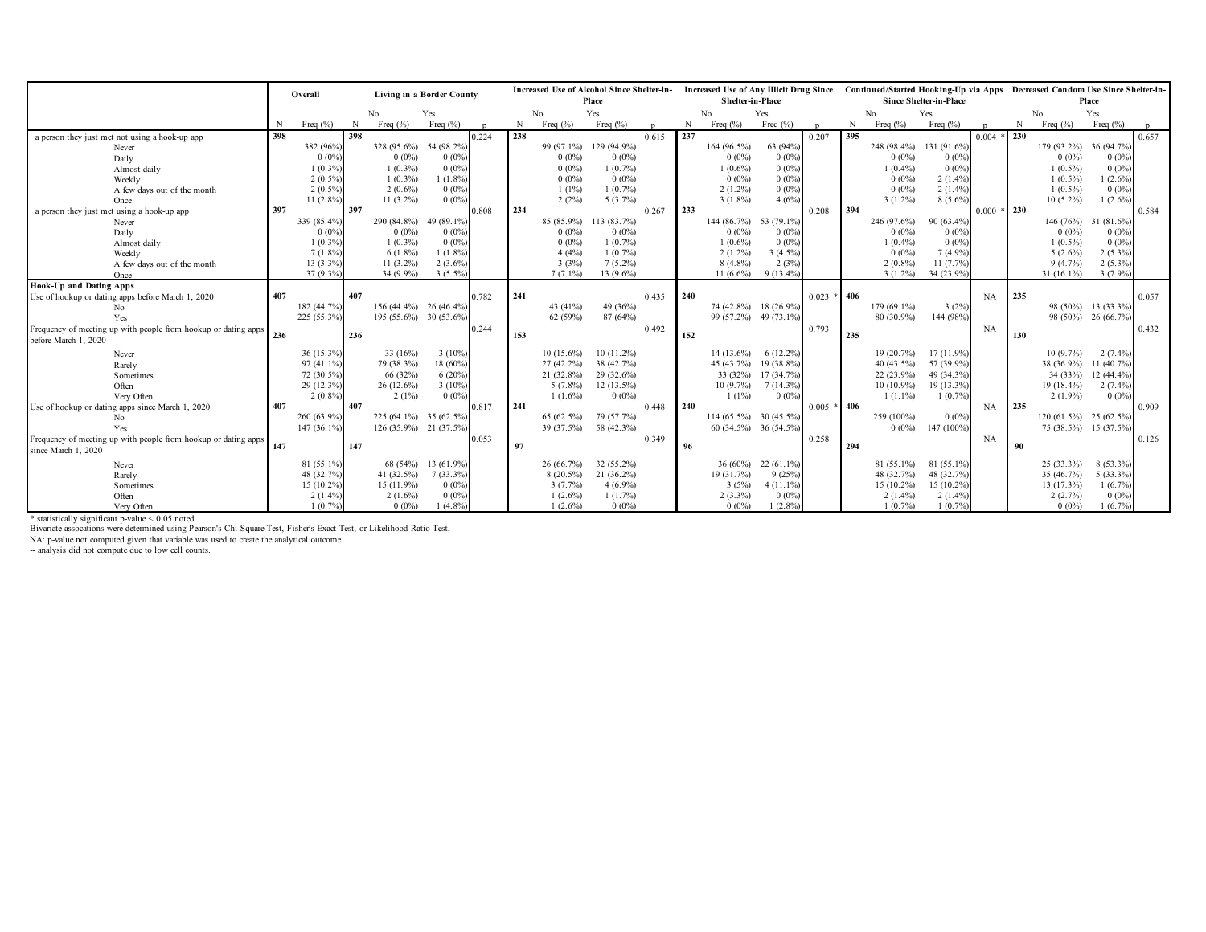| | Overall | | Living in a Border County | | | | Increased Use of Alcohol Since Shelter-in-Place | | | | Increased Use of Any Illicit Drug Since Shelter-in-Place | | | | Continued/Started Hooking-Up via Apps Since Shelter-in-Place | | | | Decreased Condom Use Since Shelter-in-Place | | | |
|---|---|---|---|---|---|---|---|---|---|---|---|---|---|---|---|---|---|---|---|---|---|---|---|---|
| | | | | No | Yes | | | No | Yes | | | No | Yes | | | No | Yes | | | No | Yes | |
| | N | Freq (%) | N | Freq (%) | Freq (%) | p | N | Freq (%) | Freq (%) | p | N | Freq (%) | Freq (%) | p | N | Freq (%) | Freq (%) | p | N | Freq (%) | Freq (%) | p |
| a person they just met not using a hook-up app | 398 | | 398 | | | 0.224 | 238 | | | 0.615 | 237 | | | 0.207 | 395 | | | 0.004 * | 230 | | | 0.657 |
| Never | | 382 (96%) | | 328 (95.6%) | 54 (98.2%) | | | 99 (97.1%) | 129 (94.9%) | | | 164 (96.5%) | 63 (94%) | | | 248 (98.4%) | 131 (91.6%) | | | 179 (93.2%) | 36 (94.7%) | |
| Daily | | 0 (0%) | | 0 (0%) | 0 (0%) | | | 0 (0%) | 0 (0%) | | | 0 (0%) | 0 (0%) | | | 0 (0%) | 0 (0%) | | | 0 (0%) | 0 (0%) | |
| Almost daily | | 1 (0.3%) | | 1 (0.3%) | 0 (0%) | | | 0 (0%) | 1 (0.7%) | | | 1 (0.6%) | 0 (0%) | | | 1 (0.4%) | 0 (0%) | | | 1 (0.5%) | 0 (0%) | |
| Weekly | | 2 (0.5%) | | 1 (0.3%) | 1 (1.8%) | | | 0 (0%) | 0 (0%) | | | 0 (0%) | 0 (0%) | | | 0 (0%) | 2 (1.4%) | | | 1 (0.5%) | 1 (2.6%) | |
| A few days out of the month | | 2 (0.5%) | | 2 (0.6%) | 0 (0%) | | | 1 (1%) | 1 (0.7%) | | | 2 (1.2%) | 0 (0%) | | | 0 (0%) | 2 (1.4%) | | | 1 (0.5%) | 0 (0%) | |
| Once | | 11 (2.8%) | | 11 (3.2%) | 0 (0%) | | | 2 (2%) | 5 (3.7%) | | | 3 (1.8%) | 4 (6%) | | | 3 (1.2%) | 8 (5.6%) | | | 10 (5.2%) | 1 (2.6%) | |
| a person they just met using a hook-up app | 397 | | 397 | | | 0.808 | 234 | | | 0.267 | 233 | | | 0.208 | 394 | | | 0.000 * | 230 | | | 0.584 |
| Never | | 339 (85.4%) | | 290 (84.8%) | 49 (89.1%) | | | 85 (85.9%) | 113 (83.7%) | | | 144 (86.7%) | 53 (79.1%) | | | 246 (97.6%) | 90 (63.4%) | | | 146 (76%) | 31 (81.6%) | |
| Daily | | 0 (0%) | | 0 (0%) | 0 (0%) | | | 0 (0%) | 0 (0%) | | | 0 (0%) | 0 (0%) | | | 0 (0%) | 0 (0%) | | | 0 (0%) | 0 (0%) | |
| Almost daily | | 1 (0.3%) | | 1 (0.3%) | 0 (0%) | | | 0 (0%) | 1 (0.7%) | | | 1 (0.6%) | 0 (0%) | | | 1 (0.4%) | 0 (0%) | | | 1 (0.5%) | 0 (0%) | |
| Weekly | | 7 (1.8%) | | 6 (1.8%) | 1 (1.8%) | | | 4 (4%) | 1 (0.7%) | | | 2 (1.2%) | 3 (4.5%) | | | 0 (0%) | 7 (4.9%) | | | 5 (2.6%) | 2 (5.3%) | |
| A few days out of the month | | 13 (3.3%) | | 11 (3.2%) | 2 (3.6%) | | | 3 (3%) | 7 (5.2%) | | | 8 (4.8%) | 2 (3%) | | | 2 (0.8%) | 11 (7.7%) | | | 9 (4.7%) | 2 (5.3%) | |
| Once | | 37 (9.3%) | | 34 (9.9%) | 3 (5.5%) | | | 7 (7.1%) | 13 (9.6%) | | | 11 (6.6%) | 9 (13.4%) | | | 3 (1.2%) | 34 (23.9%) | | | 31 (16.1%) | 3 (7.9%) | |
| **Hook-Up and Dating Apps** | | | | | | | | | | | | | | | | | | | | | | |
| Use of hookup or dating apps before March 1, 2020 | 407 | | 407 | | | 0.782 | 241 | | | 0.435 | 240 | | | 0.023 * | 406 | | | NA | 235 | | | 0.057 |
| No | | 182 (44.7%) | | 156 (44.4%) | 26 (46.4%) | | | 43 (41%) | 49 (36%) | | | 74 (42.8%) | 18 (26.9%) | | | 179 (69.1%) | 3 (2%) | | | 98 (50%) | 13 (33.3%) | |
| Yes | | 225 (55.3%) | | 195 (55.6%) | 30 (53.6%) | | | 62 (59%) | 87 (64%) | | | 99 (57.2%) | 49 (73.1%) | | | 80 (30.9%) | 144 (98%) | | | 98 (50%) | 26 (66.7%) | |
| Frequency of meeting up with people from hookup or dating apps before March 1, 2020 | 236 | | 236 | | | 0.244 | 153 | | | 0.492 | 152 | | | 0.793 | 235 | | | NA | 130 | | | 0.432 |
| Never | | 36 (15.3%) | | 33 (16%) | 3 (10%) | | | 10 (15.6%) | 10 (11.2%) | | | 14 (13.6%) | 6 (12.2%) | | | 19 (20.7%) | 17 (11.9%) | | | 10 (9.7%) | 2 (7.4%) | |
| Rarely | | 97 (41.1%) | | 79 (38.3%) | 18 (60%) | | | 27 (42.2%) | 38 (42.7%) | | | 45 (43.7%) | 19 (38.8%) | | | 40 (43.5%) | 57 (39.9%) | | | 38 (36.9%) | 11 (40.7%) | |
| Sometimes | | 72 (30.5%) | | 66 (32%) | 6 (20%) | | | 21 (32.8%) | 29 (32.6%) | | | 33 (32%) | 17 (34.7%) | | | 22 (23.9%) | 49 (34.3%) | | | 34 (33%) | 12 (44.4%) | |
| Often | | 29 (12.3%) | | 26 (12.6%) | 3 (10%) | | | 5 (7.8%) | 12 (13.5%) | | | 10 (9.7%) | 7 (14.3%) | | | 10 (10.9%) | 19 (13.3%) | | | 19 (18.4%) | 2 (7.4%) | |
| Very Often | | 2 (0.8%) | | 2 (1%) | 0 (0%) | | | 1 (1.6%) | 0 (0%) | | | 1 (1%) | 0 (0%) | | | 1 (1.1%) | 1 (0.7%) | | | 2 (1.9%) | 0 (0%) | |
| Use of hookup or dating apps since March 1, 2020 | 407 | | 407 | | | 0.817 | 241 | | | 0.448 | 240 | | | 0.005 * | 406 | | | NA | 235 | | | 0.909 |
| No | | 260 (63.9%) | | 225 (64.1%) | 35 (62.5%) | | | 65 (62.5%) | 79 (57.7%) | | | 114 (65.5%) | 30 (45.5%) | | | 259 (100%) | 0 (0%) | | | 120 (61.5%) | 25 (62.5%) | |
| Yes | | 147 (36.1%) | | 126 (35.9%) | 21 (37.5%) | | | 39 (37.5%) | 58 (42.3%) | | | 60 (34.5%) | 36 (54.5%) | | | 0 (0%) | 147 (100%) | | | 75 (38.5%) | 15 (37.5%) | |
| Frequency of meeting up with people from hookup or dating apps since March 1, 2020 | 147 | | 147 | | | 0.053 | 97 | | | 0.349 | 96 | | | 0.258 | 294 | | | NA | 90 | | | 0.126 |
| Never | | 81 (55.1%) | | 68 (54%) | 13 (61.9%) | | | 26 (66.7%) | 32 (55.2%) | | | 36 (60%) | 22 (61.1%) | | | 81 (55.1%) | 81 (55.1%) | | | 25 (33.3%) | 8 (53.3%) | |
| Rarely | | 48 (32.7%) | | 41 (32.5%) | 7 (33.3%) | | | 8 (20.5%) | 21 (36.2%) | | | 19 (31.7%) | 9 (25%) | | | 48 (32.7%) | 48 (32.7%) | | | 35 (46.7%) | 5 (33.3%) | |
| Sometimes | | 15 (10.2%) | | 15 (11.9%) | 0 (0%) | | | 3 (7.7%) | 4 (6.9%) | | | 3 (5%) | 4 (11.1%) | | | 15 (10.2%) | 15 (10.2%) | | | 13 (17.3%) | 1 (6.7%) | |
| Often | | 2 (1.4%) | | 2 (1.6%) | 0 (0%) | | | 1 (2.6%) | 1 (1.7%) | | | 2 (3.3%) | 0 (0%) | | | 2 (1.4%) | 2 (1.4%) | | | 2 (2.7%) | 0 (0%) | |
| Very Often | | 1 (0.7%) | | 0 (0%) | 1 (4.8%) | | | 1 (2.6%) | 0 (0%) | | | 0 (0%) | 1 (2.8%) | | | 1 (0.7%) | 1 (0.7%) | | | 0 (0%) | 1 (6.7%) | |

\* statistically significant p-value < 0.05 noted
Bivariate assocations were determined using Pearson's Chi-Square Test, Fisher's Exact Test, or Likelihood Ratio Test.
NA: p-value not computed given that variable was used to create the analytical outcome
-- analysis did not compute due to low cell counts.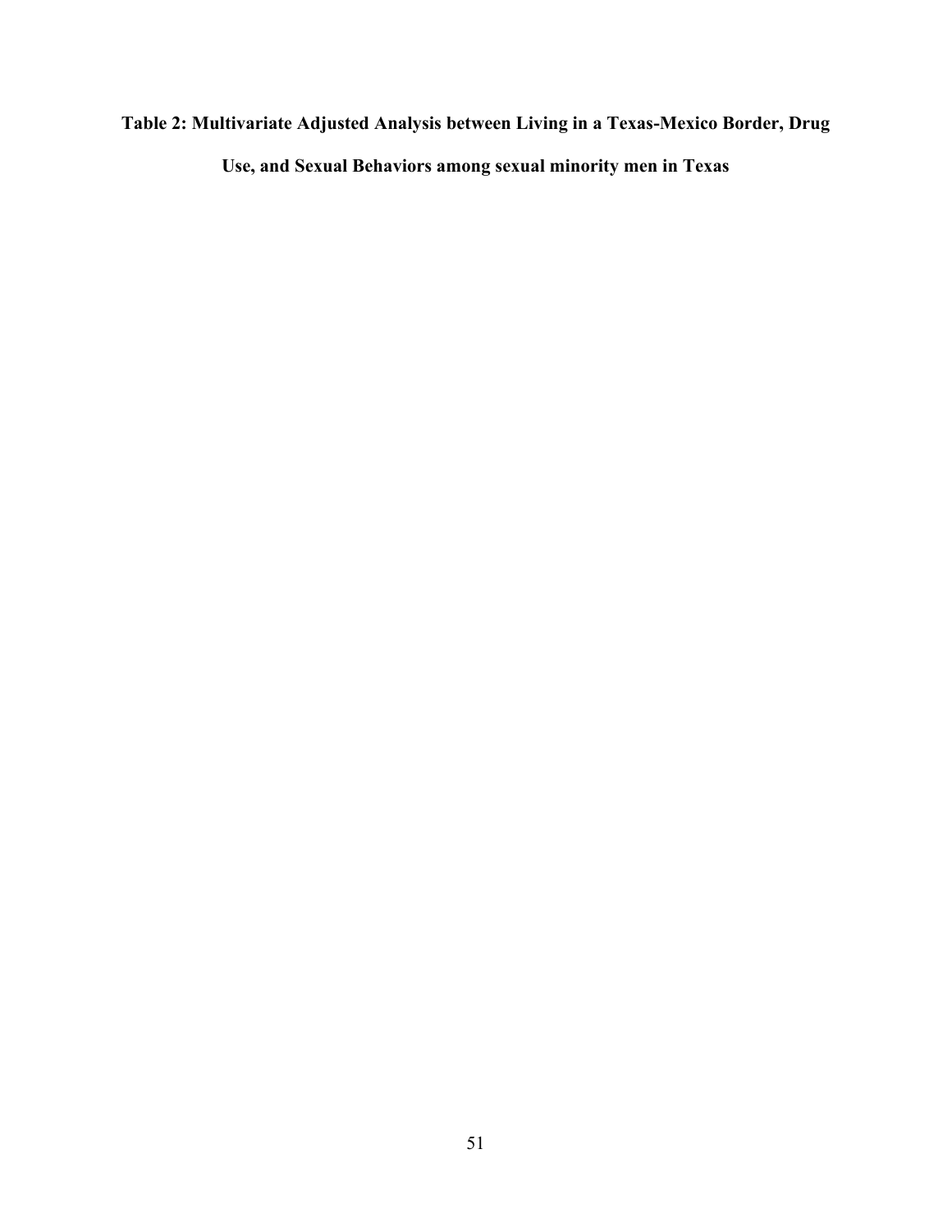**Table 2: Multivariate Adjusted Analysis between Living in a Texas-Mexico Border, Drug Use, and Sexual Behaviors among sexual minority men in Texas**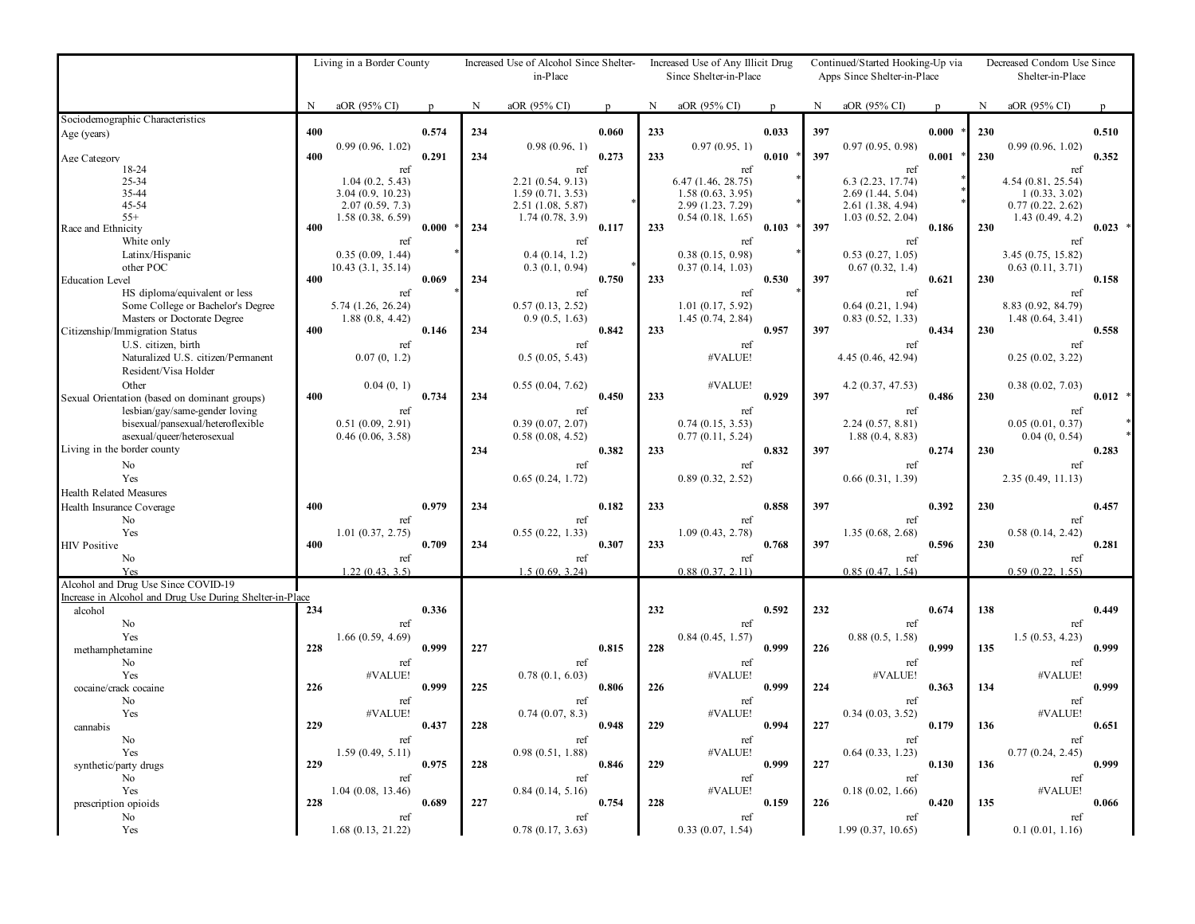| | Living in a Border County | | | Increased Use of Alcohol Since Shelter-in-Place | | | Increased Use of Any Illicit Drug Since Shelter-in-Place | | | Continued/Started Hooking-Up via Apps Since Shelter-in-Place | | | Decreased Condom Use Since Shelter-in-Place | | |
|---|---|---|---|---|---|---|---|---|---|---|---|---|---|---|---|
| | N | aOR (95% CI) | p | N | aOR (95% CI) | p | N | aOR (95% CI) | p | N | aOR (95% CI) | p | N | aOR (95% CI) | p |
| **Sociodemographic Characteristics** | | | | | | | | | | | | | | | |
| Age (years) | **400** | 0.99 (0.96, 1.02) | **0.574** | **234** | 0.98 (0.96, 1) | **0.060** | **233** | 0.97 (0.95, 1) | **0.033** | **397** | 0.97 (0.95, 0.98) | **0.000** * | **230** | 0.99 (0.96, 1.02) | **0.510** |
| Age Category | **400** | | **0.291** | **234** | | **0.273** | **233** | | **0.010** * | **397** | | **0.001** * | **230** | | **0.352** |
| 18-24 | | ref | | | ref | | | ref | | | ref | | | ref | |
| 25-34 | | 1.04 (0.2, 5.43) | | | 2.21 (0.54, 9.13) | | | 6.47 (1.46, 28.75) * | | | 6.3 (2.23, 17.74) * | | | 4.54 (0.81, 25.54) | |
| 35-44 | | 3.04 (0.9, 10.23) | | | 1.59 (0.71, 3.53) | | | 1.58 (0.63, 3.95) | | | 2.69 (1.44, 5.04) * | | | 1 (0.33, 3.02) | |
| 45-54 | | 2.07 (0.59, 7.3) | | | 2.51 (1.08, 5.87) * | | | 2.99 (1.23, 7.29) * | | | 2.61 (1.38, 4.94) * | | | 0.77 (0.22, 2.62) | |
| 55+ | | 1.58 (0.38, 6.59) | | | 1.74 (0.78, 3.9) | | | 0.54 (0.18, 1.65) | | | 1.03 (0.52, 2.04) | | | 1.43 (0.49, 4.2) | |
| Race and Ethnicity | **400** | | **0.000** * | **234** | | **0.117** | **233** | | **0.103** * | **397** | | **0.186** | **230** | | **0.023** * |
| White only | | ref | | | ref | | | ref | | | ref | | | ref | |
| Latinx/Hispanic | | 0.35 (0.09, 1.44) * | | | 0.4 (0.14, 1.2) | | | 0.38 (0.15, 0.98) * | | | 0.53 (0.27, 1.05) | | | 3.45 (0.75, 15.82) | |
| other POC | | 10.43 (3.1, 35.14) | | | 0.3 (0.1, 0.94) * | | | 0.37 (0.14, 1.03) | | | 0.67 (0.32, 1.4) | | | 0.63 (0.11, 3.71) | |
| Education Level | **400** | | **0.069** | **234** | | **0.750** | **233** | | **0.530** | **397** | | **0.621** | **230** | | **0.158** |
| HS diploma/equivalent or less | | ref * | | | ref | | | ref * | | | ref | | | ref | |
| Some College or Bachelor's Degree | | 5.74 (1.26, 26.24) | | | 0.57 (0.13, 2.52) | | | 1.01 (0.17, 5.92) | | | 0.64 (0.21, 1.94) | | | 8.83 (0.92, 84.79) | |
| Masters or Doctorate Degree | | 1.88 (0.8, 4.42) | | | 0.9 (0.5, 1.63) | | | 1.45 (0.74, 2.84) | | | 0.83 (0.52, 1.33) | | | 1.48 (0.64, 3.41) | |
| Citizenship/Immigration Status | **400** | | **0.146** | **234** | | **0.842** | **233** | | **0.957** | **397** | | **0.434** | **230** | | **0.558** |
| U.S. citizen, birth | | ref | | | ref | | | ref | | | ref | | | ref | |
| Naturalized U.S. citizen/Permanent Resident/Visa Holder | | 0.07 (0, 1.2) | | | 0.5 (0.05, 5.43) | | | #VALUE! | | | 4.45 (0.46, 42.94) | | | 0.25 (0.02, 3.22) | |
| Other | | 0.04 (0, 1) | | | 0.55 (0.04, 7.62) | | | #VALUE! | | | 4.2 (0.37, 47.53) | | | 0.38 (0.02, 7.03) | |
| Sexual Orientation (based on dominant groups) | **400** | | **0.734** | **234** | | **0.450** | **233** | | **0.929** | **397** | | **0.486** | **230** | | **0.012** * |
| lesbian/gay/same-gender loving | | ref | | | ref | | | ref | | | ref | | | ref | |
| bisexual/pansexual/heteroflexible | | 0.51 (0.09, 2.91) | | | 0.39 (0.07, 2.07) | | | 0.74 (0.15, 3.53) | | | 2.24 (0.57, 8.81) | | | 0.05 (0.01, 0.37) * | |
| asexual/queer/heterosexual | | 0.46 (0.06, 3.58) | | | 0.58 (0.08, 4.52) | | | 0.77 (0.11, 5.24) | | | 1.88 (0.4, 8.83) | | | 0.04 (0, 0.54) * | |
| Living in the border county | | | | **234** | | **0.382** | **233** | | **0.832** | **397** | | **0.274** | **230** | | **0.283** |
| No | | | | | ref | | | ref | | | ref | | | ref | |
| Yes | | | | | 0.65 (0.24, 1.72) | | | 0.89 (0.32, 2.52) | | | 0.66 (0.31, 1.39) | | | 2.35 (0.49, 11.13) | |
| **Health Related Measures** | | | | | | | | | | | | | | | |
| Health Insurance Coverage | **400** | | **0.979** | **234** | | **0.182** | **233** | | **0.858** | **397** | | **0.392** | **230** | | **0.457** |
| No | | ref | | | ref | | | ref | | | ref | | | ref | |
| Yes | | 1.01 (0.37, 2.75) | | | 0.55 (0.22, 1.33) | | | 1.09 (0.43, 2.78) | | | 1.35 (0.68, 2.68) | | | 0.58 (0.14, 2.42) | |
| HIV Positive | **400** | | **0.709** | **234** | | **0.307** | **233** | | **0.768** | **397** | | **0.596** | **230** | | **0.281** |
| No | | ref | | | ref | | | ref | | | ref | | | ref | |
| Yes | | 1.22 (0.43, 3.5) | | | 1.5 (0.69, 3.24) | | | 0.88 (0.37, 2.11) | | | 0.85 (0.47, 1.54) | | | 0.59 (0.22, 1.55) | |
| **Alcohol and Drug Use Since COVID-19** | | | | | | | | | | | | | | | |
| Increase in Alcohol and Drug Use During Shelter-in-Place | | | | | | | | | | | | | | | |
| alcohol | **234** | | **0.336** | | | | **232** | | **0.592** | **232** | | **0.674** | **138** | | **0.449** |
| No | | ref | | | | | | ref | | | ref | | | ref | |
| Yes | | 1.66 (0.59, 4.69) | | | | | | 0.84 (0.45, 1.57) | | | 0.88 (0.5, 1.58) | | | 1.5 (0.53, 4.23) | |
| methamphetamine | **228** | | **0.999** | **227** | | **0.815** | **228** | | **0.999** | **226** | | **0.999** | **135** | | **0.999** |
| No | | ref | | | ref | | | ref | | | ref | | | ref | |
| Yes | | #VALUE! | | | 0.78 (0.1, 6.03) | | | #VALUE! | | | #VALUE! | | | #VALUE! | |
| cocaine/crack cocaine | **226** | | **0.999** | **225** | | **0.806** | **226** | | **0.999** | **224** | | **0.363** | **134** | | **0.999** |
| No | | ref | | | ref | | | ref | | | ref | | | ref | |
| Yes | | #VALUE! | | | 0.74 (0.07, 8.3) | | | #VALUE! | | | 0.34 (0.03, 3.52) | | | #VALUE! | |
| cannabis | **229** | | **0.437** | **228** | | **0.948** | **229** | | **0.994** | **227** | | **0.179** | **136** | | **0.651** |
| No | | ref | | | ref | | | ref | | | ref | | | ref | |
| Yes | | 1.59 (0.49, 5.11) | | | 0.98 (0.51, 1.88) | | | #VALUE! | | | 0.64 (0.33, 1.23) | | | 0.77 (0.24, 2.45) | |
| synthetic/party drugs | **229** | | **0.975** | **228** | | **0.846** | **229** | | **0.999** | **227** | | **0.130** | **136** | | **0.999** |
| No | | ref | | | ref | | | ref | | | ref | | | ref | |
| Yes | | 1.04 (0.08, 13.46) | | | 0.84 (0.14, 5.16) | | | #VALUE! | | | 0.18 (0.02, 1.66) | | | #VALUE! | |
| prescription opioids | **228** | | **0.689** | **227** | | **0.754** | **228** | | **0.159** | **226** | | **0.420** | **135** | | **0.066** |
| No | | ref | | | ref | | | ref | | | ref | | | ref | |
| Yes | | 1.68 (0.13, 21.22) | | | 0.78 (0.17, 3.63) | | | 0.33 (0.07, 1.54) | | | 1.99 (0.37, 10.65) | | | 0.1 (0.01, 1.16) | |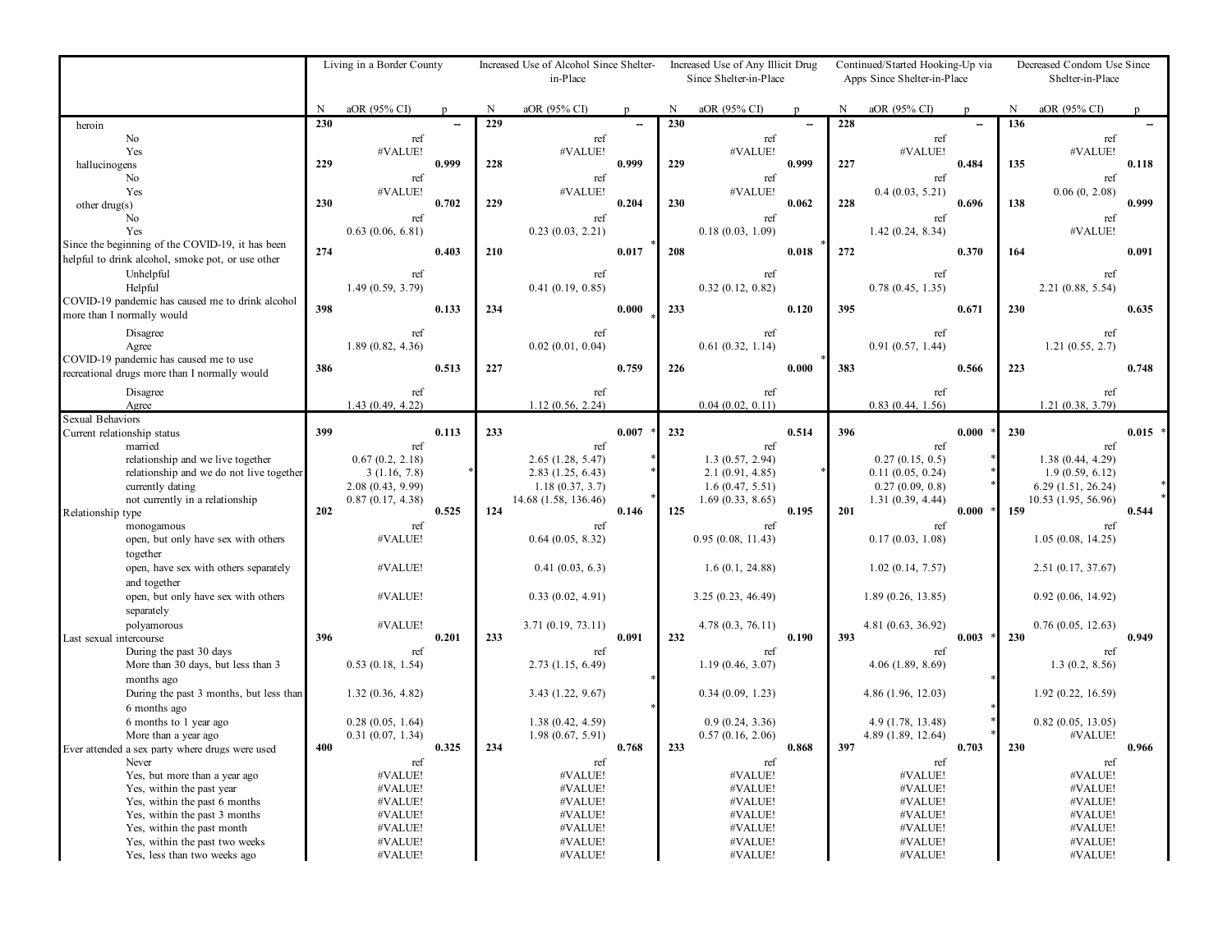| | Living in a Border County | | | Increased Use of Alcohol Since Shelter-in-Place | | | Increased Use of Any Illicit Drug Since Shelter-in-Place | | | Continued/Started Hooking-Up via Apps Since Shelter-in-Place | | | Decreased Condom Use Since Shelter-in-Place | | |
|---|---|---|---|---|---|---|---|---|---|---|---|---|---|---|---|
| | N | aOR (95% CI) | p | N | aOR (95% CI) | p | N | aOR (95% CI) | p | N | aOR (95% CI) | p | N | aOR (95% CI) | p |
| heroin | **230** | | **--** | **229** | | **--** | **230** | | **--** | **228** | | **--** | **136** | | **--** |
| No | | ref | | | ref | | | ref | | | ref | | | ref | |
| Yes | | #VALUE! | | | #VALUE! | | | #VALUE! | | | #VALUE! | | | #VALUE! | |
| hallucinogens | **229** | | **0.999** | **228** | | **0.999** | **229** | | **0.999** | **227** | | **0.484** | **135** | | **0.118** |
| No | | ref | | | ref | | | ref | | | ref | | | ref | |
| Yes | | #VALUE! | | | #VALUE! | | | #VALUE! | | | 0.4 (0.03, 5.21) | | | 0.06 (0, 2.08) | |
| other drug(s) | **230** | | **0.702** | **229** | | **0.204** | **230** | | **0.062** | **228** | | **0.696** | **138** | | **0.999** |
| No | | ref | | | ref | | | ref | | | ref | | | ref | |
| Yes | | 0.63 (0.06, 6.81) | | | 0.23 (0.03, 2.21) | | | 0.18 (0.03, 1.09) | | | 1.42 (0.24, 8.34) | | | #VALUE! | |
| Since the beginning of the COVID-19, it has been helpful to drink alcohol, smoke pot, or use other | **274** | | **0.403** | **210** | | **0.017** * | **208** | | **0.018** * | **272** | | **0.370** | **164** | | **0.091** |
| Unhelpful | | ref | | | ref | | | ref | | | ref | | | ref | |
| Helpful | | 1.49 (0.59, 3.79) | | | 0.41 (0.19, 0.85) | | | 0.32 (0.12, 0.82) | | | 0.78 (0.45, 1.35) | | | 2.21 (0.88, 5.54) | |
| COVID-19 pandemic has caused me to drink alcohol more than I normally would | **398** | | **0.133** | **234** | | **0.000** * | **233** | | **0.120** | **395** | | **0.671** | **230** | | **0.635** |
| Disagree | | ref | | | ref | | | ref | | | ref | | | ref | |
| Agree | | 1.89 (0.82, 4.36) | | | 0.02 (0.01, 0.04) | | | 0.61 (0.32, 1.14) | | | 0.91 (0.57, 1.44) | | | 1.21 (0.55, 2.7) | |
| COVID-19 pandemic has caused me to use recreational drugs more than I normally would | **386** | | **0.513** | **227** | | **0.759** | **226** | | **0.000** * | **383** | | **0.566** | **223** | | **0.748** |
| Disagree | | ref | | | ref | | | ref | | | ref | | | ref | |
| Agree | | 1.43 (0.49, 4.22) | | | 1.12 (0.56, 2.24) | | | 0.04 (0.02, 0.11) | | | 0.83 (0.44, 1.56) | | | 1.21 (0.38, 3.79) | |
| Sexual Behaviors | | | | | | | | | | | | | | | |
| Current relationship status | **399** | | **0.113** | **233** | | **0.007** * | **232** | | **0.514** | **396** | | **0.000** * | **230** | | **0.015** * |
| married | | ref | | | ref | | | ref | | | ref | | | ref | |
| relationship and we live together | | 0.67 (0.2, 2.18) | | | 2.65 (1.28, 5.47) * | | | 1.3 (0.57, 2.94) | | | 0.27 (0.15, 0.5) * | | | 1.38 (0.44, 4.29) | |
| relationship and we do not live together | | 3 (1.16, 7.8) * | | | 2.83 (1.25, 6.43) * | | | 2.1 (0.91, 4.85) * | | | 0.11 (0.05, 0.24) * | | | 1.9 (0.59, 6.12) | |
| currently dating | | 2.08 (0.43, 9.99) | | | 1.18 (0.37, 3.7) | | | 1.6 (0.47, 5.51) | | | 0.27 (0.09, 0.8) * | | | 6.29 (1.51, 26.24) * | |
| not currently in a relationship | | 0.87 (0.17, 4.38) | | | 14.68 (1.58, 136.46) * | | | 1.69 (0.33, 8.65) | | | 1.31 (0.39, 4.44) | | | 10.53 (1.95, 56.96) * | |
| Relationship type | **202** | | **0.525** | **124** | | **0.146** | **125** | | **0.195** | **201** | | **0.000** * | **159** | | **0.544** |
| monogamous | | ref | | | ref | | | ref | | | ref | | | ref | |
| open, but only have sex with others together | | #VALUE! | | | 0.64 (0.05, 8.32) | | | 0.95 (0.08, 11.43) | | | 0.17 (0.03, 1.08) | | | 1.05 (0.08, 14.25) | |
| open, have sex with others separately and together | | #VALUE! | | | 0.41 (0.03, 6.3) | | | 1.6 (0.1, 24.88) | | | 1.02 (0.14, 7.57) | | | 2.51 (0.17, 37.67) | |
| open, but only have sex with others separately | | #VALUE! | | | 0.33 (0.02, 4.91) | | | 3.25 (0.23, 46.49) | | | 1.89 (0.26, 13.85) | | | 0.92 (0.06, 14.92) | |
| polyamorous | | #VALUE! | | | 3.71 (0.19, 73.11) | | | 4.78 (0.3, 76.11) | | | 4.81 (0.63, 36.92) | | | 0.76 (0.05, 12.63) | |
| Last sexual intercourse | **396** | | **0.201** | **233** | | **0.091** | **232** | | **0.190** | **393** | | **0.003** * | **230** | | **0.949** |
| During the past 30 days | | ref | | | ref | | | ref | | | ref | | | ref | |
| More than 30 days, but less than 3 months ago | | 0.53 (0.18, 1.54) | | | 2.73 (1.15, 6.49) * | | | 1.19 (0.46, 3.07) | | | 4.06 (1.89, 8.69) * | | | 1.3 (0.2, 8.56) | |
| During the past 3 months, but less than 6 months ago | | 1.32 (0.36, 4.82) | | | 3.43 (1.22, 9.67) * | | | 0.34 (0.09, 1.23) | | | 4.86 (1.96, 12.03) * | | | 1.92 (0.22, 16.59) | |
| 6 months to 1 year ago | | 0.28 (0.05, 1.64) | | | 1.38 (0.42, 4.59) | | | 0.9 (0.24, 3.36) | | | 4.9 (1.78, 13.48) * | | | 0.82 (0.05, 13.05) | |
| More than a year ago | | 0.31 (0.07, 1.34) | | | 1.98 (0.67, 5.91) | | | 0.57 (0.16, 2.06) | | | 4.89 (1.89, 12.64) * | | | #VALUE! | |
| Ever attended a sex party where drugs were used | **400** | | **0.325** | **234** | | **0.768** | **233** | | **0.868** | **397** | | **0.703** | **230** | | **0.966** |
| Never | | ref | | | ref | | | ref | | | ref | | | ref | |
| Yes, but more than a year ago | | #VALUE! | | | #VALUE! | | | #VALUE! | | | #VALUE! | | | #VALUE! | |
| Yes, within the past year | | #VALUE! | | | #VALUE! | | | #VALUE! | | | #VALUE! | | | #VALUE! | |
| Yes, within the past 6 months | | #VALUE! | | | #VALUE! | | | #VALUE! | | | #VALUE! | | | #VALUE! | |
| Yes, within the past 3 months | | #VALUE! | | | #VALUE! | | | #VALUE! | | | #VALUE! | | | #VALUE! | |
| Yes, within the past month | | #VALUE! | | | #VALUE! | | | #VALUE! | | | #VALUE! | | | #VALUE! | |
| Yes, within the past two weeks | | #VALUE! | | | #VALUE! | | | #VALUE! | | | #VALUE! | | | #VALUE! | |
| Yes, less than two weeks ago | | #VALUE! | | | #VALUE! | | | #VALUE! | | | #VALUE! | | | #VALUE! | |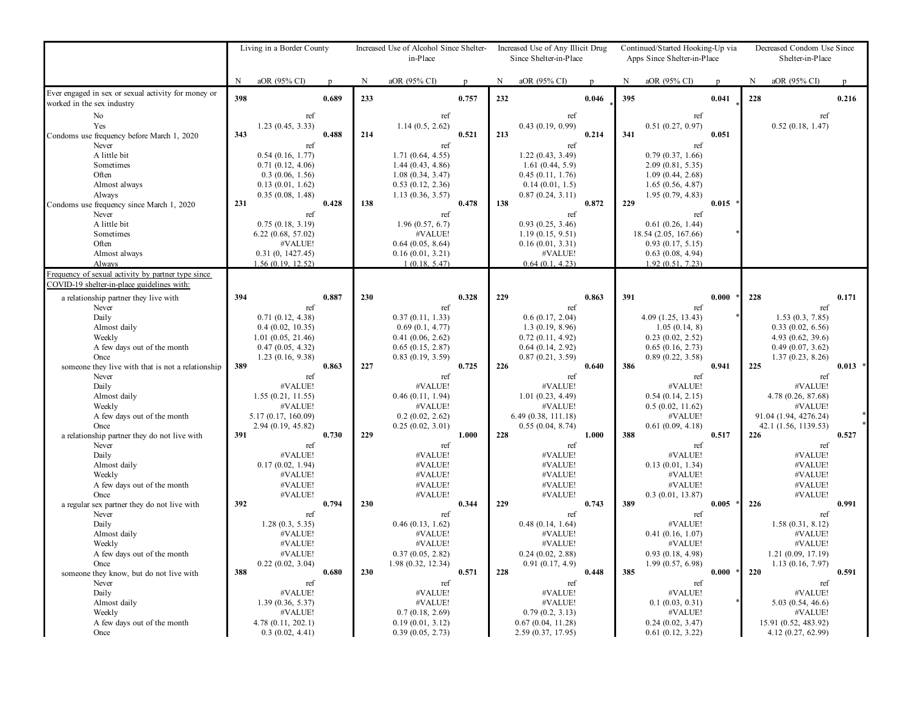| | Living in a Border County | | | Increased Use of Alcohol Since Shelter-in-Place | | | Increased Use of Any Illicit Drug Since Shelter-in-Place | | | Continued/Started Hooking-Up via Apps Since Shelter-in-Place | | | Decreased Condom Use Since Shelter-in-Place | | |
|---|---|---|---|---|---|---|---|---|---|---|---|---|---|---|---|
| | N | aOR (95% CI) | p | N | aOR (95% CI) | p | N | aOR (95% CI) | p | N | aOR (95% CI) | p | N | aOR (95% CI) | p |
| **Ever engaged in sex or sexual activity for money or worked in the sex industry** | **398** | | **0.689** | **233** | | **0.757** | **232** | | **0.046** * | **395** | | **0.041** * | **228** | | **0.216** |
| No | | ref | | | ref | | | ref | | | ref | | | ref | |
| Yes | | 1.23 (0.45, 3.33) | | | 1.14 (0.5, 2.62) | | | 0.43 (0.19, 0.99) | | | 0.51 (0.27, 0.97) | | | 0.52 (0.18, 1.47) | |
| **Condoms use frequency before March 1, 2020** | **343** | | **0.488** | **214** | | **0.521** | **213** | | **0.214** | **341** | | **0.051** | | | |
| Never | | ref | | | ref | | | ref | | | ref | | | | |
| A little bit | | 0.54 (0.16, 1.77) | | | 1.71 (0.64, 4.55) | | | 1.22 (0.43, 3.49) | | | 0.79 (0.37, 1.66) | | | | |
| Sometimes | | 0.71 (0.12, 4.06) | | | 1.44 (0.43, 4.86) | | | 1.61 (0.44, 5.9) | | | 2.09 (0.81, 5.35) | | | | |
| Often | | 0.3 (0.06, 1.56) | | | 1.08 (0.34, 3.47) | | | 0.45 (0.11, 1.76) | | | 1.09 (0.44, 2.68) | | | | |
| Almost always | | 0.13 (0.01, 1.62) | | | 0.53 (0.12, 2.36) | | | 0.14 (0.01, 1.5) | | | 1.65 (0.56, 4.87) | | | | |
| Always | | 0.35 (0.08, 1.48) | | | 1.13 (0.36, 3.57) | | | 0.87 (0.24, 3.11) | | | 1.95 (0.79, 4.83) | | | | |
| **Condoms use frequency since March 1, 2020** | **231** | | **0.428** | **138** | | **0.478** | **138** | | **0.872** | **229** | | **0.015** * | | | |
| Never | | ref | | | ref | | | ref | | | ref | | | | |
| A little bit | | 0.75 (0.18, 3.19) | | | 1.96 (0.57, 6.7) | | | 0.93 (0.25, 3.46) | | | 0.61 (0.26, 1.44) | | | | |
| Sometimes | | 6.22 (0.68, 57.02) | | | #VALUE! | | | 1.19 (0.15, 9.51) | | | 18.54 (2.05, 167.66) | * | | | |
| Often | | #VALUE! | | | 0.64 (0.05, 8.64) | | | 0.16 (0.01, 3.31) | | | 0.93 (0.17, 5.15) | | | | |
| Almost always | | 0.31 (0, 1427.45) | | | 0.16 (0.01, 3.21) | | | #VALUE! | | | 0.63 (0.08, 4.94) | | | | |
| Always | | 1.56 (0.19, 12.52) | | | 1 (0.18, 5.47) | | | 0.64 (0.1, 4.23) | | | 1.92 (0.51, 7.23) | | | | |
| Frequency of sexual activity by partner type since COVID-19 shelter-in-place guidelines with: | | | | | | | | | | | | | | | |
| a relationship partner they live with | **394** | | **0.887** | **230** | | **0.328** | **229** | | **0.863** | **391** | | **0.000** * | **228** | | **0.171** |
| Never | | ref | | | ref | | | ref | | | ref | | | ref | |
| Daily | | 0.71 (0.12, 4.38) | | | 0.37 (0.11, 1.33) | | | 0.6 (0.17, 2.04) | | | 4.09 (1.25, 13.43) | * | | 1.53 (0.3, 7.85) | |
| Almost daily | | 0.4 (0.02, 10.35) | | | 0.69 (0.1, 4.77) | | | 1.3 (0.19, 8.96) | | | 1.05 (0.14, 8) | | | 0.33 (0.02, 6.56) | |
| Weekly | | 1.01 (0.05, 21.46) | | | 0.41 (0.06, 2.62) | | | 0.72 (0.11, 4.92) | | | 0.23 (0.02, 2.52) | | | 4.93 (0.62, 39.6) | |
| A few days out of the month | | 0.47 (0.05, 4.32) | | | 0.65 (0.15, 2.87) | | | 0.64 (0.14, 2.92) | | | 0.65 (0.16, 2.73) | | | 0.49 (0.07, 3.62) | |
| Once | | 1.23 (0.16, 9.38) | | | 0.83 (0.19, 3.59) | | | 0.87 (0.21, 3.59) | | | 0.89 (0.22, 3.58) | | | 1.37 (0.23, 8.26) | |
| someone they live with that is not a relationship | **389** | | **0.863** | **227** | | **0.725** | **226** | | **0.640** | **386** | | **0.941** | **225** | | **0.013** * |
| Never | | ref | | | ref | | | ref | | | ref | | | ref | |
| Daily | | #VALUE! | | | #VALUE! | | | #VALUE! | | | #VALUE! | | | #VALUE! | |
| Almost daily | | 1.55 (0.21, 11.55) | | | 0.46 (0.11, 1.94) | | | 1.01 (0.23, 4.49) | | | 0.54 (0.14, 2.15) | | | 4.78 (0.26, 87.68) | |
| Weekly | | #VALUE! | | | #VALUE! | | | #VALUE! | | | 0.5 (0.02, 11.62) | | | #VALUE! | |
| A few days out of the month | | 5.17 (0.17, 160.09) | | | 0.2 (0.02, 2.62) | | | 6.49 (0.38, 111.18) | | | #VALUE! | | | 91.04 (1.94, 4276.24) | * |
| Once | | 2.94 (0.19, 45.82) | | | 0.25 (0.02, 3.01) | | | 0.55 (0.04, 8.74) | | | 0.61 (0.09, 4.18) | | | 42.1 (1.56, 1139.53) | * |
| a relationship partner they do not live with | **391** | | **0.730** | **229** | | **1.000** | **228** | | **1.000** | **388** | | **0.517** | **226** | | **0.527** |
| Never | | ref | | | ref | | | ref | | | ref | | | ref | |
| Daily | | #VALUE! | | | #VALUE! | | | #VALUE! | | | #VALUE! | | | #VALUE! | |
| Almost daily | | 0.17 (0.02, 1.94) | | | #VALUE! | | | #VALUE! | | | 0.13 (0.01, 1.34) | | | #VALUE! | |
| Weekly | | #VALUE! | | | #VALUE! | | | #VALUE! | | | #VALUE! | | | #VALUE! | |
| A few days out of the month | | #VALUE! | | | #VALUE! | | | #VALUE! | | | #VALUE! | | | #VALUE! | |
| Once | | #VALUE! | | | #VALUE! | | | #VALUE! | | | 0.3 (0.01, 13.87) | | | #VALUE! | |
| a regular sex partner they do not live with | **392** | | **0.794** | **230** | | **0.344** | **229** | | **0.743** | **389** | | **0.005** * | **226** | | **0.991** |
| Never | | ref | | | ref | | | ref | | | ref | | | ref | |
| Daily | | 1.28 (0.3, 5.35) | | | 0.46 (0.13, 1.62) | | | 0.48 (0.14, 1.64) | | | #VALUE! | | | 1.58 (0.31, 8.12) | |
| Almost daily | | #VALUE! | | | #VALUE! | | | #VALUE! | | | 0.41 (0.16, 1.07) | | | #VALUE! | |
| Weekly | | #VALUE! | | | #VALUE! | | | #VALUE! | | | #VALUE! | | | #VALUE! | |
| A few days out of the month | | #VALUE! | | | 0.37 (0.05, 2.82) | | | 0.24 (0.02, 2.88) | | | 0.93 (0.18, 4.98) | | | 1.21 (0.09, 17.19) | |
| Once | | 0.22 (0.02, 3.04) | | | 1.98 (0.32, 12.34) | | | 0.91 (0.17, 4.9) | | | 1.99 (0.57, 6.98) | | | 1.13 (0.16, 7.97) | |
| someone they know, but do not live with | **388** | | **0.680** | **230** | | **0.571** | **228** | | **0.448** | **385** | | **0.000** * | **220** | | **0.591** |
| Never | | ref | | | ref | | | ref | | | ref | | | ref | |
| Daily | | #VALUE! | | | #VALUE! | | | #VALUE! | | | #VALUE! | | | #VALUE! | |
| Almost daily | | 1.39 (0.36, 5.37) | | | #VALUE! | | | #VALUE! | | | 0.1 (0.03, 0.31) | * | | 5.03 (0.54, 46.6) | |
| Weekly | | #VALUE! | | | 0.7 (0.18, 2.69) | | | 0.79 (0.2, 3.13) | | | #VALUE! | | | #VALUE! | |
| A few days out of the month | | 4.78 (0.11, 202.1) | | | 0.19 (0.01, 3.12) | | | 0.67 (0.04, 11.28) | | | 0.24 (0.02, 3.47) | | | 15.91 (0.52, 483.92) | |
| Once | | 0.3 (0.02, 4.41) | | | 0.39 (0.05, 2.73) | | | 2.59 (0.37, 17.95) | | | 0.61 (0.12, 3.22) | | | 4.12 (0.27, 62.99) | |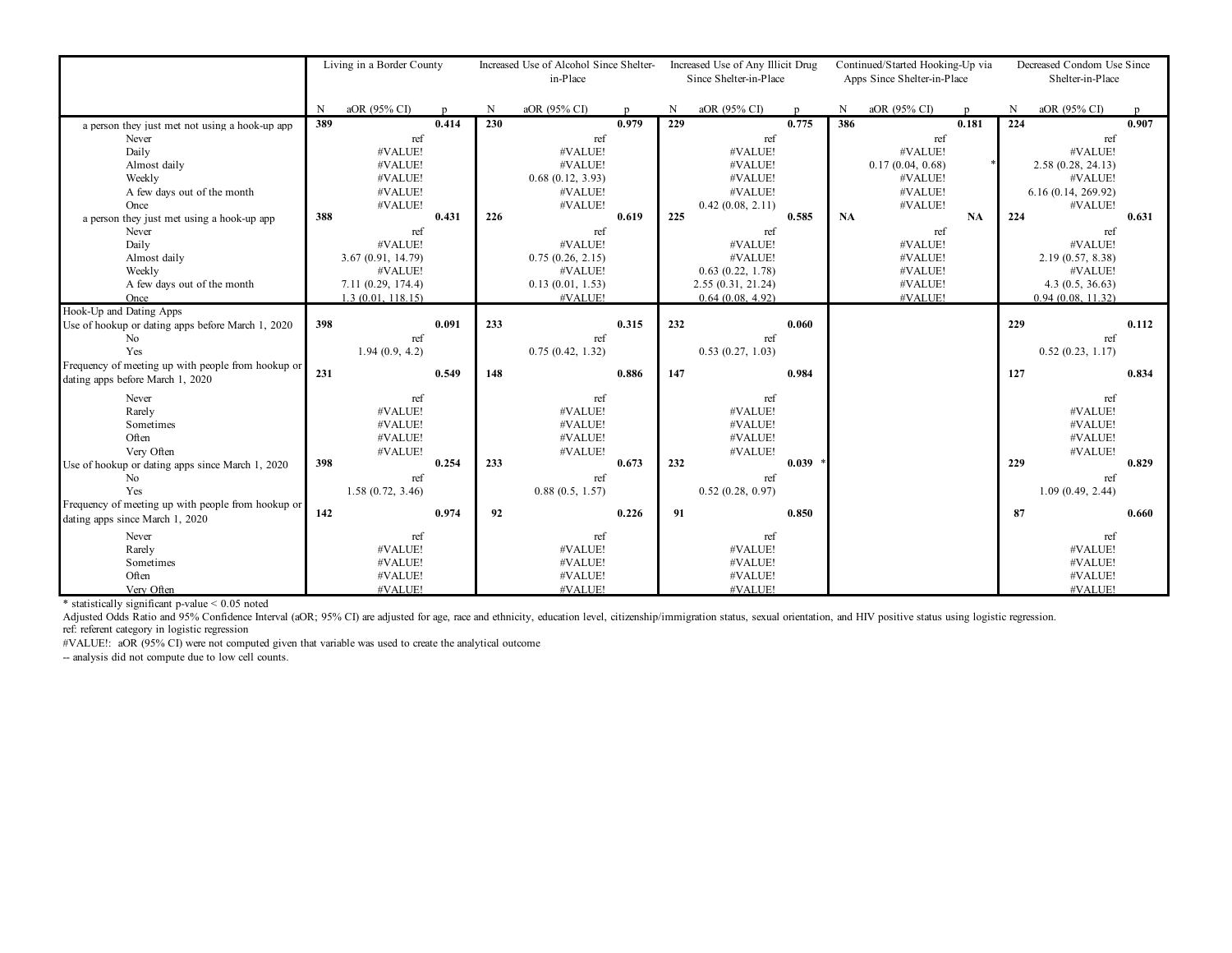| | Living in a Border County | | | Increased Use of Alcohol Since Shelter-in-Place | | | Increased Use of Any Illicit Drug Since Shelter-in-Place | | | Continued/Started Hooking-Up via Apps Since Shelter-in-Place | | | Decreased Condom Use Since Shelter-in-Place | | |
|---|---|---|---|---|---|---|---|---|---|---|---|---|---|---|---|
| | N | aOR (95% CI) | p | N | aOR (95% CI) | p | N | aOR (95% CI) | p | N | aOR (95% CI) | p | N | aOR (95% CI) | p |
| a person they just met not using a hook-up app | **389** | | **0.414** | **230** | | **0.979** | **229** | | **0.775** | **386** | | **0.181** | **224** | | **0.907** |
| Never | | ref | | | ref | | | ref | | | ref | | | ref | |
| Daily | | #VALUE! | | | #VALUE! | | | #VALUE! | | | #VALUE! | | | #VALUE! | |
| Almost daily | | #VALUE! | | | #VALUE! | | | #VALUE! | | | 0.17 (0.04, 0.68) | * | | 2.58 (0.28, 24.13) | |
| Weekly | | #VALUE! | | | 0.68 (0.12, 3.93) | | | #VALUE! | | | #VALUE! | | | #VALUE! | |
| A few days out of the month | | #VALUE! | | | #VALUE! | | | #VALUE! | | | #VALUE! | | | 6.16 (0.14, 269.92) | |
| Once | | #VALUE! | | | #VALUE! | | | 0.42 (0.08, 2.11) | | | #VALUE! | | | #VALUE! | |
| a person they just met using a hook-up app | **388** | | **0.431** | **226** | | **0.619** | **225** | | **0.585** | **NA** | | **NA** | **224** | | **0.631** |
| Never | | ref | | | ref | | | ref | | | ref | | | ref | |
| Daily | | #VALUE! | | | #VALUE! | | | #VALUE! | | | #VALUE! | | | #VALUE! | |
| Almost daily | | 3.67 (0.91, 14.79) | | | 0.75 (0.26, 2.15) | | | #VALUE! | | | #VALUE! | | | 2.19 (0.57, 8.38) | |
| Weekly | | #VALUE! | | | #VALUE! | | | 0.63 (0.22, 1.78) | | | #VALUE! | | | #VALUE! | |
| A few days out of the month | | 7.11 (0.29, 174.4) | | | 0.13 (0.01, 1.53) | | | 2.55 (0.31, 21.24) | | | #VALUE! | | | 4.3 (0.5, 36.63) | |
| Once | | 1.3 (0.01, 118.15) | | | #VALUE! | | | 0.64 (0.08, 4.92) | | | #VALUE! | | | 0.94 (0.08, 11.32) | |
| Hook-Up and Dating Apps | | | | | | | | | | | | | | | |
| Use of hookup or dating apps before March 1, 2020 | **398** | | **0.091** | **233** | | **0.315** | **232** | | **0.060** | | | | **229** | | **0.112** |
| No | | ref | | | ref | | | ref | | | | | | ref | |
| Yes | | 1.94 (0.9, 4.2) | | | 0.75 (0.42, 1.32) | | | 0.53 (0.27, 1.03) | | | | | | 0.52 (0.23, 1.17) | |
| Frequency of meeting up with people from hookup or dating apps before March 1, 2020 | **231** | | **0.549** | **148** | | **0.886** | **147** | | **0.984** | | | | **127** | | **0.834** |
| Never | | ref | | | ref | | | ref | | | | | | ref | |
| Rarely | | #VALUE! | | | #VALUE! | | | #VALUE! | | | | | | #VALUE! | |
| Sometimes | | #VALUE! | | | #VALUE! | | | #VALUE! | | | | | | #VALUE! | |
| Often | | #VALUE! | | | #VALUE! | | | #VALUE! | | | | | | #VALUE! | |
| Very Often | | #VALUE! | | | #VALUE! | | | #VALUE! | | | | | | #VALUE! | |
| Use of hookup or dating apps since March 1, 2020 | **398** | | **0.254** | **233** | | **0.673** | **232** | | **0.039** * | | | | **229** | | **0.829** |
| No | | ref | | | ref | | | ref | | | | | | ref | |
| Yes | | 1.58 (0.72, 3.46) | | | 0.88 (0.5, 1.57) | | | 0.52 (0.28, 0.97) | | | | | | 1.09 (0.49, 2.44) | |
| Frequency of meeting up with people from hookup or dating apps since March 1, 2020 | **142** | | **0.974** | **92** | | **0.226** | **91** | | **0.850** | | | | **87** | | **0.660** |
| Never | | ref | | | ref | | | ref | | | | | | ref | |
| Rarely | | #VALUE! | | | #VALUE! | | | #VALUE! | | | | | | #VALUE! | |
| Sometimes | | #VALUE! | | | #VALUE! | | | #VALUE! | | | | | | #VALUE! | |
| Often | | #VALUE! | | | #VALUE! | | | #VALUE! | | | | | | #VALUE! | |
| Very Often | | #VALUE! | | | #VALUE! | | | #VALUE! | | | | | | #VALUE! | |

* statistically significant p-value < 0.05 noted

Adjusted Odds Ratio and 95% Confidence Interval (aOR; 95% CI) are adjusted for age, race and ethnicity, education level, citizenship/immigration status, sexual orientation, and HIV positive status using logistic regression.

ref: referent category in logistic regression

#VALUE!: aOR (95% CI) were not computed given that variable was used to create the analytical outcome

-- analysis did not compute due to low cell counts.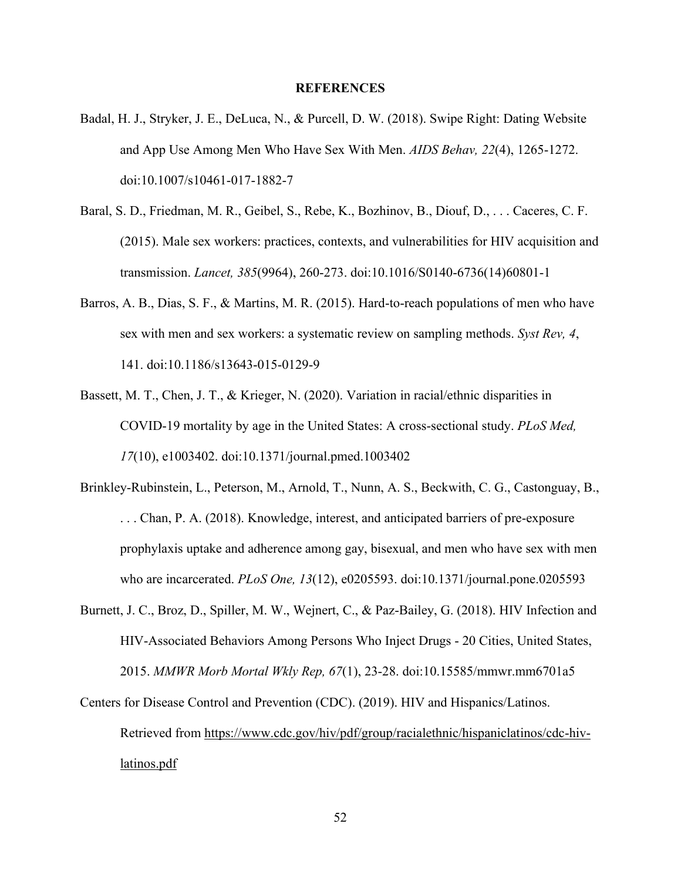# REFERENCES

Badal, H. J., Stryker, J. E., DeLuca, N., & Purcell, D. W. (2018). Swipe Right: Dating Website and App Use Among Men Who Have Sex With Men. *AIDS Behav, 22*(4), 1265-1272. doi:10.1007/s10461-017-1882-7

Baral, S. D., Friedman, M. R., Geibel, S., Rebe, K., Bozhinov, B., Diouf, D., . . . Caceres, C. F. (2015). Male sex workers: practices, contexts, and vulnerabilities for HIV acquisition and transmission. *Lancet, 385*(9964), 260-273. doi:10.1016/S0140-6736(14)60801-1

Barros, A. B., Dias, S. F., & Martins, M. R. (2015). Hard-to-reach populations of men who have sex with men and sex workers: a systematic review on sampling methods. *Syst Rev, 4*, 141. doi:10.1186/s13643-015-0129-9

Bassett, M. T., Chen, J. T., & Krieger, N. (2020). Variation in racial/ethnic disparities in COVID-19 mortality by age in the United States: A cross-sectional study. *PLoS Med, 17*(10), e1003402. doi:10.1371/journal.pmed.1003402

Brinkley-Rubinstein, L., Peterson, M., Arnold, T., Nunn, A. S., Beckwith, C. G., Castonguay, B., . . . Chan, P. A. (2018). Knowledge, interest, and anticipated barriers of pre-exposure prophylaxis uptake and adherence among gay, bisexual, and men who have sex with men who are incarcerated. *PLoS One, 13*(12), e0205593. doi:10.1371/journal.pone.0205593

Burnett, J. C., Broz, D., Spiller, M. W., Wejnert, C., & Paz-Bailey, G. (2018). HIV Infection and HIV-Associated Behaviors Among Persons Who Inject Drugs - 20 Cities, United States, 2015. *MMWR Morb Mortal Wkly Rep, 67*(1), 23-28. doi:10.15585/mmwr.mm6701a5

Centers for Disease Control and Prevention (CDC). (2019). HIV and Hispanics/Latinos. Retrieved from https://www.cdc.gov/hiv/pdf/group/racialethnic/hispaniclatinos/cdc-hiv-latinos.pdf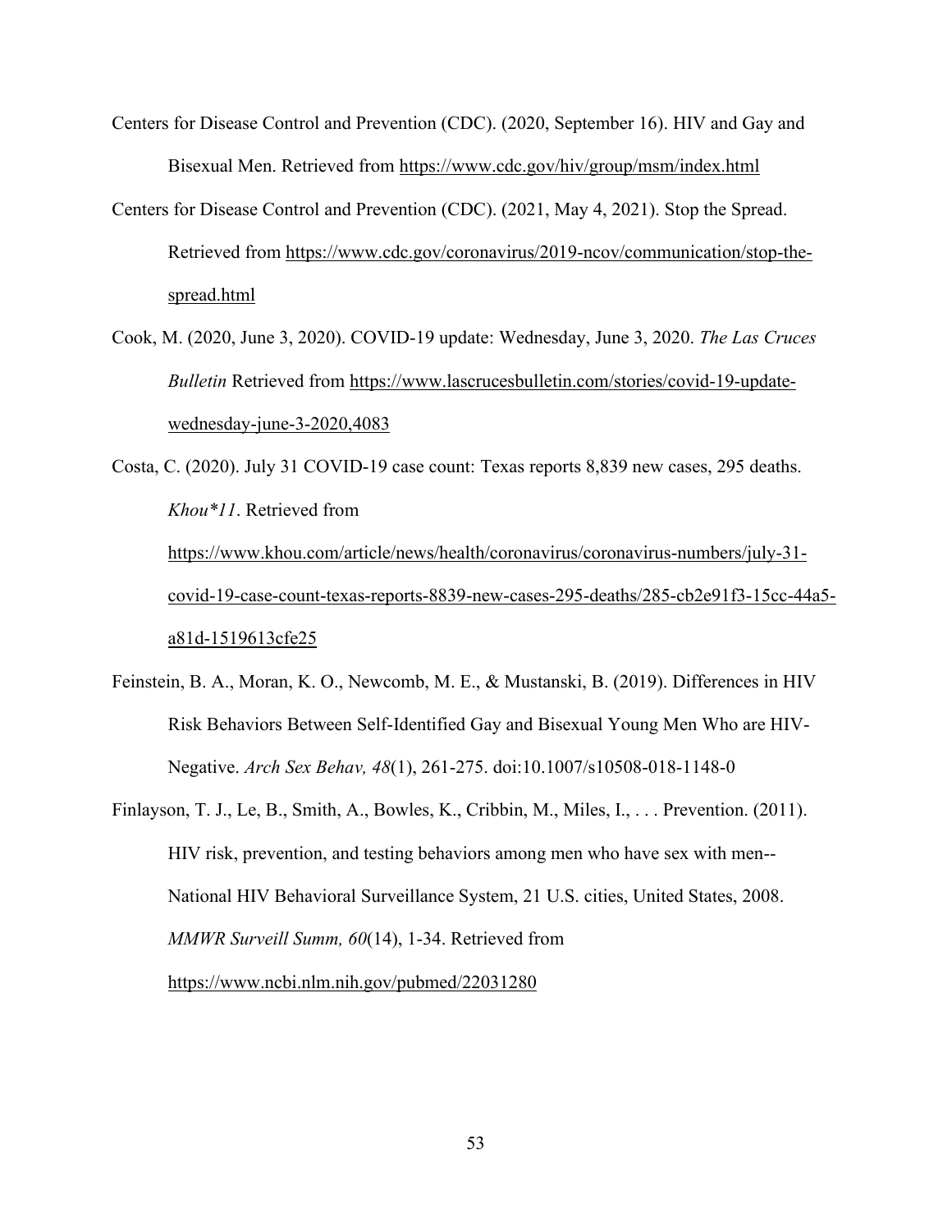Centers for Disease Control and Prevention (CDC). (2020, September 16). HIV and Gay and Bisexual Men. Retrieved from https://www.cdc.gov/hiv/group/msm/index.html

Centers for Disease Control and Prevention (CDC). (2021, May 4, 2021). Stop the Spread. Retrieved from https://www.cdc.gov/coronavirus/2019-ncov/communication/stop-the-spread.html

Cook, M. (2020, June 3, 2020). COVID-19 update: Wednesday, June 3, 2020. *The Las Cruces Bulletin* Retrieved from https://www.lascrucesbulletin.com/stories/covid-19-update-wednesday-june-3-2020,4083

Costa, C. (2020). July 31 COVID-19 case count: Texas reports 8,839 new cases, 295 deaths. *Khou*11*. Retrieved from https://www.khou.com/article/news/health/coronavirus/coronavirus-numbers/july-31-covid-19-case-count-texas-reports-8839-new-cases-295-deaths/285-cb2e91f3-15cc-44a5-a81d-1519613cfe25

Feinstein, B. A., Moran, K. O., Newcomb, M. E., & Mustanski, B. (2019). Differences in HIV Risk Behaviors Between Self-Identified Gay and Bisexual Young Men Who are HIV-Negative. *Arch Sex Behav, 48*(1), 261-275. doi:10.1007/s10508-018-1148-0

Finlayson, T. J., Le, B., Smith, A., Bowles, K., Cribbin, M., Miles, I., . . . Prevention. (2011). HIV risk, prevention, and testing behaviors among men who have sex with men--National HIV Behavioral Surveillance System, 21 U.S. cities, United States, 2008. *MMWR Surveill Summ, 60*(14), 1-34. Retrieved from https://www.ncbi.nlm.nih.gov/pubmed/22031280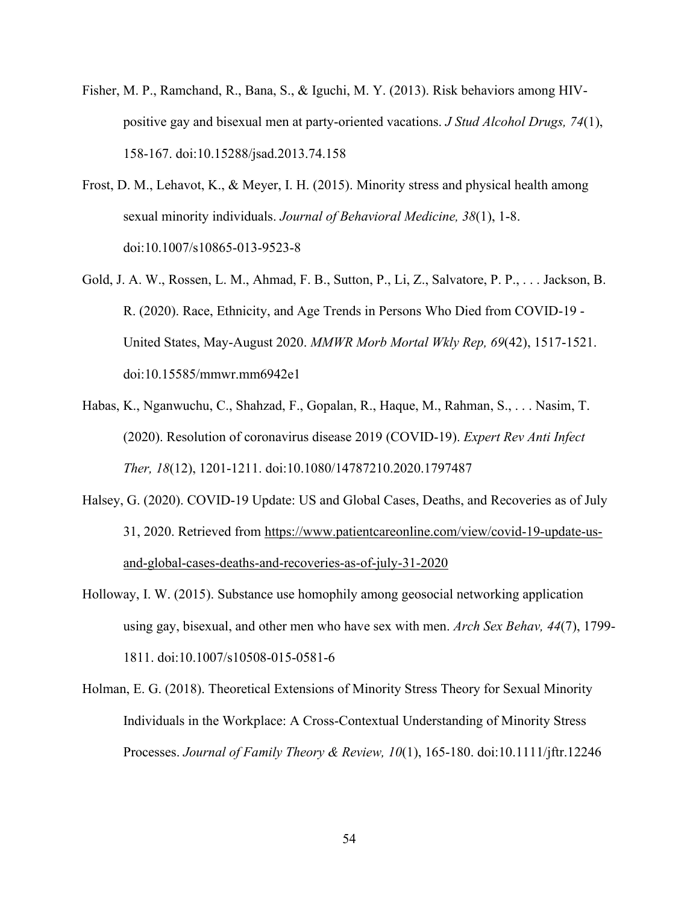Fisher, M. P., Ramchand, R., Bana, S., & Iguchi, M. Y. (2013). Risk behaviors among HIV-positive gay and bisexual men at party-oriented vacations. *J Stud Alcohol Drugs, 74*(1), 158-167. doi:10.15288/jsad.2013.74.158

Frost, D. M., Lehavot, K., & Meyer, I. H. (2015). Minority stress and physical health among sexual minority individuals. *Journal of Behavioral Medicine, 38*(1), 1-8. doi:10.1007/s10865-013-9523-8

Gold, J. A. W., Rossen, L. M., Ahmad, F. B., Sutton, P., Li, Z., Salvatore, P. P., . . . Jackson, B. R. (2020). Race, Ethnicity, and Age Trends in Persons Who Died from COVID-19 - United States, May-August 2020. *MMWR Morb Mortal Wkly Rep, 69*(42), 1517-1521. doi:10.15585/mmwr.mm6942e1

Habas, K., Nganwuchu, C., Shahzad, F., Gopalan, R., Haque, M., Rahman, S., . . . Nasim, T. (2020). Resolution of coronavirus disease 2019 (COVID-19). *Expert Rev Anti Infect Ther, 18*(12), 1201-1211. doi:10.1080/14787210.2020.1797487

Halsey, G. (2020). COVID-19 Update: US and Global Cases, Deaths, and Recoveries as of July 31, 2020. Retrieved from https://www.patientcareonline.com/view/covid-19-update-us-and-global-cases-deaths-and-recoveries-as-of-july-31-2020

Holloway, I. W. (2015). Substance use homophily among geosocial networking application using gay, bisexual, and other men who have sex with men. *Arch Sex Behav, 44*(7), 1799-1811. doi:10.1007/s10508-015-0581-6

Holman, E. G. (2018). Theoretical Extensions of Minority Stress Theory for Sexual Minority Individuals in the Workplace: A Cross-Contextual Understanding of Minority Stress Processes. *Journal of Family Theory & Review, 10*(1), 165-180. doi:10.1111/jftr.12246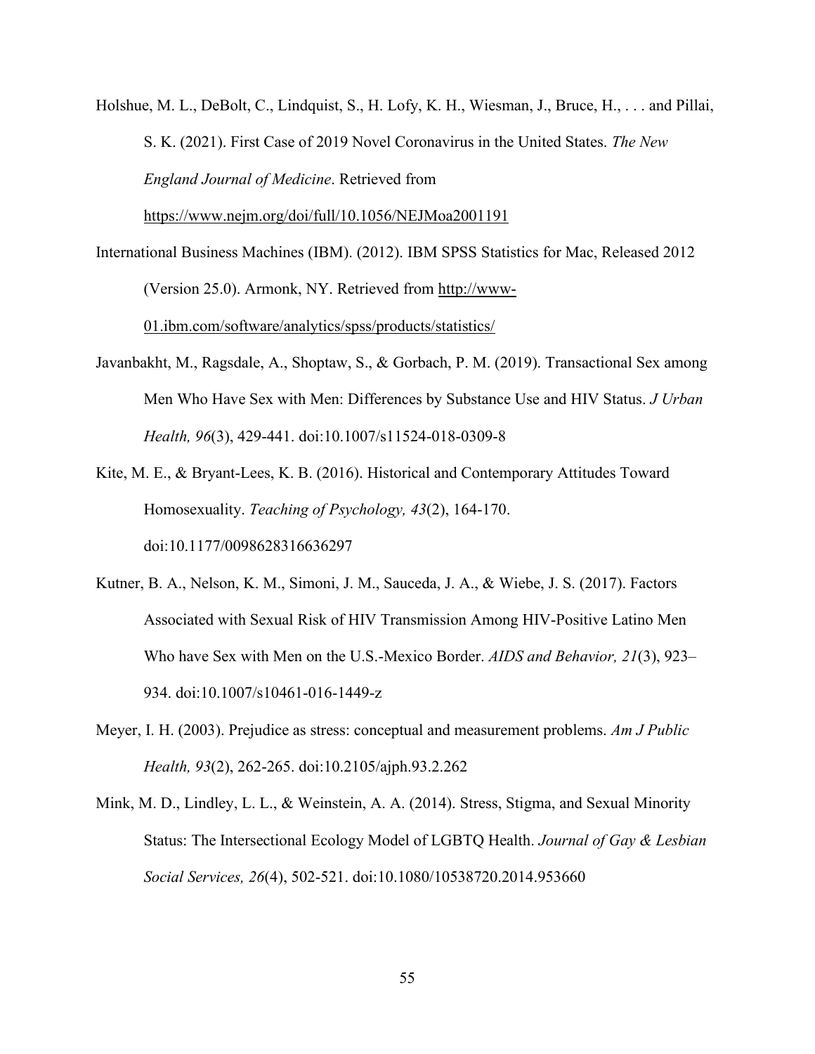Holshue, M. L., DeBolt, C., Lindquist, S., H. Lofy, K. H., Wiesman, J., Bruce, H., . . . and Pillai, S. K. (2021). First Case of 2019 Novel Coronavirus in the United States. *The New England Journal of Medicine*. Retrieved from https://www.nejm.org/doi/full/10.1056/NEJMoa2001191

International Business Machines (IBM). (2012). IBM SPSS Statistics for Mac, Released 2012 (Version 25.0). Armonk, NY. Retrieved from http://www-01.ibm.com/software/analytics/spss/products/statistics/

Javanbakht, M., Ragsdale, A., Shoptaw, S., & Gorbach, P. M. (2019). Transactional Sex among Men Who Have Sex with Men: Differences by Substance Use and HIV Status. *J Urban Health, 96*(3), 429-441. doi:10.1007/s11524-018-0309-8

Kite, M. E., & Bryant-Lees, K. B. (2016). Historical and Contemporary Attitudes Toward Homosexuality. *Teaching of Psychology, 43*(2), 164-170. doi:10.1177/0098628316636297

Kutner, B. A., Nelson, K. M., Simoni, J. M., Sauceda, J. A., & Wiebe, J. S. (2017). Factors Associated with Sexual Risk of HIV Transmission Among HIV-Positive Latino Men Who have Sex with Men on the U.S.-Mexico Border. *AIDS and Behavior, 21*(3), 923–934. doi:10.1007/s10461-016-1449-z

Meyer, I. H. (2003). Prejudice as stress: conceptual and measurement problems. *Am J Public Health, 93*(2), 262-265. doi:10.2105/ajph.93.2.262

Mink, M. D., Lindley, L. L., & Weinstein, A. A. (2014). Stress, Stigma, and Sexual Minority Status: The Intersectional Ecology Model of LGBTQ Health. *Journal of Gay & Lesbian Social Services, 26*(4), 502-521. doi:10.1080/10538720.2014.953660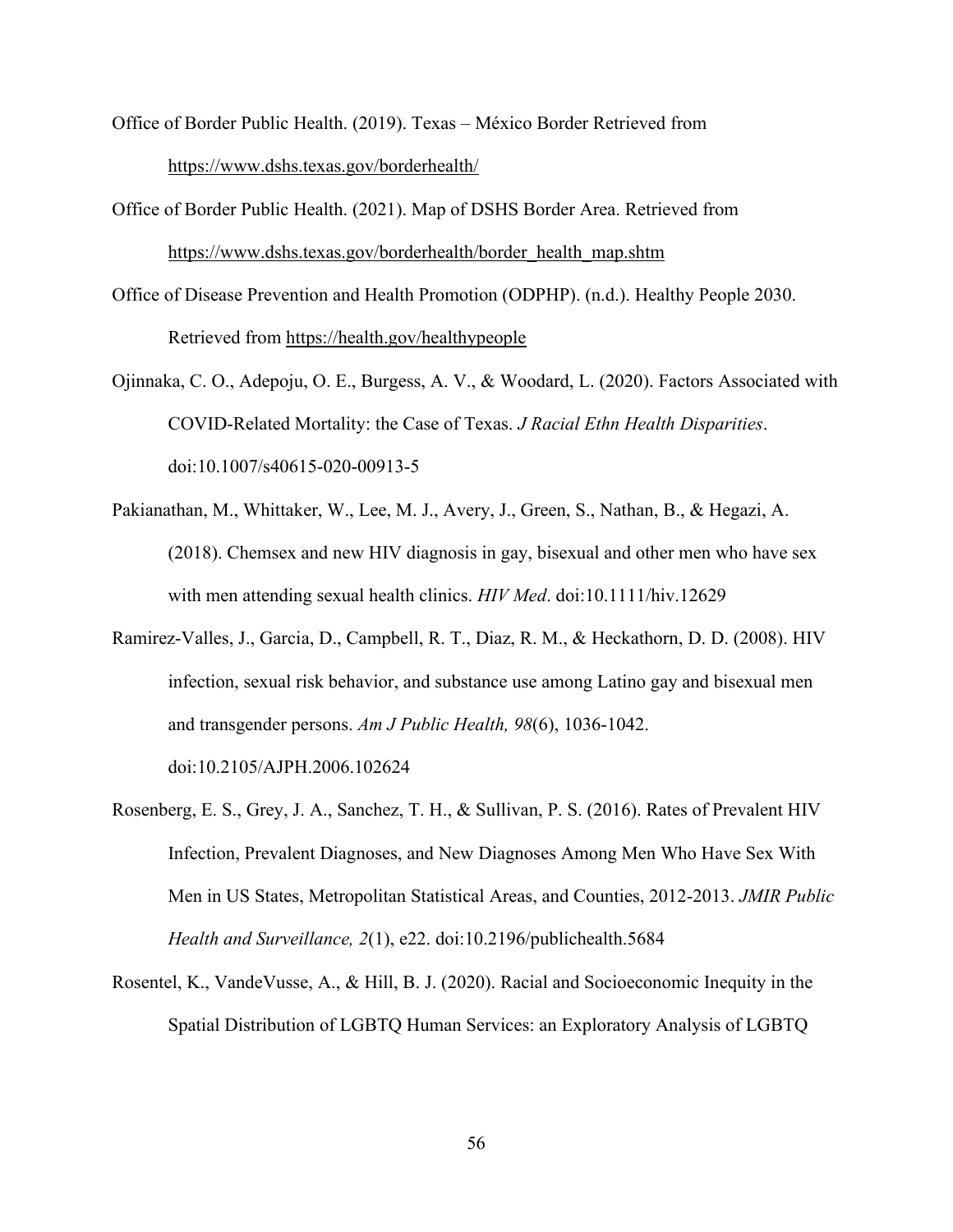Office of Border Public Health. (2019). Texas – México Border Retrieved from https://www.dshs.texas.gov/borderhealth/

Office of Border Public Health. (2021). Map of DSHS Border Area. Retrieved from https://www.dshs.texas.gov/borderhealth/border_health_map.shtm

Office of Disease Prevention and Health Promotion (ODPHP). (n.d.). Healthy People 2030. Retrieved from https://health.gov/healthypeople

Ojinnaka, C. O., Adepoju, O. E., Burgess, A. V., & Woodard, L. (2020). Factors Associated with COVID-Related Mortality: the Case of Texas. *J Racial Ethn Health Disparities*. doi:10.1007/s40615-020-00913-5

Pakianathan, M., Whittaker, W., Lee, M. J., Avery, J., Green, S., Nathan, B., & Hegazi, A. (2018). Chemsex and new HIV diagnosis in gay, bisexual and other men who have sex with men attending sexual health clinics. *HIV Med*. doi:10.1111/hiv.12629

Ramirez-Valles, J., Garcia, D., Campbell, R. T., Diaz, R. M., & Heckathorn, D. D. (2008). HIV infection, sexual risk behavior, and substance use among Latino gay and bisexual men and transgender persons. *Am J Public Health, 98*(6), 1036-1042. doi:10.2105/AJPH.2006.102624

Rosenberg, E. S., Grey, J. A., Sanchez, T. H., & Sullivan, P. S. (2016). Rates of Prevalent HIV Infection, Prevalent Diagnoses, and New Diagnoses Among Men Who Have Sex With Men in US States, Metropolitan Statistical Areas, and Counties, 2012-2013. *JMIR Public Health and Surveillance, 2*(1), e22. doi:10.2196/publichealth.5684

Rosentel, K., VandeVusse, A., & Hill, B. J. (2020). Racial and Socioeconomic Inequity in the Spatial Distribution of LGBTQ Human Services: an Exploratory Analysis of LGBTQ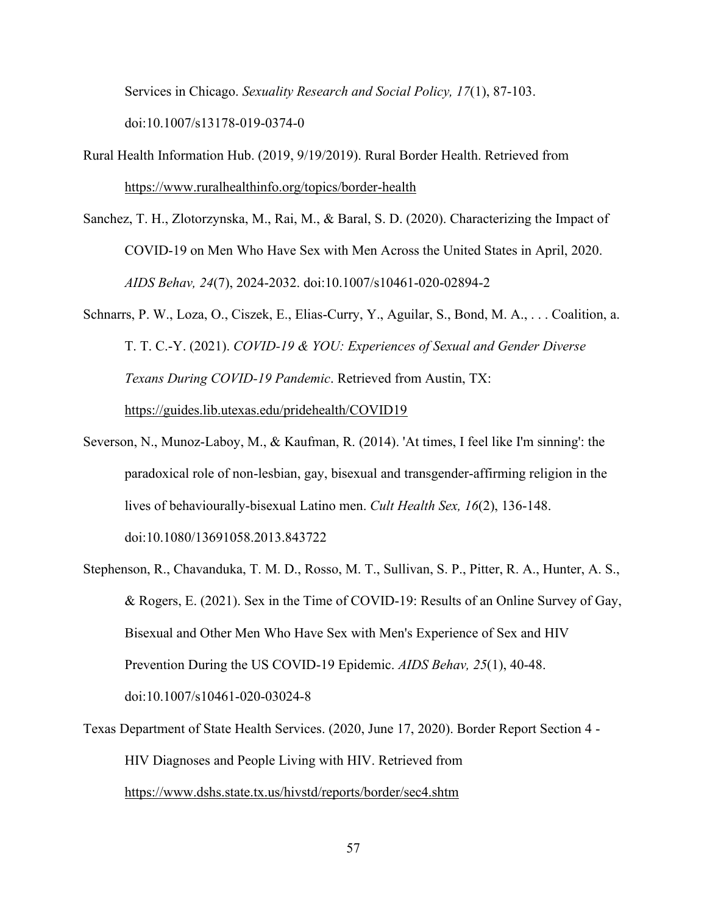Services in Chicago. *Sexuality Research and Social Policy, 17*(1), 87-103. doi:10.1007/s13178-019-0374-0

Rural Health Information Hub. (2019, 9/19/2019). Rural Border Health. Retrieved from https://www.ruralhealthinfo.org/topics/border-health

Sanchez, T. H., Zlotorzynska, M., Rai, M., & Baral, S. D. (2020). Characterizing the Impact of COVID-19 on Men Who Have Sex with Men Across the United States in April, 2020. *AIDS Behav, 24*(7), 2024-2032. doi:10.1007/s10461-020-02894-2

Schnarrs, P. W., Loza, O., Ciszek, E., Elias-Curry, Y., Aguilar, S., Bond, M. A., . . . Coalition, a. T. T. C.-Y. (2021). *COVID-19 & YOU: Experiences of Sexual and Gender Diverse Texans During COVID-19 Pandemic*. Retrieved from Austin, TX: https://guides.lib.utexas.edu/pridehealth/COVID19

Severson, N., Munoz-Laboy, M., & Kaufman, R. (2014). 'At times, I feel like I'm sinning': the paradoxical role of non-lesbian, gay, bisexual and transgender-affirming religion in the lives of behaviourally-bisexual Latino men. *Cult Health Sex, 16*(2), 136-148. doi:10.1080/13691058.2013.843722

Stephenson, R., Chavanduka, T. M. D., Rosso, M. T., Sullivan, S. P., Pitter, R. A., Hunter, A. S., & Rogers, E. (2021). Sex in the Time of COVID-19: Results of an Online Survey of Gay, Bisexual and Other Men Who Have Sex with Men's Experience of Sex and HIV Prevention During the US COVID-19 Epidemic. *AIDS Behav, 25*(1), 40-48. doi:10.1007/s10461-020-03024-8

Texas Department of State Health Services. (2020, June 17, 2020). Border Report Section 4 - HIV Diagnoses and People Living with HIV. Retrieved from https://www.dshs.state.tx.us/hivstd/reports/border/sec4.shtm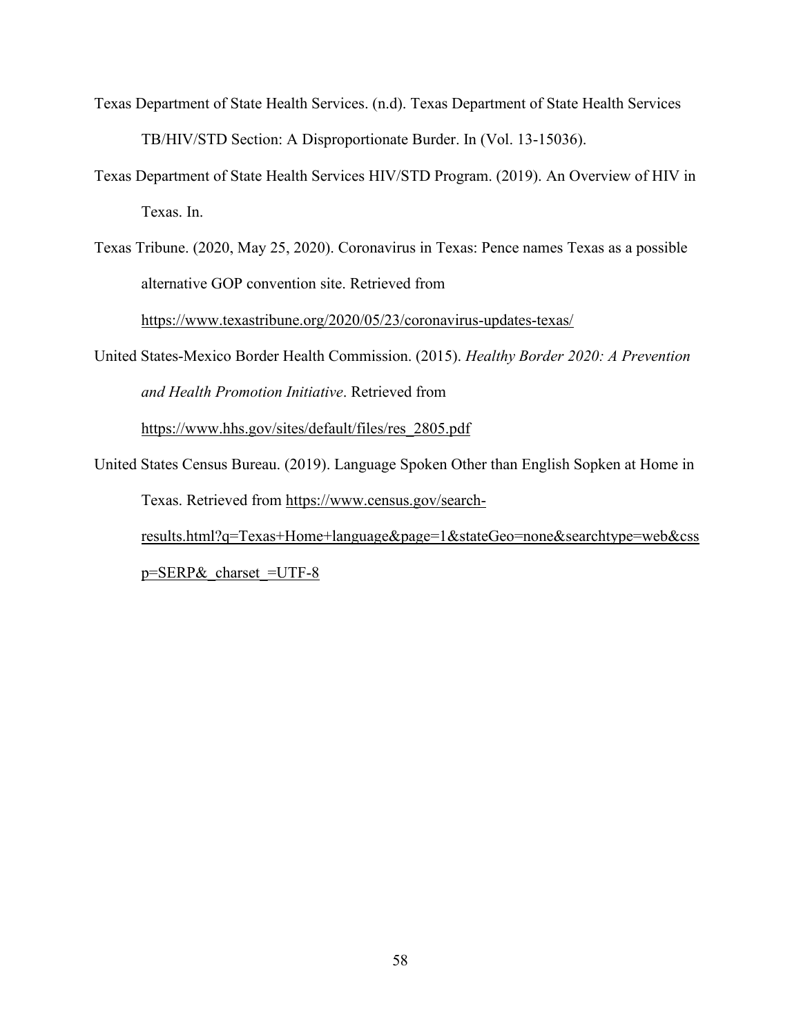Texas Department of State Health Services. (n.d). Texas Department of State Health Services TB/HIV/STD Section: A Disproportionate Burder. In (Vol. 13-15036).

Texas Department of State Health Services HIV/STD Program. (2019). An Overview of HIV in Texas. In.

Texas Tribune. (2020, May 25, 2020). Coronavirus in Texas: Pence names Texas as a possible alternative GOP convention site. Retrieved from https://www.texastribune.org/2020/05/23/coronavirus-updates-texas/

United States-Mexico Border Health Commission. (2015). *Healthy Border 2020: A Prevention and Health Promotion Initiative*. Retrieved from https://www.hhs.gov/sites/default/files/res_2805.pdf

United States Census Bureau. (2019). Language Spoken Other than English Sopken at Home in Texas. Retrieved from https://www.census.gov/search-results.html?q=Texas+Home+language&page=1&stateGeo=none&searchtype=web&cssp=SERP&_charset_=UTF-8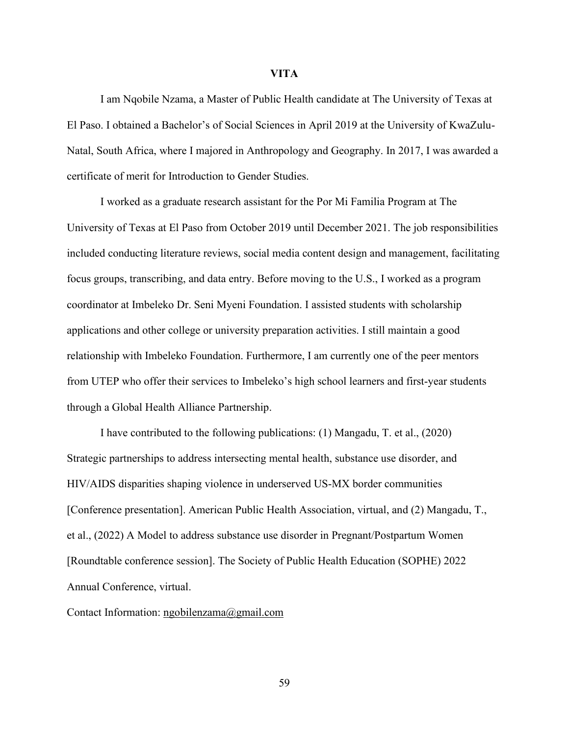# VITA

I am Nqobile Nzama, a Master of Public Health candidate at The University of Texas at El Paso. I obtained a Bachelor's of Social Sciences in April 2019 at the University of KwaZulu-Natal, South Africa, where I majored in Anthropology and Geography. In 2017, I was awarded a certificate of merit for Introduction to Gender Studies.

I worked as a graduate research assistant for the Por Mi Familia Program at The University of Texas at El Paso from October 2019 until December 2021. The job responsibilities included conducting literature reviews, social media content design and management, facilitating focus groups, transcribing, and data entry. Before moving to the U.S., I worked as a program coordinator at Imbeleko Dr. Seni Myeni Foundation. I assisted students with scholarship applications and other college or university preparation activities. I still maintain a good relationship with Imbeleko Foundation. Furthermore, I am currently one of the peer mentors from UTEP who offer their services to Imbeleko's high school learners and first-year students through a Global Health Alliance Partnership.

I have contributed to the following publications: (1) Mangadu, T. et al., (2020) Strategic partnerships to address intersecting mental health, substance use disorder, and HIV/AIDS disparities shaping violence in underserved US-MX border communities [Conference presentation]. American Public Health Association, virtual, and (2) Mangadu, T., et al., (2022) A Model to address substance use disorder in Pregnant/Postpartum Women [Roundtable conference session]. The Society of Public Health Education (SOPHE) 2022 Annual Conference, virtual.

Contact Information: ngobilenzama@gmail.com